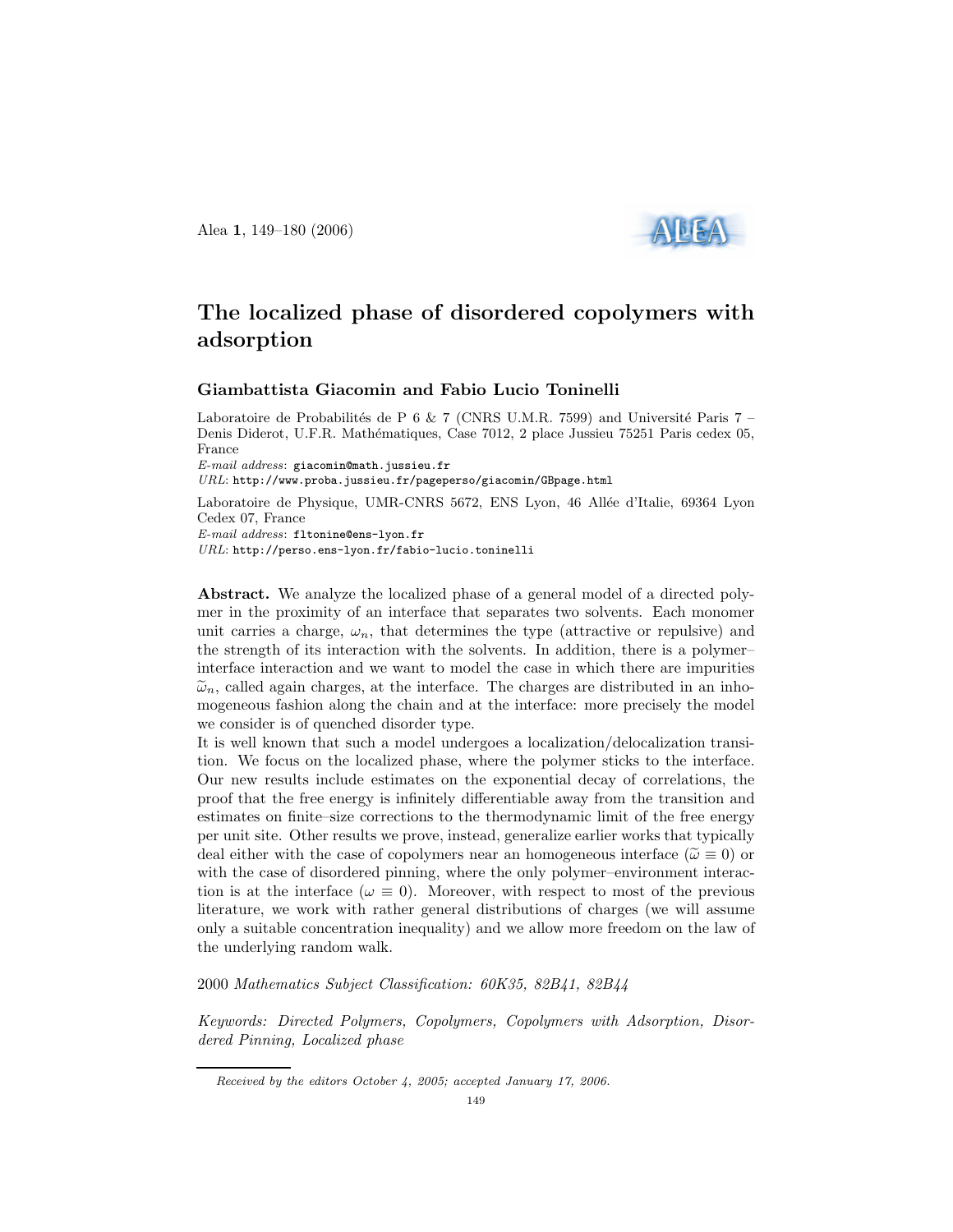# The localized phase of disordered copolymers with adsorption

**Giambattista Giacomin and Fabio Lucio Toninelli**

Laboratoire de Probabilités de P 6 & 7 (CNRS U.M.R. 7599) and Université Paris 7 – Denis Diderot, U.F.R. Mathématiques, Case 7012, 2 place Jussieu 75251 Paris cedex 05, France

*E-mail address*: giacomin@math.jussieu.fr

*URL*: http://www.proba.jussieu.fr/pageperso/giacomin/GBpage.html

Laboratoire de Physique, UMR-CNRS 5672, ENS Lyon, 46 Allée d'Italie, 69364 Lyon Cedex 07, France

*E-mail address*: fltonine@ens-lyon.fr

*URL*: http://perso.ens-lyon.fr/fabio-lucio.toninelli

**Abstract.** We analyze the localized phase of a general model of a directed polymer in the proximity of an interface that separates two solvents. Each monomer unit carries a charge, $\omega_n$, that determines the type (attractive or repulsive) and the strength of its interaction with the solvents. In addition, there is a polymer–interface interaction and we want to model the case in which there are impurities $\widetilde{\omega}_n$, called again charges, at the interface. The charges are distributed in an inhomogeneous fashion along the chain and at the interface: more precisely the model we consider is of quenched disorder type.

It is well known that such a model undergoes a localization/delocalization transition. We focus on the localized phase, where the polymer sticks to the interface. Our new results include estimates on the exponential decay of correlations, the proof that the free energy is infinitely differentiable away from the transition and estimates on finite–size corrections to the thermodynamic limit of the free energy per unit site. Other results we prove, instead, generalize earlier works that typically deal either with the case of copolymers near an homogeneous interface ($\widetilde{\omega} \equiv 0$) or with the case of disordered pinning, where the only polymer–environment interaction is at the interface ($\omega \equiv 0$). Moreover, with respect to most of the previous literature, we work with rather general distributions of charges (we will assume only a suitable concentration inequality) and we allow more freedom on the law of the underlying random walk.

2000 *Mathematics Subject Classification: 60K35, 82B41, 82B44*

*Keywords: Directed Polymers, Copolymers, Copolymers with Adsorption, Disordered Pinning, Localized phase*

*Received by the editors October 4, 2005; accepted January 17, 2006.*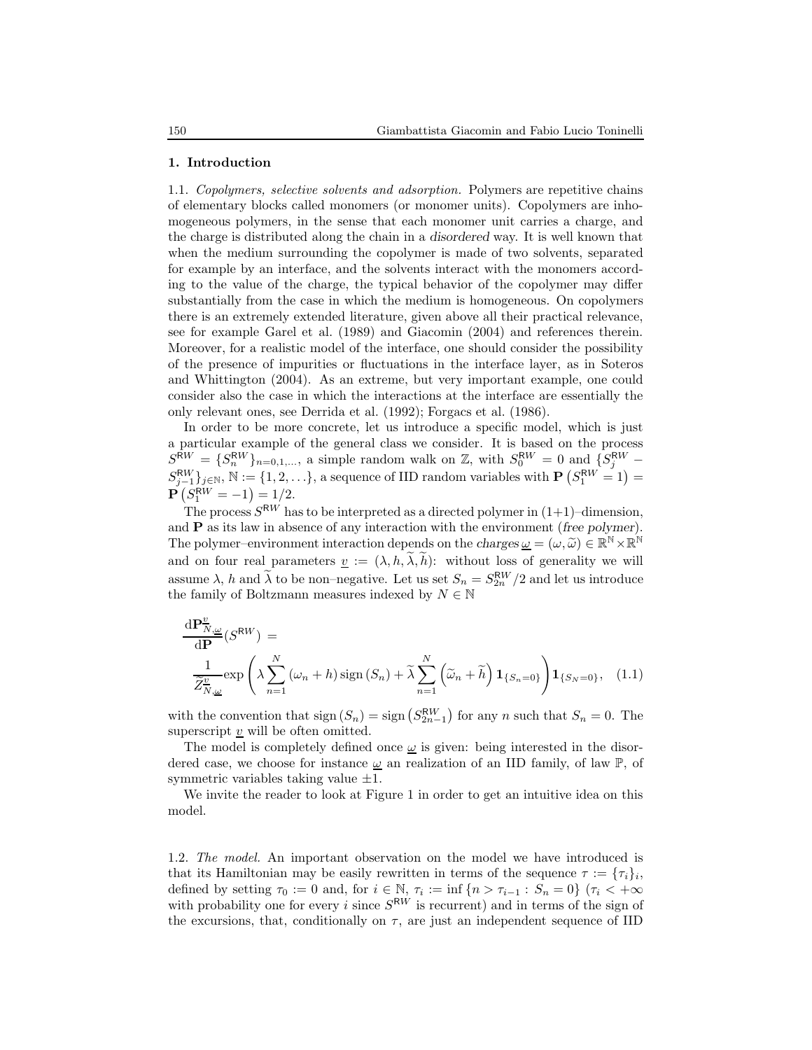## 1. Introduction

1.1. *Copolymers, selective solvents and adsorption.* Polymers are repetitive chains of elementary blocks called monomers (or monomer units). Copolymers are inhomogeneous polymers, in the sense that each monomer unit carries a charge, and the charge is distributed along the chain in a *disordered* way. It is well known that when the medium surrounding the copolymer is made of two solvents, separated for example by an interface, and the solvents interact with the monomers according to the value of the charge, the typical behavior of the copolymer may differ substantially from the case in which the medium is homogeneous. On copolymers there is an extremely extended literature, given above all their practical relevance, see for example Garel et al. (1989) and Giacomin (2004) and references therein. Moreover, for a realistic model of the interface, one should consider the possibility of the presence of impurities or fluctuations in the interface layer, as in Soteros and Whittington (2004). As an extreme, but very important example, one could consider also the case in which the interactions at the interface are essentially the only relevant ones, see Derrida et al. (1992); Forgacs et al. (1986).

In order to be more concrete, let us introduce a specific model, which is just a particular example of the general class we consider. It is based on the process $S^{\mathsf{RW}} = \{S_n^{\mathsf{RW}}\}_{n=0,1,\ldots}$, a simple random walk on $\mathbb{Z}$, with $S_0^{\mathsf{RW}} = 0$ and $\{S_j^{\mathsf{RW}} - S_{j-1}^{\mathsf{RW}}\}_{j\in\mathbb{N}}$, $\mathbb{N} := \{1, 2, \ldots\}$, a sequence of IID random variables with $\mathbf{P}\left(S_1^{\mathsf{RW}} = 1\right) = \mathbf{P}\left(S_1^{\mathsf{RW}} = -1\right) = 1/2$.

The process $S^{\mathsf{RW}}$ has to be interpreted as a directed polymer in (1+1)–dimension, and $\mathbf{P}$ as its law in absence of any interaction with the environment (*free polymer*). The polymer–environment interaction depends on the *charges* $\underline{\omega} = (\omega, \widetilde{\omega}) \in \mathbb{R}^{\mathbb{N}} \times \mathbb{R}^{\mathbb{N}}$ and on four real parameters $\underline{v} := (\lambda, h, \widetilde{\lambda}, \widetilde{h})$: without loss of generality we will assume $\lambda$, $h$ and $\widetilde{\lambda}$ to be non–negative. Let us set $S_n = S_{2n}^{\mathsf{RW}}/2$ and let us introduce the family of Boltzmann measures indexed by $N \in \mathbb{N}$

$$
\frac{\mathrm{d}\mathbf{P}_{N,\underline{\omega}}^{\underline{v}}}{\mathrm{d}\mathbf{P}}(S^{\mathsf{RW}}) = \frac{1}{\widetilde{Z}_{N,\underline{\omega}}^{\underline{v}}} \exp\left( \lambda \sum_{n=1}^{N} (\omega_n + h) \operatorname{sign}(S_n) + \widetilde{\lambda} \sum_{n=1}^{N} \left(\widetilde{\omega}_n + \widetilde{h}\right) \mathbf{1}_{\{S_n=0\}} \right) \mathbf{1}_{\{S_N=0\}}, \quad (1.1)
$$

with the convention that $\operatorname{sign}(S_n) = \operatorname{sign}\left(S_{2n-1}^{\mathsf{RW}}\right)$ for any $n$ such that $S_n = 0$. The superscript $\underline{v}$ will be often omitted.

The model is completely defined once $\underline{\omega}$ is given: being interested in the disordered case, we choose for instance $\underline{\omega}$ an realization of an IID family, of law $\mathbb{P}$, of symmetric variables taking value $\pm 1$.

We invite the reader to look at Figure 1 in order to get an intuitive idea on this model.

1.2. *The model.* An important observation on the model we have introduced is that its Hamiltonian may be easily rewritten in terms of the sequence $\tau := \{\tau_i\}_i$, defined by setting $\tau_0 := 0$ and, for $i \in \mathbb{N}$, $\tau_i := \inf\{n > \tau_{i-1} : S_n = 0\}$ ($\tau_i < +\infty$ with probability one for every $i$ since $S^{\mathsf{RW}}$ is recurrent) and in terms of the sign of the excursions, that, conditionally on $\tau$, are just an independent sequence of IID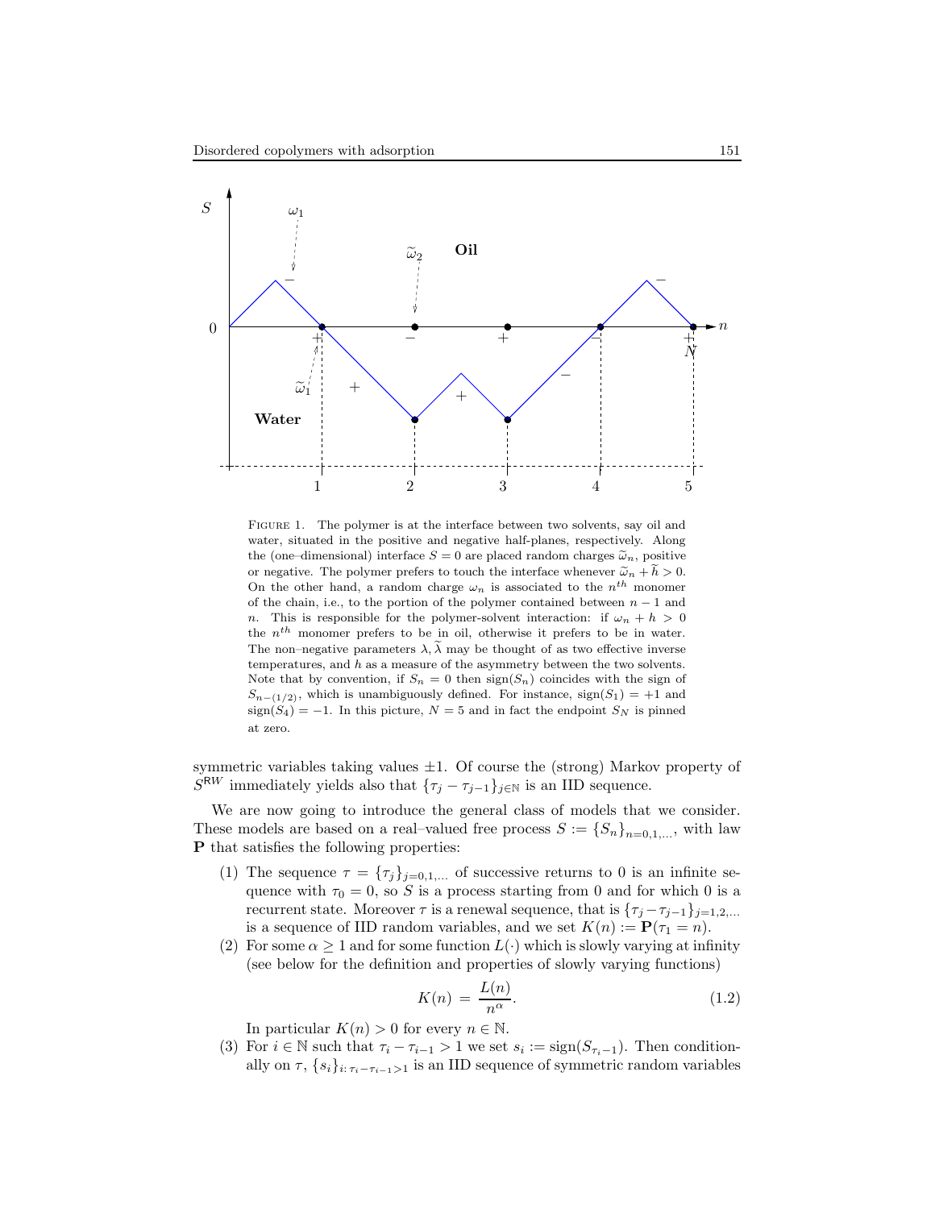FIGURE 1. The polymer is at the interface between two solvents, say oil and water, situated in the positive and negative half-planes, respectively. Along the (one–dimensional) interface $S = 0$ are placed random charges $\widetilde{\omega}_n$, positive or negative. The polymer prefers to touch the interface whenever $\widetilde{\omega}_n + \widetilde{h} > 0$. On the other hand, a random charge $\omega_n$ is associated to the $n^{th}$ monomer of the chain, i.e., to the portion of the polymer contained between $n-1$ and $n$. This is responsible for the polymer-solvent interaction: if $\omega_n + h > 0$ the $n^{th}$ monomer prefers to be in oil, otherwise it prefers to be in water. The non–negative parameters $\lambda, \widetilde{\lambda}$ may be thought of as two effective inverse temperatures, and $h$ as a measure of the asymmetry between the two solvents. Note that by convention, if $S_n = 0$ then $\text{sign}(S_n)$ coincides with the sign of $S_{n-(1/2)}$, which is unambiguously defined. For instance, $\text{sign}(S_1) = +1$ and $\text{sign}(S_4) = -1$. In this picture, $N = 5$ and in fact the endpoint $S_N$ is pinned at zero.

symmetric variables taking values $\pm 1$. Of course the (strong) Markov property of $S^{\mathsf{RW}}$ immediately yields also that $\{\tau_j - \tau_{j-1}\}_{j \in \mathbb{N}}$ is an IID sequence.

We are now going to introduce the general class of models that we consider. These models are based on a real–valued free process $S := \{S_n\}_{n=0,1,\ldots}$, with law $\mathbf{P}$ that satisfies the following properties:

1. The sequence $\tau = \{\tau_j\}_{j=0,1,\ldots}$ of successive returns to 0 is an infinite sequence with $\tau_0 = 0$, so $S$ is a process starting from 0 and for which 0 is a recurrent state. Moreover $\tau$ is a renewal sequence, that is $\{\tau_j - \tau_{j-1}\}_{j=1,2,\ldots}$ is a sequence of IID random variables, and we set $K(n) := \mathbf{P}(\tau_1 = n)$.
2. For some $\alpha \geq 1$ and for some function $L(\cdot)$ which is slowly varying at infinity (see below for the definition and properties of slowly varying functions)
$$K(n) = \frac{L(n)}{n^{\alpha}}. \tag{1.2}$$
In particular $K(n) > 0$ for every $n \in \mathbb{N}$.
3. For $i \in \mathbb{N}$ such that $\tau_i - \tau_{i-1} > 1$ we set $s_i := \text{sign}(S_{\tau_i - 1})$. Then conditionally on $\tau$, $\{s_i\}_{i:\, \tau_i - \tau_{i-1} > 1}$ is an IID sequence of symmetric random variables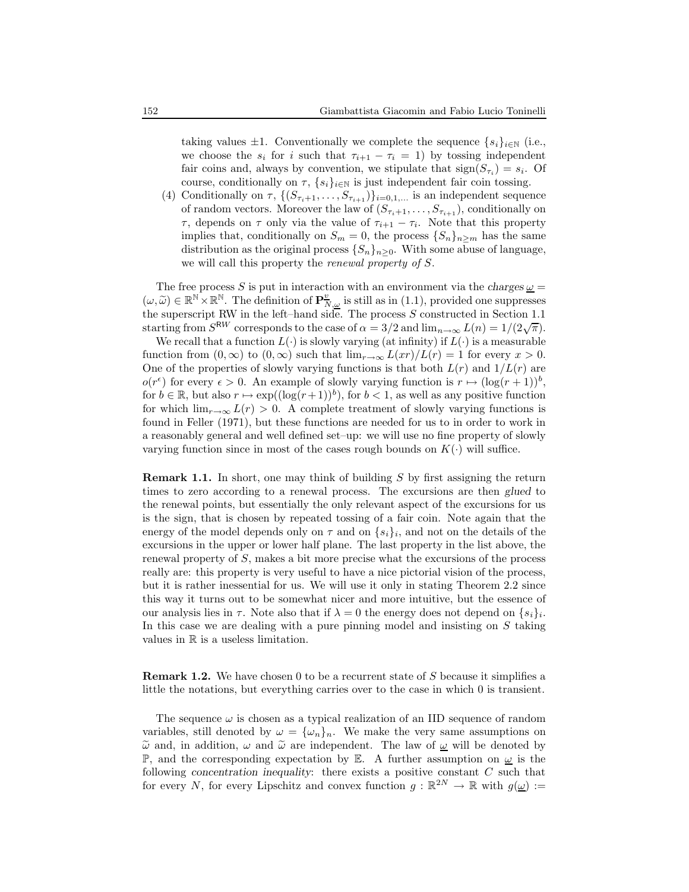taking values $\pm 1$. Conventionally we complete the sequence $\{s_i\}_{i \in \mathbb{N}}$ (i.e., we choose the $s_i$ for $i$ such that $\tau_{i+1} - \tau_i = 1$) by tossing independent fair coins and, always by convention, we stipulate that $\mathrm{sign}(S_{\tau_i}) = s_i$. Of course, conditionally on $\tau$, $\{s_i\}_{i \in \mathbb{N}}$ is just independent fair coin tossing.

(4) Conditionally on $\tau$, $\{(S_{\tau_i+1}, \ldots, S_{\tau_{i+1}})\}_{i=0,1,\ldots}$ is an independent sequence of random vectors. Moreover the law of $(S_{\tau_i+1}, \ldots, S_{\tau_{i+1}})$, conditionally on $\tau$, depends on $\tau$ only via the value of $\tau_{i+1} - \tau_i$. Note that this property implies that, conditionally on $S_m = 0$, the process $\{S_n\}_{n \geq m}$ has the same distribution as the original process $\{S_n\}_{n \geq 0}$. With some abuse of language, we will call this property the *renewal property of S*.

The free process $S$ is put in interaction with an environment via the *charges* $\underline{\omega} = (\omega, \widetilde{\omega}) \in \mathbb{R}^{\mathbb{N}} \times \mathbb{R}^{\mathbb{N}}$. The definition of $\mathbf{P}^{v}_{N,\underline{\omega}}$ is still as in (1.1), provided one suppresses the superscript RW in the left–hand side. The process $S$ constructed in Section 1.1 starting from $S^{\mathsf{RW}}$ corresponds to the case of $\alpha = 3/2$ and $\lim_{n\to\infty} L(n) = 1/(2\sqrt{\pi})$.

We recall that a function $L(\cdot)$ is slowly varying (at infinity) if $L(\cdot)$ is a measurable function from $(0, \infty)$ to $(0, \infty)$ such that $\lim_{r\to\infty} L(xr)/L(r) = 1$ for every $x > 0$. One of the properties of slowly varying functions is that both $L(r)$ and $1/L(r)$ are $o(r^{\epsilon})$ for every $\epsilon > 0$. An example of slowly varying function is $r \mapsto (\log(r+1))^b$, for $b \in \mathbb{R}$, but also $r \mapsto \exp((\log(r+1))^b)$, for $b < 1$, as well as any positive function for which $\lim_{r\to\infty} L(r) > 0$. A complete treatment of slowly varying functions is found in Feller (1971), but these functions are needed for us to in order to work in a reasonably general and well defined set–up: we will use no fine property of slowly varying function since in most of the cases rough bounds on $K(\cdot)$ will suffice.

**Remark 1.1.** In short, one may think of building $S$ by first assigning the return times to zero according to a renewal process. The excursions are then *glued* to the renewal points, but essentially the only relevant aspect of the excursions for us is the sign, that is chosen by repeated tossing of a fair coin. Note again that the energy of the model depends only on $\tau$ and on $\{s_i\}_i$, and not on the details of the excursions in the upper or lower half plane. The last property in the list above, the renewal property of $S$, makes a bit more precise what the excursions of the process really are: this property is very useful to have a nice pictorial vision of the process, but it is rather inessential for us. We will use it only in stating Theorem 2.2 since this way it turns out to be somewhat nicer and more intuitive, but the essence of our analysis lies in $\tau$. Note also that if $\lambda = 0$ the energy does not depend on $\{s_i\}_i$. In this case we are dealing with a pure pinning model and insisting on $S$ taking values in $\mathbb{R}$ is a useless limitation.

**Remark 1.2.** We have chosen 0 to be a recurrent state of $S$ because it simplifies a little the notations, but everything carries over to the case in which 0 is transient.

The sequence $\omega$ is chosen as a typical realization of an IID sequence of random variables, still denoted by $\omega = \{\omega_n\}_n$. We make the very same assumptions on $\widetilde{\omega}$ and, in addition, $\omega$ and $\widetilde{\omega}$ are independent. The law of $\underline{\omega}$ will be denoted by $\mathbb{P}$, and the corresponding expectation by $\mathbb{E}$. A further assumption on $\underline{\omega}$ is the following *concentration inequality*: there exists a positive constant $C$ such that for every $N$, for every Lipschitz and convex function $g : \mathbb{R}^{2N} \to \mathbb{R}$ with $g(\underline{\omega}) :=$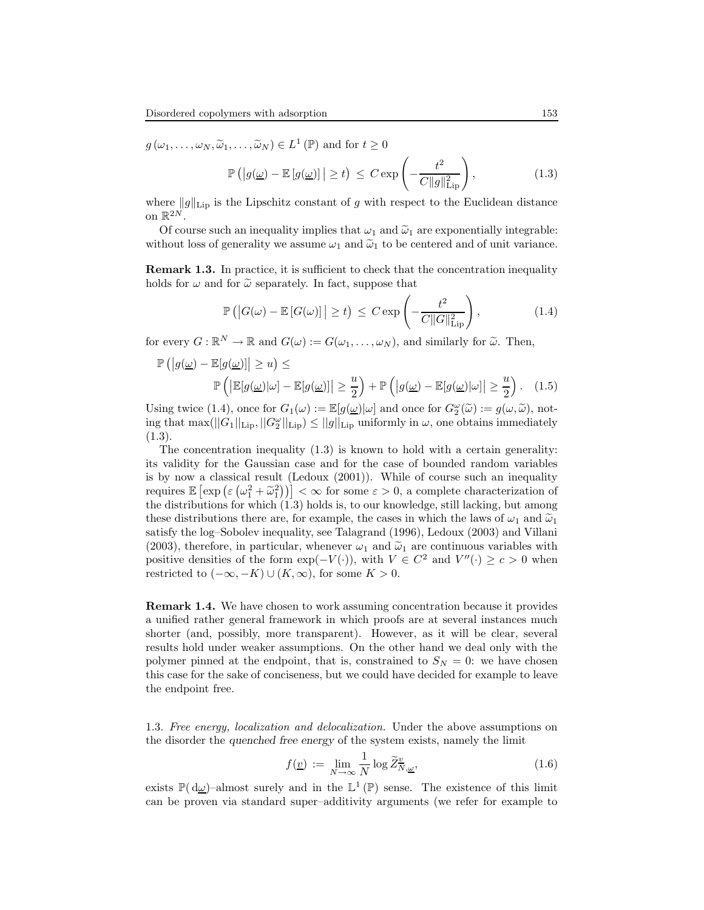$g(\omega_1, \ldots, \omega_N, \widetilde{\omega}_1, \ldots, \widetilde{\omega}_N) \in L^1(\mathbb{P})$ and for $t \geq 0$

$$\mathbb{P}\left(\left|g(\underline{\omega}) - \mathbb{E}\left[g(\underline{\omega})\right]\right| \geq t\right) \leq C \exp\left(-\frac{t^2}{C\|g\|_{\mathrm{Lip}}^2}\right), \tag{1.3}$$

where $\|g\|_{\mathrm{Lip}}$ is the Lipschitz constant of $g$ with respect to the Euclidean distance on $\mathbb{R}^{2N}$.

Of course such an inequality implies that $\omega_1$ and $\widetilde{\omega}_1$ are exponentially integrable: without loss of generality we assume $\omega_1$ and $\widetilde{\omega}_1$ to be centered and of unit variance.

**Remark 1.3.** In practice, it is sufficient to check that the concentration inequality holds for $\omega$ and for $\widetilde{\omega}$ separately. In fact, suppose that

$$\mathbb{P}\left(\left|G(\omega) - \mathbb{E}\left[G(\omega)\right]\right| \geq t\right) \leq C \exp\left(-\frac{t^2}{C\|G\|_{\mathrm{Lip}}^2}\right), \tag{1.4}$$

for every $G : \mathbb{R}^N \to \mathbb{R}$ and $G(\omega) := G(\omega_1, \ldots, \omega_N)$, and similarly for $\widetilde{\omega}$. Then,

$$\mathbb{P}\left(\left|g(\underline{\omega}) - \mathbb{E}[g(\underline{\omega})]\right| \geq u\right) \leq \\ \mathbb{P}\left(\left|\mathbb{E}[g(\underline{\omega})|\omega] - \mathbb{E}[g(\underline{\omega})]\right| \geq \frac{u}{2}\right) + \mathbb{P}\left(\left|g(\underline{\omega}) - \mathbb{E}[g(\underline{\omega})|\omega]\right| \geq \frac{u}{2}\right). \tag{1.5}$$

Using twice (1.4), once for $G_1(\omega) := \mathbb{E}[g(\underline{\omega})|\omega]$ and once for $G_2^{\omega}(\widetilde{\omega}) := g(\omega, \widetilde{\omega})$, noting that $\max(\|G_1\|_{\mathrm{Lip}}, \|G_2^{\omega}\|_{\mathrm{Lip}}) \leq \|g\|_{\mathrm{Lip}}$ uniformly in $\omega$, one obtains immediately (1.3).

The concentration inequality (1.3) is known to hold with a certain generality: its validity for the Gaussian case and for the case of bounded random variables is by now a classical result (Ledoux (2001)). While of course such an inequality requires $\mathbb{E}\left[\exp\left(\varepsilon\left(\omega_1^2 + \widetilde{\omega}_1^2\right)\right)\right] < \infty$ for some $\varepsilon > 0$, a complete characterization of the distributions for which (1.3) holds is, to our knowledge, still lacking, but among these distributions there are, for example, the cases in which the laws of $\omega_1$ and $\widetilde{\omega}_1$ satisfy the log–Sobolev inequality, see Talagrand (1996), Ledoux (2003) and Villani (2003), therefore, in particular, whenever $\omega_1$ and $\widetilde{\omega}_1$ are continuous variables with positive densities of the form $\exp(-V(\cdot))$, with $V \in C^2$ and $V''(\cdot) \geq c > 0$ when restricted to $(-\infty, -K) \cup (K, \infty)$, for some $K > 0$.

**Remark 1.4.** We have chosen to work assuming concentration because it provides a unified rather general framework in which proofs are at several instances much shorter (and, possibly, more transparent). However, as it will be clear, several results hold under weaker assumptions. On the other hand we deal only with the polymer pinned at the endpoint, that is, constrained to $S_N = 0$: we have chosen this case for the sake of conciseness, but we could have decided for example to leave the endpoint free.

1.3. *Free energy, localization and delocalization.* Under the above assumptions on the disorder the *quenched free energy* of the system exists, namely the limit

$$f(\underline{v}) := \lim_{N \to \infty} \frac{1}{N} \log \widetilde{Z}_{N,\underline{\omega}}^{\underline{v}}, \tag{1.6}$$

exists $\mathbb{P}(\mathrm{d}\underline{\omega})$–almost surely and in the $\mathbb{L}^1(\mathbb{P})$ sense. The existence of this limit can be proven via standard super–additivity arguments (we refer for example to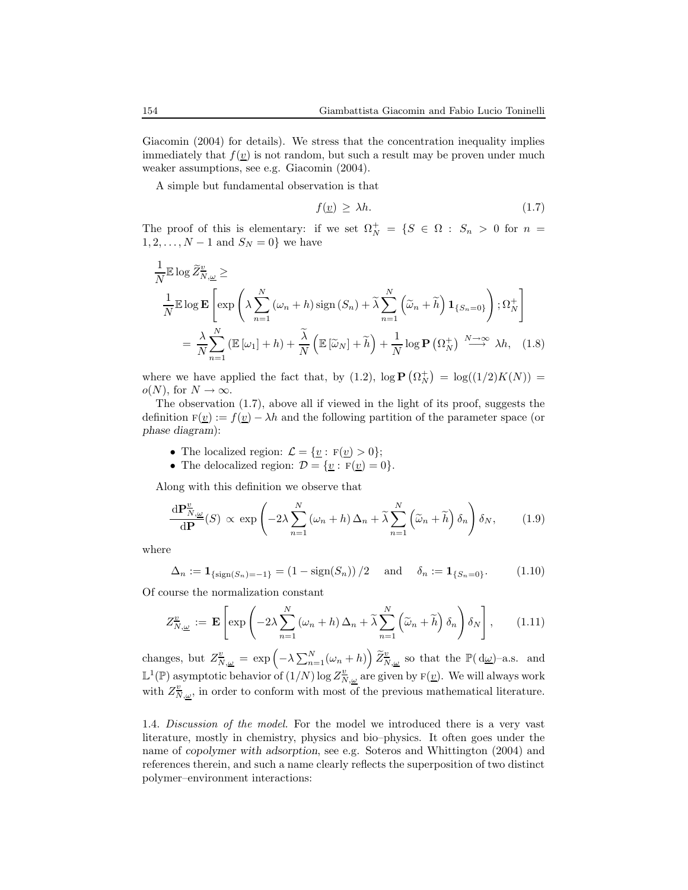Giacomin (2004) for details). We stress that the concentration inequality implies immediately that $f(\underline{v})$ is not random, but such a result may be proven under much weaker assumptions, see e.g. Giacomin (2004).

A simple but fundamental observation is that

$$f(\underline{v}) \geq \lambda h. \tag{1.7}$$

The proof of this is elementary: if we set $\Omega_N^+ = \{S \in \Omega : S_n > 0 \text{ for } n = 1, 2, \ldots, N-1 \text{ and } S_N = 0\}$ we have

$$\begin{aligned}
&\frac{1}{N}\mathbb{E} \log \widetilde{Z}_{N,\underline{\omega}}^{\underline{v}} \geq \\
&\quad \frac{1}{N}\mathbb{E} \log \mathbf{E}\left[\exp\left(\lambda \sum_{n=1}^{N} (\omega_n + h) \operatorname{sign}(S_n) + \widetilde{\lambda} \sum_{n=1}^{N} \left(\widetilde{\omega}_n + \widetilde{h}\right) \mathbf{1}_{\{S_n = 0\}}\right); \Omega_N^+\right] \\
&\quad = \frac{\lambda}{N} \sum_{n=1}^{N} \left(\mathbb{E}\left[\omega_1\right] + h\right) + \frac{\widetilde{\lambda}}{N}\left(\mathbb{E}\left[\widetilde{\omega}_N\right] + \widetilde{h}\right) + \frac{1}{N} \log \mathbf{P}\left(\Omega_N^+\right) \overset{N \to \infty}{\longrightarrow} \lambda h,
\end{aligned} \tag{1.8}$$

where we have applied the fact that, by (1.2), $\log \mathbf{P}\left(\Omega_N^+\right) = \log((1/2)K(N)) = o(N)$, for $N \to \infty$.

The observation (1.7), above all if viewed in the light of its proof, suggests the definition $\textsc{f}(\underline{v}) := f(\underline{v}) - \lambda h$ and the following partition of the parameter space (or *phase diagram*):

- The localized region: $\mathcal{L} = \{\underline{v} : \textsc{f}(\underline{v}) > 0\}$;
- The delocalized region: $\mathcal{D} = \{\underline{v} : \textsc{f}(\underline{v}) = 0\}$.

Along with this definition we observe that

$$\frac{\mathrm{d}\mathbf{P}_{N,\underline{\omega}}^{\underline{v}}}{\mathrm{d}\mathbf{P}}(S) \propto \exp\left(-2\lambda \sum_{n=1}^{N} (\omega_n + h)\, \Delta_n + \widetilde{\lambda} \sum_{n=1}^{N} \left(\widetilde{\omega}_n + \widetilde{h}\right) \delta_n\right) \delta_N, \tag{1.9}$$

where

$$\Delta_n := \mathbf{1}_{\{\operatorname{sign}(S_n) = -1\}} = \left(1 - \operatorname{sign}(S_n)\right)/2 \quad \text{and} \quad \delta_n := \mathbf{1}_{\{S_n = 0\}}. \tag{1.10}$$

Of course the normalization constant

$$Z_{N,\underline{\omega}}^{\underline{v}} := \mathbf{E}\left[\exp\left(-2\lambda \sum_{n=1}^{N} (\omega_n + h)\, \Delta_n + \widetilde{\lambda} \sum_{n=1}^{N} \left(\widetilde{\omega}_n + \widetilde{h}\right) \delta_n\right) \delta_N\right], \tag{1.11}$$

changes, but $Z_{N,\underline{\omega}}^{\underline{v}} = \exp\left(-\lambda \sum_{n=1}^{N} (\omega_n + h)\right) \widetilde{Z}_{N,\underline{\omega}}^{\underline{v}}$ so that the $\mathbb{P}(\mathrm{d}\underline{\omega})$–a.s. and $\mathbb{L}^1(\mathbb{P})$ asymptotic behavior of $(1/N) \log Z_{N,\underline{\omega}}^{\underline{v}}$ are given by $\textsc{f}(\underline{v})$. We will always work with $Z_{N,\underline{\omega}}^{\underline{v}}$, in order to conform with most of the previous mathematical literature.

1.4. *Discussion of the model.* For the model we introduced there is a very vast literature, mostly in chemistry, physics and bio–physics. It often goes under the name of *copolymer with adsorption*, see e.g. Soteros and Whittington (2004) and references therein, and such a name clearly reflects the superposition of two distinct polymer–environment interactions: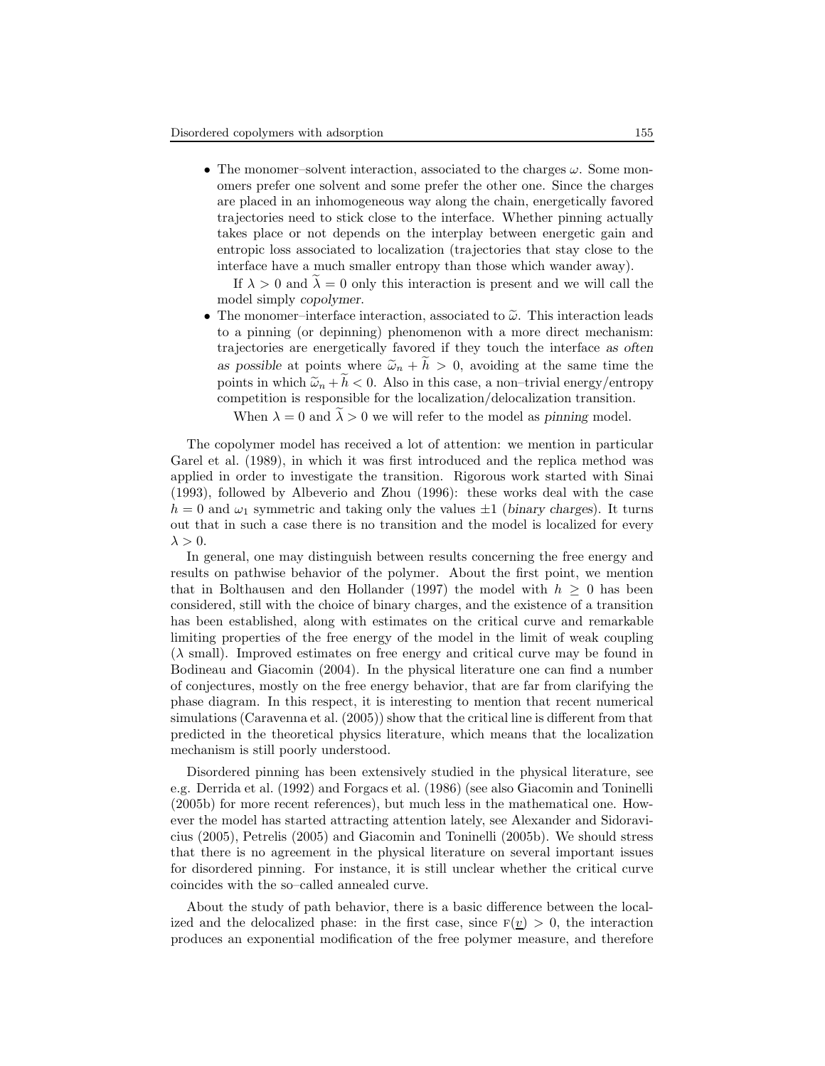- The monomer–solvent interaction, associated to the charges $\omega$. Some monomers prefer one solvent and some prefer the other one. Since the charges are placed in an inhomogeneous way along the chain, energetically favored trajectories need to stick close to the interface. Whether pinning actually takes place or not depends on the interplay between energetic gain and entropic loss associated to localization (trajectories that stay close to the interface have a much smaller entropy than those which wander away).

  If $\lambda > 0$ and $\widetilde{\lambda} = 0$ only this interaction is present and we will call the model simply *copolymer*.
- The monomer–interface interaction, associated to $\widetilde{\omega}$. This interaction leads to a pinning (or depinning) phenomenon with a more direct mechanism: trajectories are energetically favored if they touch the interface *as often as possible* at points where $\widetilde{\omega}_n + \widetilde{h} > 0$, avoiding at the same time the points in which $\widetilde{\omega}_n + \widetilde{h} < 0$. Also in this case, a non–trivial energy/entropy competition is responsible for the localization/delocalization transition.

  When $\lambda = 0$ and $\widetilde{\lambda} > 0$ we will refer to the model as *pinning* model.

The copolymer model has received a lot of attention: we mention in particular Garel et al. (1989), in which it was first introduced and the replica method was applied in order to investigate the transition. Rigorous work started with Sinai (1993), followed by Albeverio and Zhou (1996): these works deal with the case $h = 0$ and $\omega_1$ symmetric and taking only the values $\pm 1$ (*binary charges*). It turns out that in such a case there is no transition and the model is localized for every $\lambda > 0$.

In general, one may distinguish between results concerning the free energy and results on pathwise behavior of the polymer. About the first point, we mention that in Bolthausen and den Hollander (1997) the model with $h \geq 0$ has been considered, still with the choice of binary charges, and the existence of a transition has been established, along with estimates on the critical curve and remarkable limiting properties of the free energy of the model in the limit of weak coupling ($\lambda$ small). Improved estimates on free energy and critical curve may be found in Bodineau and Giacomin (2004). In the physical literature one can find a number of conjectures, mostly on the free energy behavior, that are far from clarifying the phase diagram. In this respect, it is interesting to mention that recent numerical simulations (Caravenna et al. (2005)) show that the critical line is different from that predicted in the theoretical physics literature, which means that the localization mechanism is still poorly understood.

Disordered pinning has been extensively studied in the physical literature, see e.g. Derrida et al. (1992) and Forgacs et al. (1986) (see also Giacomin and Toninelli (2005b) for more recent references), but much less in the mathematical one. However the model has started attracting attention lately, see Alexander and Sidoravicius (2005), Petrelis (2005) and Giacomin and Toninelli (2005b). We should stress that there is no agreement in the physical literature on several important issues for disordered pinning. For instance, it is still unclear whether the critical curve coincides with the so–called annealed curve.

About the study of path behavior, there is a basic difference between the localized and the delocalized phase: in the first case, since $\mathrm{F}(\underline{v}) > 0$, the interaction produces an exponential modification of the free polymer measure, and therefore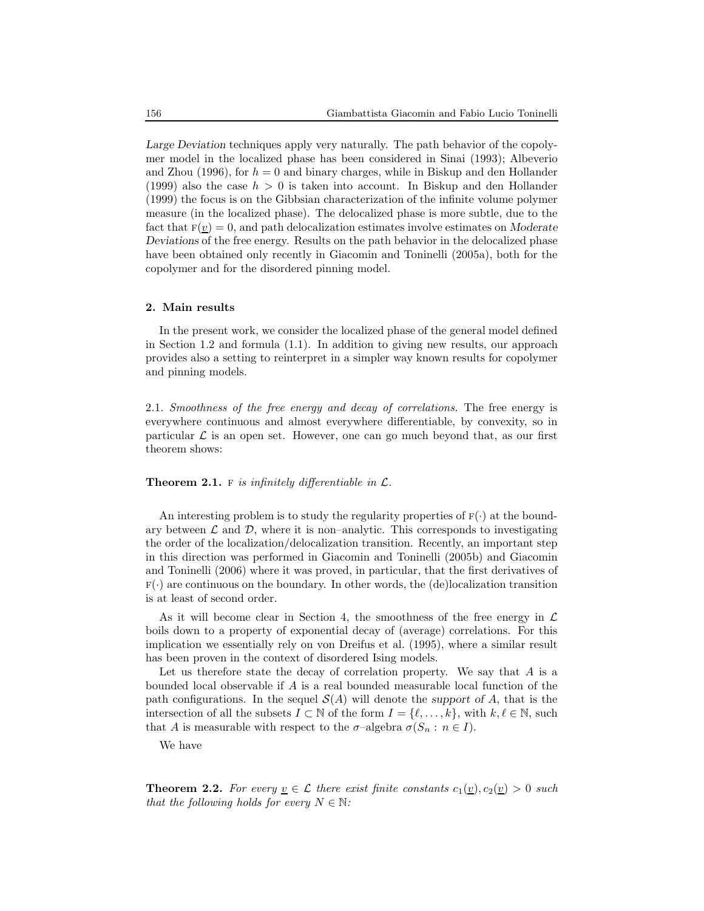*Large Deviation* techniques apply very naturally. The path behavior of the copolymer model in the localized phase has been considered in Sinai (1993); Albeverio and Zhou (1996), for $h = 0$ and binary charges, while in Biskup and den Hollander (1999) also the case $h > 0$ is taken into account. In Biskup and den Hollander (1999) the focus is on the Gibbsian characterization of the infinite volume polymer measure (in the localized phase). The delocalized phase is more subtle, due to the fact that $\mathrm{F}(\underline{v}) = 0$, and path delocalization estimates involve estimates on *Moderate Deviations* of the free energy. Results on the path behavior in the delocalized phase have been obtained only recently in Giacomin and Toninelli (2005a), both for the copolymer and for the disordered pinning model.

## 2. Main results

In the present work, we consider the localized phase of the general model defined in Section 1.2 and formula (1.1). In addition to giving new results, our approach provides also a setting to reinterpret in a simpler way known results for copolymer and pinning models.

2.1. *Smoothness of the free energy and decay of correlations.* The free energy is everywhere continuous and almost everywhere differentiable, by convexity, so in particular $\mathcal{L}$ is an open set. However, one can go much beyond that, as our first theorem shows:

**Theorem 2.1.** *$\mathrm{F}$ is infinitely differentiable in $\mathcal{L}$.*

An interesting problem is to study the regularity properties of $\mathrm{F}(\cdot)$ at the boundary between $\mathcal{L}$ and $\mathcal{D}$, where it is non–analytic. This corresponds to investigating the order of the localization/delocalization transition. Recently, an important step in this direction was performed in Giacomin and Toninelli (2005b) and Giacomin and Toninelli (2006) where it was proved, in particular, that the first derivatives of $\mathrm{F}(\cdot)$ are continuous on the boundary. In other words, the (de)localization transition is at least of second order.

As it will become clear in Section 4, the smoothness of the free energy in $\mathcal{L}$ boils down to a property of exponential decay of (average) correlations. For this implication we essentially rely on von Dreifus et al. (1995), where a similar result has been proven in the context of disordered Ising models.

Let us therefore state the decay of correlation property. We say that $A$ is a bounded local observable if $A$ is a real bounded measurable local function of the path configurations. In the sequel $\mathcal{S}(A)$ will denote the *support of $A$*, that is the intersection of all the subsets $I \subset \mathbb{N}$ of the form $I = \{\ell, \ldots, k\}$, with $k, \ell \in \mathbb{N}$, such that $A$ is measurable with respect to the $\sigma$–algebra $\sigma(S_n : n \in I)$.

We have

**Theorem 2.2.** *For every $\underline{v} \in \mathcal{L}$ there exist finite constants $c_1(\underline{v}), c_2(\underline{v}) > 0$ such that the following holds for every $N \in \mathbb{N}$:*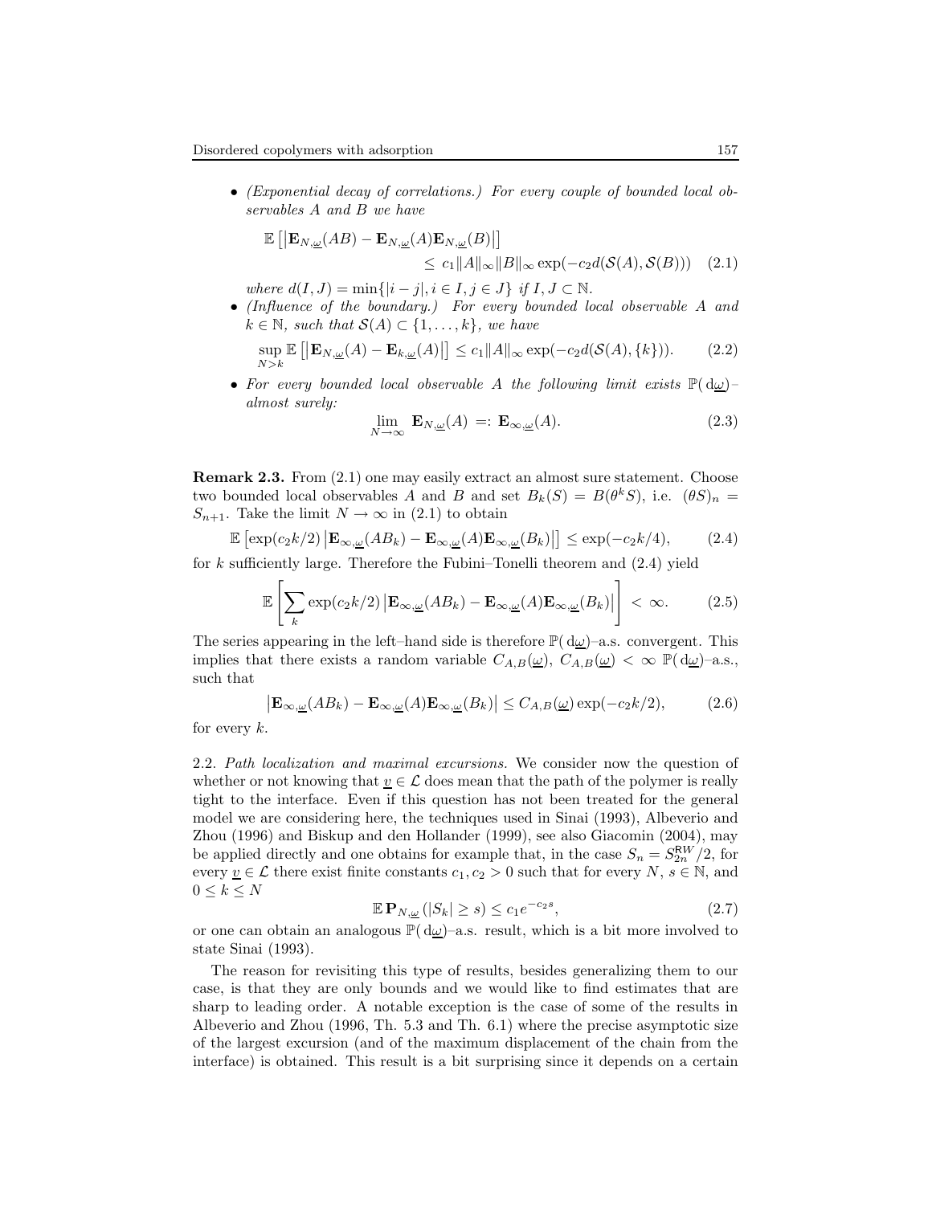- *(Exponential decay of correlations.) For every couple of bounded local observables $A$ and $B$ we have*

$$\mathbb{E}\left[\left|\mathbf{E}_{N,\underline{\omega}}(AB) - \mathbf{E}_{N,\underline{\omega}}(A)\mathbf{E}_{N,\underline{\omega}}(B)\right|\right] \leq c_1 \|A\|_\infty \|B\|_\infty \exp(-c_2 d(\mathcal{S}(A), \mathcal{S}(B))) \quad (2.1)$$

  *where $d(I,J) = \min\{|i-j|, i \in I, j \in J\}$ if $I, J \subset \mathbb{N}$.*

- *(Influence of the boundary.) For every bounded local observable $A$ and $k \in \mathbb{N}$, such that $\mathcal{S}(A) \subset \{1, \ldots, k\}$, we have*

$$\sup_{N>k} \mathbb{E}\left[\left|\mathbf{E}_{N,\underline{\omega}}(A) - \mathbf{E}_{k,\underline{\omega}}(A)\right|\right] \leq c_1 \|A\|_\infty \exp(-c_2 d(\mathcal{S}(A), \{k\})). \quad (2.2)$$

- *For every bounded local observable $A$ the following limit exists $\mathbb{P}(\mathrm{d}\underline{\omega})$–almost surely:*

$$\lim_{N\to\infty} \mathbf{E}_{N,\underline{\omega}}(A) =: \mathbf{E}_{\infty,\underline{\omega}}(A). \quad (2.3)$$

**Remark 2.3.** From (2.1) one may easily extract an almost sure statement. Choose two bounded local observables $A$ and $B$ and set $B_k(S) = B(\theta^k S)$, i.e. $(\theta S)_n = S_{n+1}$. Take the limit $N \to \infty$ in (2.1) to obtain

$$\mathbb{E}\left[\exp(c_2 k/2)\left|\mathbf{E}_{\infty,\underline{\omega}}(AB_k) - \mathbf{E}_{\infty,\underline{\omega}}(A)\mathbf{E}_{\infty,\underline{\omega}}(B_k)\right|\right] \leq \exp(-c_2 k/4), \quad (2.4)$$

for $k$ sufficiently large. Therefore the Fubini–Tonelli theorem and (2.4) yield

$$\mathbb{E}\left[\sum_k \exp(c_2 k/2)\left|\mathbf{E}_{\infty,\underline{\omega}}(AB_k) - \mathbf{E}_{\infty,\underline{\omega}}(A)\mathbf{E}_{\infty,\underline{\omega}}(B_k)\right|\right] < \infty. \quad (2.5)$$

The series appearing in the left–hand side is therefore $\mathbb{P}(\mathrm{d}\underline{\omega})$–a.s. convergent. This implies that there exists a random variable $C_{A,B}(\underline{\omega})$, $C_{A,B}(\underline{\omega}) < \infty$ $\mathbb{P}(\mathrm{d}\underline{\omega})$–a.s., such that

$$\left|\mathbf{E}_{\infty,\underline{\omega}}(AB_k) - \mathbf{E}_{\infty,\underline{\omega}}(A)\mathbf{E}_{\infty,\underline{\omega}}(B_k)\right| \leq C_{A,B}(\underline{\omega}) \exp(-c_2 k/2), \quad (2.6)$$

for every $k$.

2.2. *Path localization and maximal excursions.* We consider now the question of whether or not knowing that $\underline{v} \in \mathcal{L}$ does mean that the path of the polymer is really tight to the interface. Even if this question has not been treated for the general model we are considering here, the techniques used in Sinai (1993), Albeverio and Zhou (1996) and Biskup and den Hollander (1999), see also Giacomin (2004), may be applied directly and one obtains for example that, in the case $S_n = S_{2n}^{\mathsf{RW}}/2$, for every $\underline{v} \in \mathcal{L}$ there exist finite constants $c_1, c_2 > 0$ such that for every $N$, $s \in \mathbb{N}$, and $0 \leq k \leq N$

$$\mathbb{E}\,\mathbf{P}_{N,\underline{\omega}}\left(|S_k| \geq s\right) \leq c_1 e^{-c_2 s}, \quad (2.7)$$

or one can obtain an analogous $\mathbb{P}(\mathrm{d}\underline{\omega})$–a.s. result, which is a bit more involved to state Sinai (1993).

The reason for revisiting this type of results, besides generalizing them to our case, is that they are only bounds and we would like to find estimates that are sharp to leading order. A notable exception is the case of some of the results in Albeverio and Zhou (1996, Th. 5.3 and Th. 6.1) where the precise asymptotic size of the largest excursion (and of the maximum displacement of the chain from the interface) is obtained. This result is a bit surprising since it depends on a certain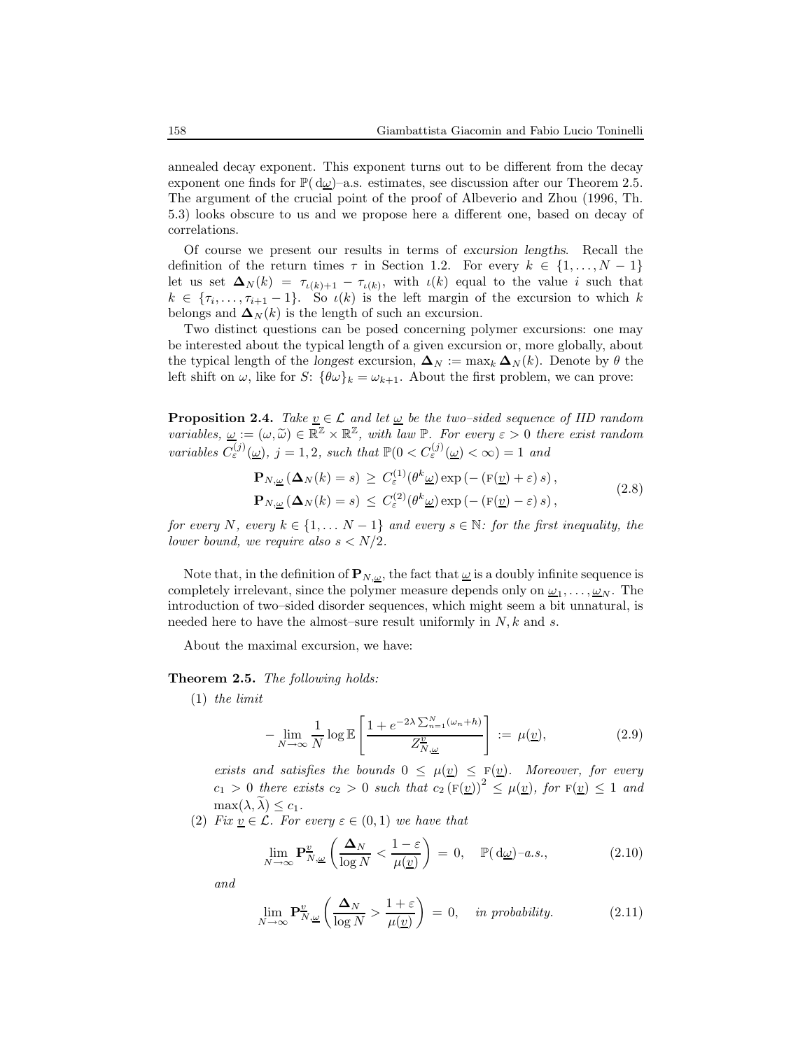annealed decay exponent. This exponent turns out to be different from the decay exponent one finds for $\mathbb{P}(\mathrm{d}\underline{\omega})$–a.s. estimates, see discussion after our Theorem 2.5. The argument of the crucial point of the proof of Albeverio and Zhou (1996, Th. 5.3) looks obscure to us and we propose here a different one, based on decay of correlations.

Of course we present our results in terms of *excursion lengths*. Recall the definition of the return times $\tau$ in Section 1.2. For every $k \in \{1, \ldots, N-1\}$ let us set $\mathbf{\Delta}_N(k) = \tau_{\iota(k)+1} - \tau_{\iota(k)}$, with $\iota(k)$ equal to the value $i$ such that $k \in \{\tau_i, \ldots, \tau_{i+1}-1\}$. So $\iota(k)$ is the left margin of the excursion to which $k$ belongs and $\mathbf{\Delta}_N(k)$ is the length of such an excursion.

Two distinct questions can be posed concerning polymer excursions: one may be interested about the typical length of a given excursion or, more globally, about the typical length of the *longest* excursion, $\mathbf{\Delta}_N := \max_k \mathbf{\Delta}_N(k)$. Denote by $\theta$ the left shift on $\omega$, like for $S$: $\{\theta\omega\}_k = \omega_{k+1}$. About the first problem, we can prove:

**Proposition 2.4.** *Take $\underline{v} \in \mathcal{L}$ and let $\underline{\omega}$ be the two–sided sequence of IID random variables, $\underline{\omega} := (\omega, \widetilde{\omega}) \in \mathbb{R}^{\mathbb{Z}} \times \mathbb{R}^{\mathbb{Z}}$, with law $\mathbb{P}$. For every $\varepsilon > 0$ there exist random variables $C_\varepsilon^{(j)}(\underline{\omega})$, $j = 1, 2$, such that $\mathbb{P}(0 < C_\varepsilon^{(j)}(\underline{\omega}) < \infty) = 1$ and*

$$
\begin{aligned}
\mathbf{P}_{N,\underline{\omega}}\left(\mathbf{\Delta}_N(k) = s\right) &\geq C_\varepsilon^{(1)}(\theta^k\underline{\omega}) \exp\left(-\left(\mathrm{F}(\underline{v}) + \varepsilon\right) s\right), \\
\mathbf{P}_{N,\underline{\omega}}\left(\mathbf{\Delta}_N(k) = s\right) &\leq C_\varepsilon^{(2)}(\theta^k\underline{\omega}) \exp\left(-\left(\mathrm{F}(\underline{v}) - \varepsilon\right) s\right),
\end{aligned}
\tag{2.8}
$$

*for every $N$, every $k \in \{1, \ldots N-1\}$ and every $s \in \mathbb{N}$: for the first inequality, the lower bound, we require also $s < N/2$.*

Note that, in the definition of $\mathbf{P}_{N,\underline{\omega}}$, the fact that $\underline{\omega}$ is a doubly infinite sequence is completely irrelevant, since the polymer measure depends only on $\underline{\omega}_1, \ldots, \underline{\omega}_N$. The introduction of two–sided disorder sequences, which might seem a bit unnatural, is needed here to have the almost–sure result uniformly in $N, k$ and $s$.

About the maximal excursion, we have:

**Theorem 2.5.** *The following holds:*

(1) *the limit*

$$
-\lim_{N\to\infty} \frac{1}{N} \log \mathbb{E}\left[\frac{1 + e^{-2\lambda\sum_{n=1}^N(\omega_n+h)}}{Z_{N,\underline{\omega}}^{\underline{v}}}\right] := \mu(\underline{v}),
\tag{2.9}
$$

*exists and satisfies the bounds $0 \leq \mu(\underline{v}) \leq \mathrm{F}(\underline{v})$. Moreover, for every $c_1 > 0$ there exists $c_2 > 0$ such that $c_2\left(\mathrm{F}(\underline{v})\right)^2 \leq \mu(\underline{v})$, for $\mathrm{F}(\underline{v}) \leq 1$ and $\max(\lambda, \widetilde{\lambda}) \leq c_1$.*

(2) *Fix $\underline{v} \in \mathcal{L}$. For every $\varepsilon \in (0,1)$ we have that*

$$
\lim_{N\to\infty} \mathbf{P}_{N,\underline{\omega}}^{\underline{v}}\left(\frac{\mathbf{\Delta}_N}{\log N} < \frac{1-\varepsilon}{\mu(\underline{v})}\right) = 0, \quad \mathbb{P}(\mathrm{d}\underline{\omega})\text{–a.s.},
\tag{2.10}
$$

*and*

$$
\lim_{N\to\infty} \mathbf{P}_{N,\underline{\omega}}^{\underline{v}}\left(\frac{\mathbf{\Delta}_N}{\log N} > \frac{1+\varepsilon}{\mu(\underline{v})}\right) = 0, \quad \textit{in probability.}
\tag{2.11}
$$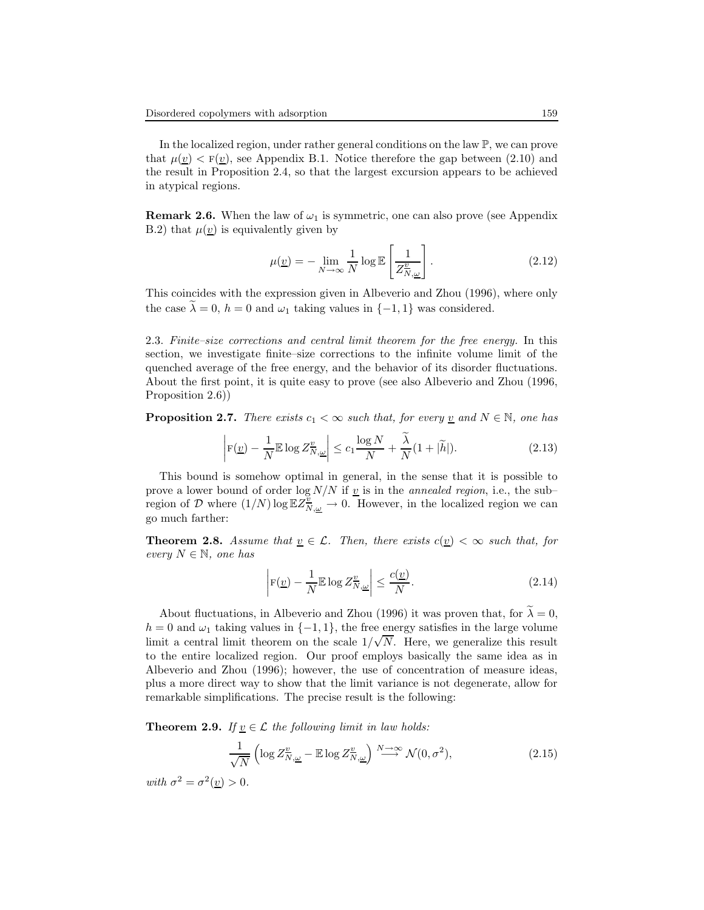In the localized region, under rather general conditions on the law $\mathbb{P}$, we can prove that $\mu(\underline{v}) < \textsc{f}(\underline{v})$, see Appendix B.1. Notice therefore the gap between (2.10) and the result in Proposition 2.4, so that the largest excursion appears to be achieved in atypical regions.

**Remark 2.6.** When the law of $\omega_1$ is symmetric, one can also prove (see Appendix B.2) that $\mu(\underline{v})$ is equivalently given by

$$\mu(\underline{v}) = -\lim_{N\to\infty} \frac{1}{N} \log \mathbb{E}\left[\frac{1}{Z^{\underline{v}}_{N,\underline{\omega}}}\right]. \tag{2.12}$$

This coincides with the expression given in Albeverio and Zhou (1996), where only the case $\widetilde{\lambda} = 0$, $h = 0$ and $\omega_1$ taking values in $\{-1, 1\}$ was considered.

2.3. *Finite–size corrections and central limit theorem for the free energy.* In this section, we investigate finite–size corrections to the infinite volume limit of the quenched average of the free energy, and the behavior of its disorder fluctuations. About the first point, it is quite easy to prove (see also Albeverio and Zhou (1996, Proposition 2.6))

**Proposition 2.7.** *There exists $c_1 < \infty$ such that, for every $\underline{v}$ and $N \in \mathbb{N}$, one has*

$$\left| \textsc{f}(\underline{v}) - \frac{1}{N}\mathbb{E} \log Z^{\underline{v}}_{N,\underline{\omega}} \right| \le c_1 \frac{\log N}{N} + \frac{\widetilde{\lambda}}{N}(1 + |\widetilde{h}|). \tag{2.13}$$

This bound is somehow optimal in general, in the sense that it is possible to prove a lower bound of order $\log N/N$ if $\underline{v}$ is in the *annealed region*, i.e., the sub–region of $\mathcal{D}$ where $(1/N) \log \mathbb{E} Z^{\underline{v}}_{N,\underline{\omega}} \to 0$. However, in the localized region we can go much farther:

**Theorem 2.8.** *Assume that $\underline{v} \in \mathcal{L}$. Then, there exists $c(\underline{v}) < \infty$ such that, for every $N \in \mathbb{N}$, one has*

$$\left| \textsc{f}(\underline{v}) - \frac{1}{N}\mathbb{E} \log Z^{\underline{v}}_{N,\underline{\omega}} \right| \le \frac{c(\underline{v})}{N}. \tag{2.14}$$

About fluctuations, in Albeverio and Zhou (1996) it was proven that, for $\widetilde{\lambda} = 0$, $h = 0$ and $\omega_1$ taking values in $\{-1, 1\}$, the free energy satisfies in the large volume limit a central limit theorem on the scale $1/\sqrt{N}$. Here, we generalize this result to the entire localized region. Our proof employs basically the same idea as in Albeverio and Zhou (1996); however, the use of concentration of measure ideas, plus a more direct way to show that the limit variance is not degenerate, allow for remarkable simplifications. The precise result is the following:

**Theorem 2.9.** *If $\underline{v} \in \mathcal{L}$ the following limit in law holds:*

$$\frac{1}{\sqrt{N}} \left( \log Z^{\underline{v}}_{N,\underline{\omega}} - \mathbb{E} \log Z^{\underline{v}}_{N,\underline{\omega}} \right) \overset{N\to\infty}{\longrightarrow} \mathcal{N}(0, \sigma^2), \tag{2.15}$$

*with $\sigma^2 = \sigma^2(\underline{v}) > 0$.*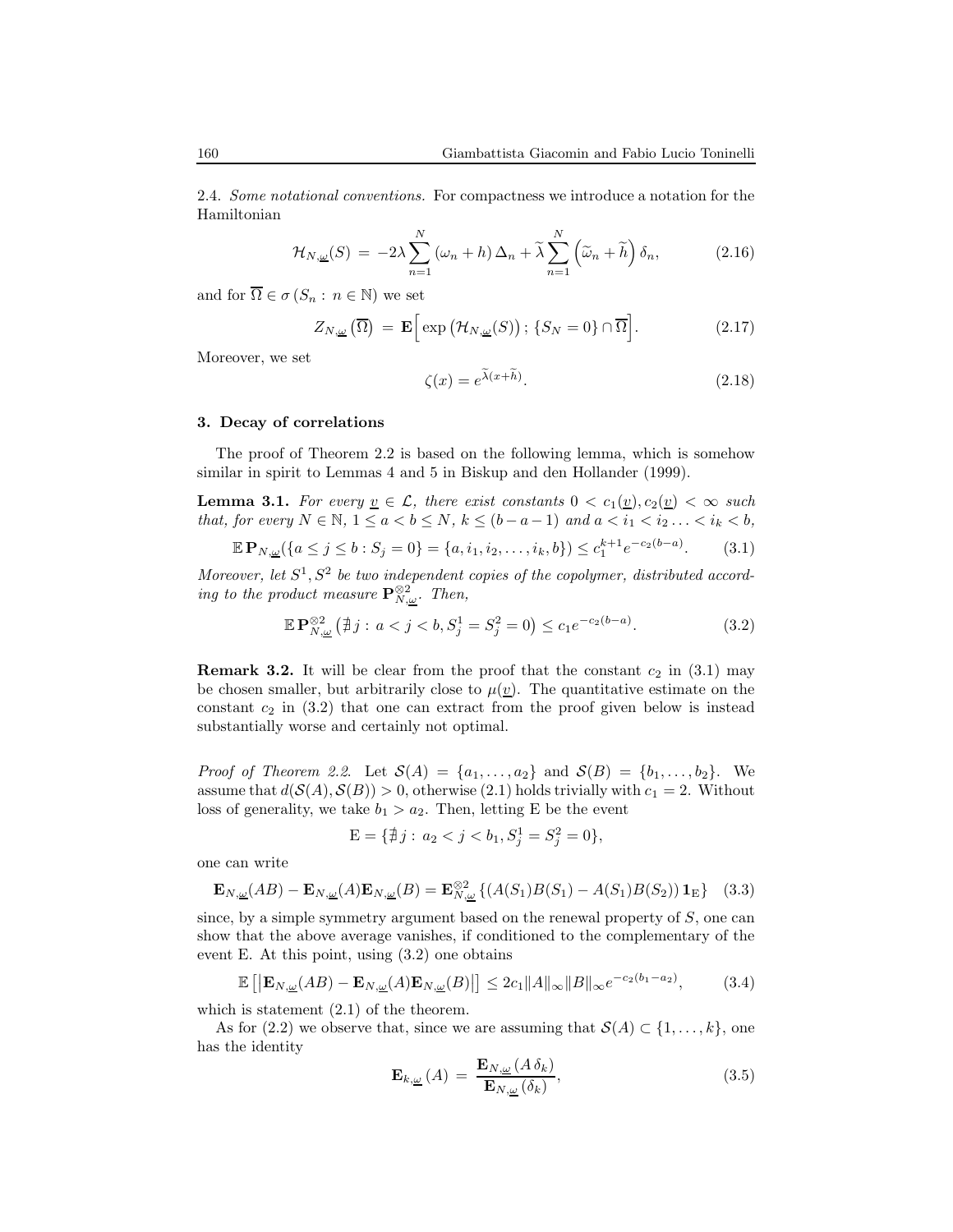2.4. *Some notational conventions.* For compactness we introduce a notation for the Hamiltonian

$$\mathcal{H}_{N,\underline{\omega}}(S) \;=\; -2\lambda \sum_{n=1}^{N} (\omega_n + h)\,\Delta_n + \widetilde{\lambda} \sum_{n=1}^{N} \left(\widetilde{\omega}_n + \widetilde{h}\right) \delta_n, \tag{2.16}$$

and for $\overline{\Omega} \in \sigma(S_n : n \in \mathbb{N})$ we set

$$Z_{N,\underline{\omega}}\left(\overline{\Omega}\right) \;=\; \mathbf{E}\Big[\exp\left(\mathcal{H}_{N,\underline{\omega}}(S)\right); \{S_N = 0\} \cap \overline{\Omega}\Big]. \tag{2.17}$$

Moreover, we set

$$\zeta(x) = e^{\widetilde{\lambda}(x+\widetilde{h})}. \tag{2.18}$$

## 3. Decay of correlations

The proof of Theorem 2.2 is based on the following lemma, which is somehow similar in spirit to Lemmas 4 and 5 in Biskup and den Hollander (1999).

**Lemma 3.1.** *For every $\underline{v} \in \mathcal{L}$, there exist constants $0 < c_1(\underline{v}), c_2(\underline{v}) < \infty$ such that, for every $N \in \mathbb{N}$, $1 \le a < b \le N$, $k \le (b-a-1)$ and $a < i_1 < i_2 \ldots < i_k < b$,*

$$\mathbb{E}\,\mathbf{P}_{N,\underline{\omega}}(\{a \le j \le b : S_j = 0\} = \{a, i_1, i_2, \ldots, i_k, b\}) \le c_1^{k+1} e^{-c_2(b-a)}. \tag{3.1}$$

*Moreover, let $S^1, S^2$ be two independent copies of the copolymer, distributed according to the product measure $\mathbf{P}_{N,\underline{\omega}}^{\otimes 2}$. Then,*

$$\mathbb{E}\,\mathbf{P}_{N,\underline{\omega}}^{\otimes 2}\left(\nexists j : a < j < b, S_j^1 = S_j^2 = 0\right) \le c_1 e^{-c_2(b-a)}. \tag{3.2}$$

**Remark 3.2.** It will be clear from the proof that the constant $c_2$ in (3.1) may be chosen smaller, but arbitrarily close to $\mu(\underline{v})$. The quantitative estimate on the constant $c_2$ in (3.2) that one can extract from the proof given below is instead substantially worse and certainly not optimal.

*Proof of Theorem 2.2.* Let $\mathcal{S}(A) = \{a_1, \ldots, a_2\}$ and $\mathcal{S}(B) = \{b_1, \ldots, b_2\}$. We assume that $d(\mathcal{S}(A), \mathcal{S}(B)) > 0$, otherwise (2.1) holds trivially with $c_1 = 2$. Without loss of generality, we take $b_1 > a_2$. Then, letting E be the event

$$\mathrm{E} = \{\nexists j : a_2 < j < b_1, S_j^1 = S_j^2 = 0\},$$

one can write

$$\mathbf{E}_{N,\underline{\omega}}(AB) - \mathbf{E}_{N,\underline{\omega}}(A)\mathbf{E}_{N,\underline{\omega}}(B) = \mathbf{E}_{N,\underline{\omega}}^{\otimes 2}\left\{(A(S_1)B(S_1) - A(S_1)B(S_2))\,\mathbf{1}_{\mathrm{E}}\right\} \tag{3.3}$$

since, by a simple symmetry argument based on the renewal property of $S$, one can show that the above average vanishes, if conditioned to the complementary of the event E. At this point, using (3.2) one obtains

$$\mathbb{E}\left[\left|\mathbf{E}_{N,\underline{\omega}}(AB) - \mathbf{E}_{N,\underline{\omega}}(A)\mathbf{E}_{N,\underline{\omega}}(B)\right|\right] \le 2c_1 \|A\|_\infty \|B\|_\infty e^{-c_2(b_1 - a_2)}, \tag{3.4}$$

which is statement (2.1) of the theorem.

As for (2.2) we observe that, since we are assuming that $\mathcal{S}(A) \subset \{1, \ldots, k\}$, one has the identity

$$\mathbf{E}_{k,\underline{\omega}}(A) \;=\; \frac{\mathbf{E}_{N,\underline{\omega}}(A\,\delta_k)}{\mathbf{E}_{N,\underline{\omega}}(\delta_k)}, \tag{3.5}$$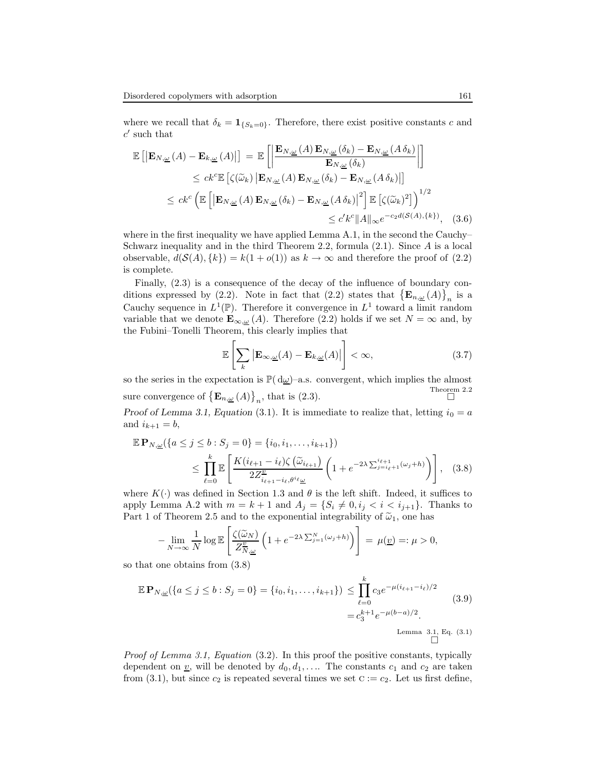where we recall that $\delta_k = \mathbf{1}_{\{S_k=0\}}$. Therefore, there exist positive constants $c$ and $c'$ such that

$$
\begin{aligned}
\mathbb{E}\left[\left|\mathbf{E}_{N,\underline{\omega}}(A) - \mathbf{E}_{k,\underline{\omega}}(A)\right|\right] &= \mathbb{E}\left[\left|\frac{\mathbf{E}_{N,\underline{\omega}}(A)\,\mathbf{E}_{N,\underline{\omega}}(\delta_k) - \mathbf{E}_{N,\underline{\omega}}(A\,\delta_k)}{\mathbf{E}_{N,\underline{\omega}}(\delta_k)}\right|\right] \\
&\le ck^c\,\mathbb{E}\left[\zeta(\widetilde{\omega}_k)\left|\mathbf{E}_{N,\underline{\omega}}(A)\,\mathbf{E}_{N,\underline{\omega}}(\delta_k) - \mathbf{E}_{N,\underline{\omega}}(A\,\delta_k)\right|\right] \\
&\le ck^c\left(\mathbb{E}\left[\left|\mathbf{E}_{N,\underline{\omega}}(A)\,\mathbf{E}_{N,\underline{\omega}}(\delta_k) - \mathbf{E}_{N,\underline{\omega}}(A\,\delta_k)\right|^2\right]\mathbb{E}\left[\zeta(\widetilde{\omega}_k)^2\right]\right)^{1/2} \\
&\le c'k^c\|A\|_\infty e^{-c_2 d(\mathcal{S}(A),\{k\})}, \quad (3.6)
\end{aligned}
$$

where in the first inequality we have applied Lemma A.1, in the second the Cauchy–Schwarz inequality and in the third Theorem 2.2, formula (2.1). Since $A$ is a local observable, $d(\mathcal{S}(A),\{k\}) = k(1+o(1))$ as $k\to\infty$ and therefore the proof of (2.2) is complete.

Finally, (2.3) is a consequence of the decay of the influence of boundary conditions expressed by (2.2). Note in fact that (2.2) states that $\left\{\mathbf{E}_{n,\underline{\omega}}(A)\right\}_n$ is a Cauchy sequence in $L^1(\mathbb{P})$. Therefore it convergence in $L^1$ toward a limit random variable that we denote $\mathbf{E}_{\infty,\underline{\omega}}(A)$. Therefore (2.2) holds if we set $N=\infty$ and, by the Fubini–Tonelli Theorem, this clearly implies that

$$
\mathbb{E}\left[\sum_k \left|\mathbf{E}_{\infty,\underline{\omega}}(A) - \mathbf{E}_{k,\underline{\omega}}(A)\right|\right] < \infty, \quad (3.7)
$$

so the series in the expectation is $\mathbb{P}(\mathrm{d}\underline{\omega})$–a.s. convergent, which implies the almost sure convergence of $\left\{\mathbf{E}_{n,\underline{\omega}}(A)\right\}_n$, that is (2.3). □ Theorem 2.2

*Proof of Lemma 3.1, Equation* (3.1). It is immediate to realize that, letting $i_0 = a$ and $i_{k+1} = b$,

$$
\mathbb{E}\,\mathbf{P}_{N,\underline{\omega}}(\{a\le j\le b: S_j=0\} = \{i_0,i_1,\ldots,i_{k+1}\}) \le \prod_{\ell=0}^{k}\mathbb{E}\left[\frac{K(i_{\ell+1}-i_\ell)\zeta\left(\widetilde{\omega}_{i_{\ell+1}}\right)}{2Z^{\underline{v}}_{i_{\ell+1}-i_\ell,\theta^{i_\ell}\underline{\omega}}}\left(1+e^{-2\lambda\sum_{j=i_\ell+1}^{i_{\ell+1}}(\omega_j+h)}\right)\right], \quad (3.8)
$$

where $K(\cdot)$ was defined in Section 1.3 and $\theta$ is the left shift. Indeed, it suffices to apply Lemma A.2 with $m=k+1$ and $A_j = \{S_i\neq 0, i_j<i<i_{j+1}\}$. Thanks to Part 1 of Theorem 2.5 and to the exponential integrability of $\widetilde{\omega}_1$, one has

$$
-\lim_{N\to\infty}\frac{1}{N}\log\mathbb{E}\left[\frac{\zeta(\widetilde{\omega}_N)}{Z^{\underline{v}}_{N,\underline{\omega}}}\left(1+e^{-2\lambda\sum_{j=1}^{N}(\omega_j+h)}\right)\right] = \mu(\underline{v}) =: \mu > 0,
$$

so that one obtains from (3.8)

$$
\begin{aligned}
\mathbb{E}\,\mathbf{P}_{N,\underline{\omega}}(\{a\le j\le b: S_j=0\} = \{i_0,i_1,\ldots,i_{k+1}\}) &\le \prod_{\ell=0}^{k} c_3 e^{-\mu(i_{\ell+1}-i_\ell)/2} \\
&= c_3^{k+1}e^{-\mu(b-a)/2}.
\end{aligned} \quad (3.9)
$$

□ Lemma 3.1, Eq. (3.1)

*Proof of Lemma 3.1, Equation* (3.2). In this proof the positive constants, typically dependent on $\underline{v}$, will be denoted by $d_0, d_1, \ldots$. The constants $c_1$ and $c_2$ are taken from (3.1), but since $c_2$ is repeated several times we set $\mathrm{c} := c_2$. Let us first define,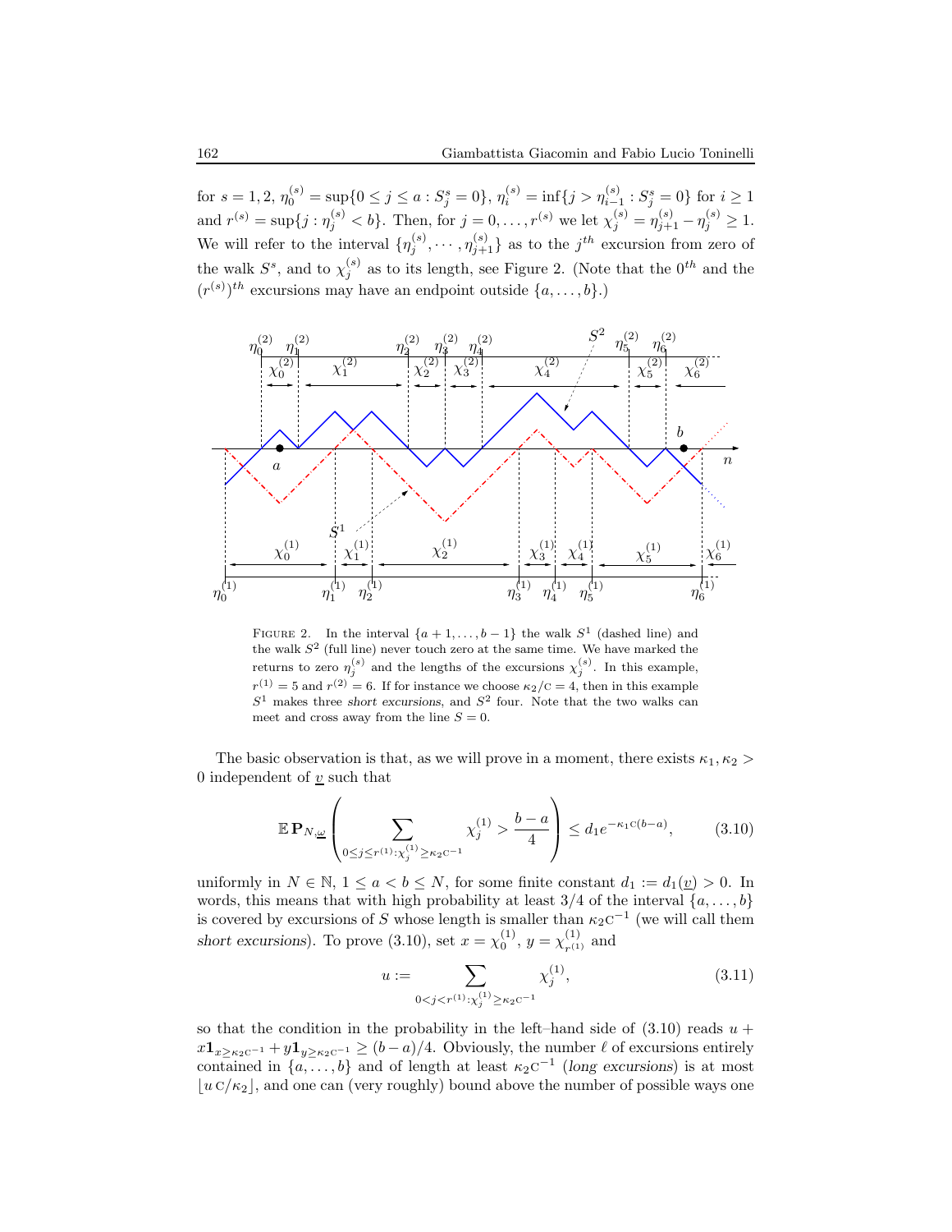for $s = 1, 2$, $\eta_0^{(s)} = \sup\{0 \le j \le a : S_j^s = 0\}$, $\eta_i^{(s)} = \inf\{j > \eta_{i-1}^{(s)} : S_j^s = 0\}$ for $i \ge 1$ and $r^{(s)} = \sup\{j : \eta_j^{(s)} < b\}$. Then, for $j = 0, \ldots, r^{(s)}$ we let $\chi_j^{(s)} = \eta_{j+1}^{(s)} - \eta_j^{(s)} \ge 1$. We will refer to the interval $\{\eta_j^{(s)}, \cdots, \eta_{j+1}^{(s)}\}$ as to the $j^{th}$ excursion from zero of the walk $S^s$, and to $\chi_j^{(s)}$ as to its length, see Figure 2. (Note that the $0^{th}$ and the $(r^{(s)})^{th}$ excursions may have an endpoint outside $\{a, \ldots, b\}$.)

FIGURE 2. In the interval $\{a+1, \ldots, b-1\}$ the walk $S^1$ (dashed line) and the walk $S^2$ (full line) never touch zero at the same time. We have marked the returns to zero $\eta_j^{(s)}$ and the lengths of the excursions $\chi_j^{(s)}$. In this example, $r^{(1)} = 5$ and $r^{(2)} = 6$. If for instance we choose $\kappa_2/\mathrm{C} = 4$, then in this example $S^1$ makes three *short excursions*, and $S^2$ four. Note that the two walks can meet and cross away from the line $S = 0$.

The basic observation is that, as we will prove in a moment, there exists $\kappa_1, \kappa_2 > 0$ independent of $\underline{v}$ such that

$$\mathbb{E}\,\mathbf{P}_{N,\underline{\omega}}\left(\sum_{0 \le j \le r^{(1)}: \chi_j^{(1)} \ge \kappa_2 \mathrm{C}^{-1}} \chi_j^{(1)} > \frac{b-a}{4}\right) \le d_1 e^{-\kappa_1 \mathrm{C}(b-a)}, \tag{3.10}$$

uniformly in $N \in \mathbb{N}$, $1 \le a < b \le N$, for some finite constant $d_1 := d_1(\underline{v}) > 0$. In words, this means that with high probability at least $3/4$ of the interval $\{a, \ldots, b\}$ is covered by excursions of $S$ whose length is smaller than $\kappa_2 \mathrm{C}^{-1}$ (we will call them *short excursions*). To prove (3.10), set $x = \chi_0^{(1)}$, $y = \chi_{r^{(1)}}^{(1)}$ and

$$u := \sum_{0 < j < r^{(1)}: \chi_j^{(1)} \ge \kappa_2 \mathrm{C}^{-1}} \chi_j^{(1)}, \tag{3.11}$$

so that the condition in the probability in the left–hand side of (3.10) reads $u + x\mathbf{1}_{x \ge \kappa_2 \mathrm{C}^{-1}} + y\mathbf{1}_{y \ge \kappa_2 \mathrm{C}^{-1}} \ge (b-a)/4$. Obviously, the number $\ell$ of excursions entirely contained in $\{a, \ldots, b\}$ and of length at least $\kappa_2 \mathrm{C}^{-1}$ (*long excursions*) is at most $\lfloor u\,\mathrm{C}/\kappa_2 \rfloor$, and one can (very roughly) bound above the number of possible ways one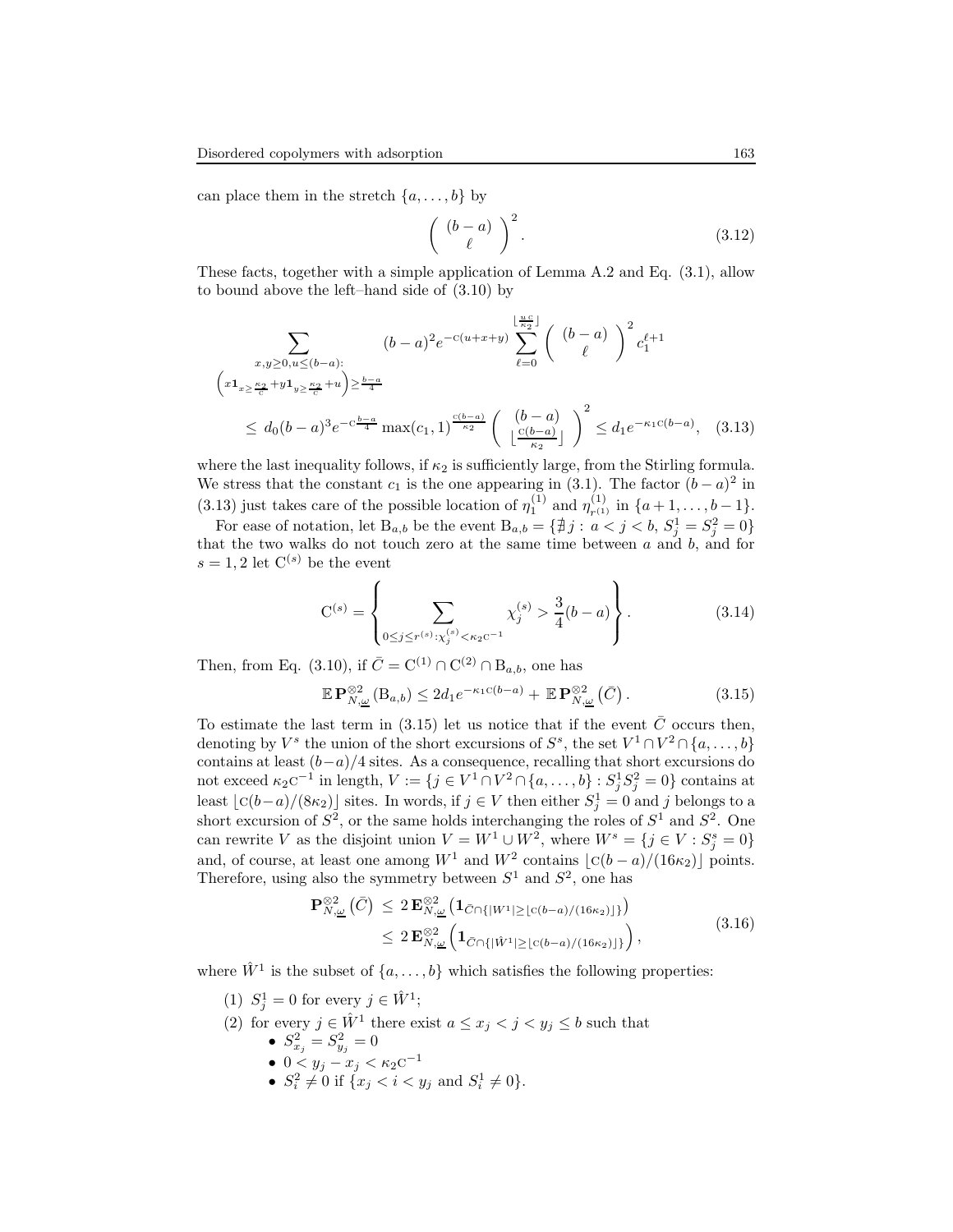can place them in the stretch $\{a, \ldots, b\}$ by

$$\left( \begin{array}{c} (b-a) \\ \ell \end{array} \right)^2. \tag{3.12}$$

These facts, together with a simple application of Lemma A.2 and Eq. (3.1), allow to bound above the left–hand side of (3.10) by

$$\begin{aligned}
&\sum_{\substack{x,y\geq 0, u\leq (b-a): \\ \left(x\mathbf{1}_{x\geq \frac{\kappa_2}{\mathrm{C}}}+y\mathbf{1}_{y\geq\frac{\kappa_2}{\mathrm{C}}}+u\right)\geq \frac{b-a}{4}}} (b-a)^2 e^{-\mathrm{C}(u+x+y)} \sum_{\ell=0}^{\lfloor \frac{u\mathrm{C}}{\kappa_2}\rfloor} \left( \begin{array}{c} (b-a) \\ \ell \end{array} \right)^2 c_1^{\ell+1} \\
&\quad \leq d_0 (b-a)^3 e^{-\mathrm{C}\frac{b-a}{4}} \max(c_1,1)^{\frac{\mathrm{C}(b-a)}{\kappa_2}} \left( \begin{array}{c} (b-a) \\ \lfloor\frac{\mathrm{C}(b-a)}{\kappa_2}\rfloor \end{array} \right)^2 \leq d_1 e^{-\kappa_1 \mathrm{C}(b-a)},
\end{aligned} \tag{3.13}$$

where the last inequality follows, if $\kappa_2$ is sufficiently large, from the Stirling formula. We stress that the constant $c_1$ is the one appearing in (3.1). The factor $(b-a)^2$ in (3.13) just takes care of the possible location of $\eta_1^{(1)}$ and $\eta_{r^{(1)}}^{(1)}$ in $\{a+1, \ldots, b-1\}$.

For ease of notation, let $\mathrm{B}_{a,b}$ be the event $\mathrm{B}_{a,b} = \{\nexists\, j:\, a<j<b,\, S_j^1 = S_j^2 = 0\}$ that the two walks do not touch zero at the same time between $a$ and $b$, and for $s=1,2$ let $\mathrm{C}^{(s)}$ be the event

$$\mathrm{C}^{(s)} = \left\{ \sum_{0\leq j\leq r^{(s)}:\chi_j^{(s)}<\kappa_2\mathrm{C}^{-1}} \chi_j^{(s)} > \frac{3}{4}(b-a) \right\}. \tag{3.14}$$

Then, from Eq. (3.10), if $\bar{C} = \mathrm{C}^{(1)} \cap \mathrm{C}^{(2)} \cap \mathrm{B}_{a,b}$, one has

$$\mathbb{E}\,\mathbf{P}_{N,\underline{\omega}}^{\otimes 2}\left(\mathrm{B}_{a,b}\right) \leq 2 d_1 e^{-\kappa_1\mathrm{C}(b-a)} + \mathbb{E}\,\mathbf{P}_{N,\underline{\omega}}^{\otimes 2}\left(\bar{C}\right). \tag{3.15}$$

To estimate the last term in (3.15) let us notice that if the event $\bar{C}$ occurs then, denoting by $V^s$ the union of the short excursions of $S^s$, the set $V^1\cap V^2 \cap \{a,\ldots,b\}$ contains at least $(b-a)/4$ sites. As a consequence, recalling that short excursions do not exceed $\kappa_2\mathrm{C}^{-1}$ in length, $V := \{j\in V^1\cap V^2\cap\{a,\ldots,b\} : S_j^1 S_j^2 = 0\}$ contains at least $\lfloor \mathrm{C}(b-a)/(8\kappa_2)\rfloor$ sites. In words, if $j\in V$ then either $S_j^1 = 0$ and $j$ belongs to a short excursion of $S^2$, or the same holds interchanging the roles of $S^1$ and $S^2$. One can rewrite $V$ as the disjoint union $V = W^1 \cup W^2$, where $W^s = \{j\in V : S_j^s = 0\}$ and, of course, at least one among $W^1$ and $W^2$ contains $\lfloor \mathrm{C}(b-a)/(16\kappa_2)\rfloor$ points. Therefore, using also the symmetry between $S^1$ and $S^2$, one has

$$\begin{aligned}
\mathbf{P}_{N,\underline{\omega}}^{\otimes 2}\left(\bar{C}\right) &\leq 2\,\mathbf{E}_{N,\underline{\omega}}^{\otimes 2}\left(\mathbf{1}_{\bar{C}\cap\{|W^1|\geq \lfloor \mathrm{C}(b-a)/(16\kappa_2)\rfloor\}}\right) \\
&\leq 2\,\mathbf{E}_{N,\underline{\omega}}^{\otimes 2}\left(\mathbf{1}_{\bar{C}\cap\{|\hat{W}^1|\geq \lfloor \mathrm{C}(b-a)/(16\kappa_2)\rfloor\}}\right),
\end{aligned} \tag{3.16}$$

where $\hat{W}^1$ is the subset of $\{a,\ldots,b\}$ which satisfies the following properties:

(1) $S_j^1 = 0$ for every $j\in\hat{W}^1$;

(2) for every $j\in\hat{W}^1$ there exist $a\leq x_j < j < y_j \leq b$ such that
- $S_{x_j}^2 = S_{y_j}^2 = 0$
- $0 < y_j - x_j < \kappa_2\mathrm{C}^{-1}$
- $S_i^2 \neq 0$ if $\{x_j < i < y_j$ and $S_i^1 \neq 0\}$.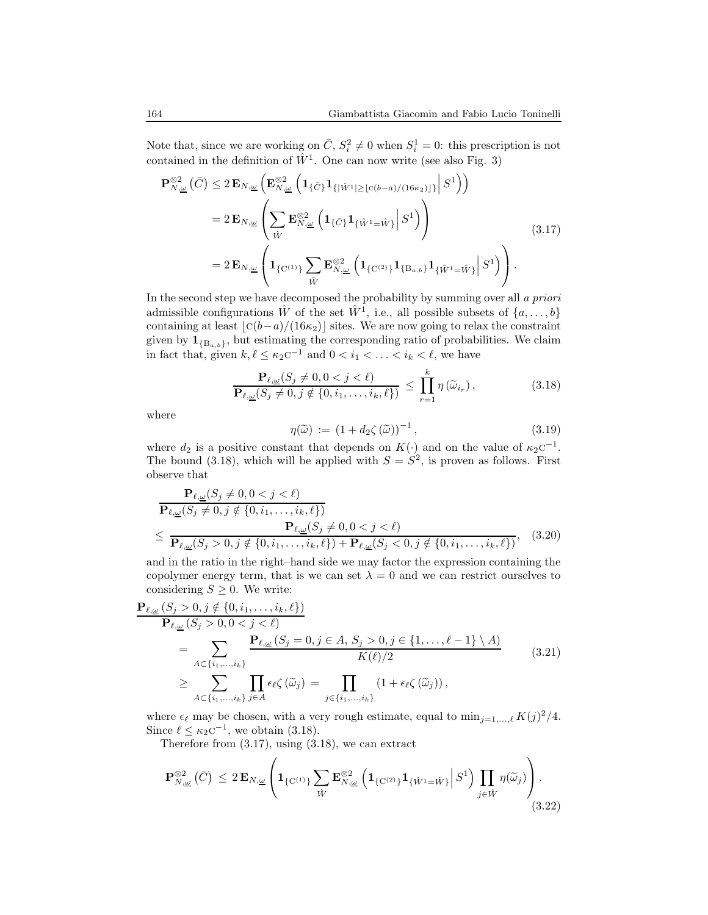Note that, since we are working on $\bar{C}$, $S_i^2 \neq 0$ when $S_i^1 = 0$: this prescription is not contained in the definition of $\hat{W}^1$. One can now write (see also Fig. 3)

$$
\begin{aligned}
\mathbf{P}_{N,\underline{\omega}}^{\otimes 2}\left(\bar{C}\right) &\leq 2\,\mathbf{E}_{N,\underline{\omega}}\left(\mathbf{E}_{N,\underline{\omega}}^{\otimes 2}\left(\mathbf{1}_{\{\bar{C}\}}\mathbf{1}_{\{|\hat{W}^1|\geq \lfloor \mathrm{C}(b-a)/(16\kappa_2)\rfloor\}}\Big|\, S^1\right)\right) \\
&= 2\,\mathbf{E}_{N,\underline{\omega}}\left(\sum_{\hat{W}}\mathbf{E}_{N,\underline{\omega}}^{\otimes 2}\left(\mathbf{1}_{\{\bar{C}\}}\mathbf{1}_{\{\hat{W}^1=\hat{W}\}}\Big|\, S^1\right)\right) \\
&= 2\,\mathbf{E}_{N,\underline{\omega}}\left(\mathbf{1}_{\{\mathrm{C}^{(1)}\}}\sum_{\hat{W}}\mathbf{E}_{N,\underline{\omega}}^{\otimes 2}\left(\mathbf{1}_{\{\mathrm{C}^{(2)}\}}\mathbf{1}_{\{\mathrm{B}_{a,b}\}}\mathbf{1}_{\{\hat{W}^1=\hat{W}\}}\Big|\, S^1\right)\right).
\end{aligned}
\tag{3.17}
$$

In the second step we have decomposed the probability by summing over all *a priori* admissible configurations $\hat{W}$ of the set $\hat{W}^1$, i.e., all possible subsets of $\{a,\ldots,b\}$ containing at least $\lfloor \mathrm{C}(b-a)/(16\kappa_2)\rfloor$ sites. We are now going to relax the constraint given by $\mathbf{1}_{\{\mathrm{B}_{a,b}\}}$, but estimating the corresponding ratio of probabilities. We claim in fact that, given $k,\ell \leq \kappa_2\mathrm{C}^{-1}$ and $0 < i_1 < \ldots < i_k < \ell$, we have

$$
\frac{\mathbf{P}_{\ell,\underline{\omega}}(S_j\neq 0, 0<j<\ell)}{\mathbf{P}_{\ell,\underline{\omega}}(S_j\neq 0, j\notin\{0,i_1,\ldots,i_k,\ell\})} \leq \prod_{r=1}^{k}\eta\left(\widetilde{\omega}_{i_r}\right),
\tag{3.18}
$$

where

$$
\eta(\widetilde{\omega}) := \left(1+d_2\zeta\left(\widetilde{\omega}\right)\right)^{-1},
\tag{3.19}
$$

where $d_2$ is a positive constant that depends on $K(\cdot)$ and on the value of $\kappa_2\mathrm{C}^{-1}$. The bound (3.18), which will be applied with $S=S^2$, is proven as follows. First observe that

$$
\begin{aligned}
&\frac{\mathbf{P}_{\ell,\underline{\omega}}(S_j\neq 0, 0<j<\ell)}{\mathbf{P}_{\ell,\underline{\omega}}(S_j\neq 0, j\notin\{0,i_1,\ldots,i_k,\ell\})} \\
&\leq \frac{\mathbf{P}_{\ell,\underline{\omega}}(S_j\neq 0, 0<j<\ell)}{\mathbf{P}_{\ell,\underline{\omega}}(S_j> 0, j\notin\{0,i_1,\ldots,i_k,\ell\})+\mathbf{P}_{\ell,\underline{\omega}}(S_j< 0, j\notin\{0,i_1,\ldots,i_k,\ell\})},
\end{aligned}
\tag{3.20}
$$

and in the ratio in the right–hand side we may factor the expression containing the copolymer energy term, that is we can set $\lambda=0$ and we can restrict ourselves to considering $S\geq 0$. We write:

$$
\begin{aligned}
&\frac{\mathbf{P}_{\ell,\underline{\omega}}\left(S_j> 0, j\notin\{0,i_1,\ldots,i_k,\ell\}\right)}{\mathbf{P}_{\ell,\underline{\omega}}\left(S_j>0, 0<j<\ell\right)} \\
&\quad= \sum_{A\subset\{i_1,\ldots,i_k\}}\frac{\mathbf{P}_{\ell,\underline{\omega}}\left(S_j=0, j\in A,\, S_j>0, j\in\{1,\ldots,\ell-1\}\setminus A\right)}{K(\ell)/2} \\
&\quad\geq \sum_{A\subset\{i_1,\ldots,i_k\}}\prod_{j\in A}\epsilon_\ell\zeta\left(\widetilde{\omega}_j\right) = \prod_{j\in\{i_1,\ldots,i_k\}}\left(1+\epsilon_\ell\zeta\left(\widetilde{\omega}_j\right)\right),
\end{aligned}
\tag{3.21}
$$

where $\epsilon_\ell$ may be chosen, with a very rough estimate, equal to $\min_{j=1,\ldots,\ell}K(j)^2/4$. Since $\ell\leq\kappa_2\mathrm{C}^{-1}$, we obtain (3.18).

Therefore from (3.17), using (3.18), we can extract

$$
\mathbf{P}_{N,\underline{\omega}}^{\otimes 2}\left(\bar{C}\right) \leq 2\,\mathbf{E}_{N,\underline{\omega}}\left(\mathbf{1}_{\{\mathrm{C}^{(1)}\}}\sum_{\hat{W}}\mathbf{E}_{N,\underline{\omega}}^{\otimes 2}\left(\mathbf{1}_{\{\mathrm{C}^{(2)}\}}\mathbf{1}_{\{\hat{W}^1=\hat{W}\}}\Big|\, S^1\right)\prod_{j\in\hat{W}}\eta(\widetilde{\omega}_j)\right).
\tag{3.22}
$$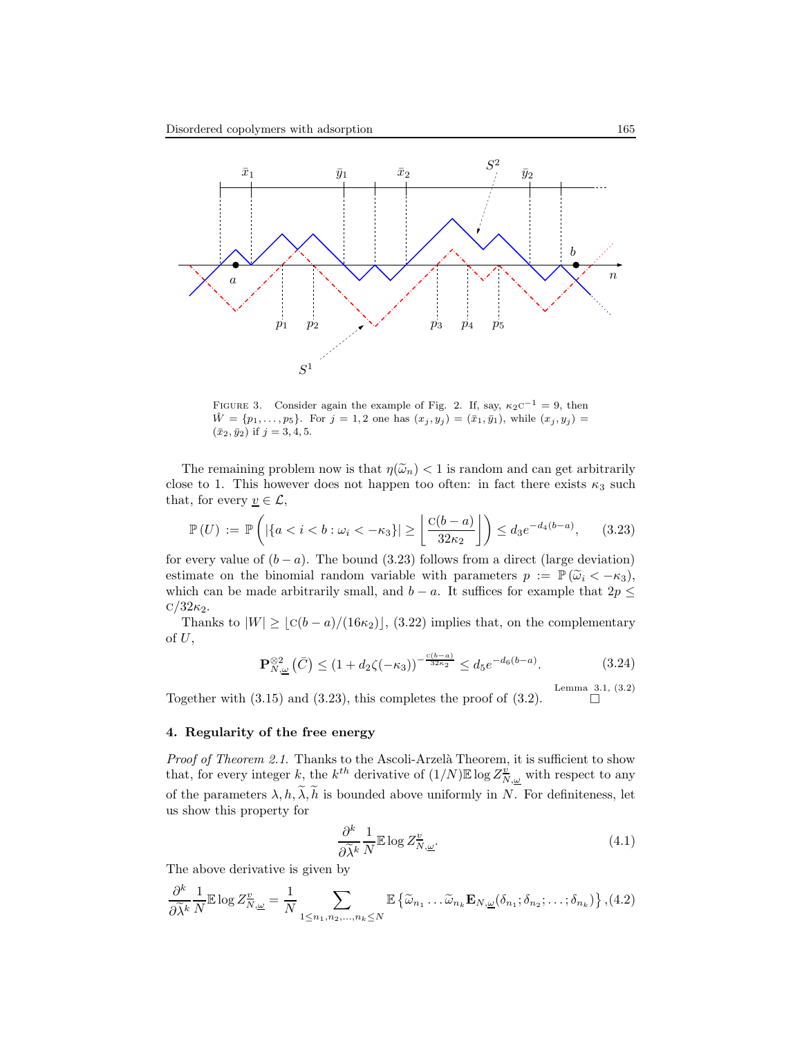FIGURE 3. Consider again the example of Fig. 2. If, say, $\kappa_2 \mathrm{C}^{-1} = 9$, then $\hat{W} = \{p_1, \ldots, p_5\}$. For $j = 1, 2$ one has $(x_j, y_j) = (\bar{x}_1, \bar{y}_1)$, while $(x_j, y_j) = (\bar{x}_2, \bar{y}_2)$ if $j = 3, 4, 5$.

The remaining problem now is that $\eta(\widetilde{\omega}_n) < 1$ is random and can get arbitrarily close to 1. This however does not happen too often: in fact there exists $\kappa_3$ such that, for every $\underline{v} \in \mathcal{L}$,

$$\mathbb{P}(U) := \mathbb{P}\left( |\{a < i < b : \omega_i < -\kappa_3\}| \geq \left\lfloor \frac{\mathrm{C}(b-a)}{32\kappa_2} \right\rfloor \right) \leq d_3 e^{-d_4(b-a)}, \tag{3.23}$$

for every value of $(b-a)$. The bound (3.23) follows from a direct (large deviation) estimate on the binomial random variable with parameters $p := \mathbb{P}(\widetilde{\omega}_i < -\kappa_3)$, which can be made arbitrarily small, and $b-a$. It suffices for example that $2p \leq \mathrm{C}/32\kappa_2$.

Thanks to $|W| \geq \lfloor \mathrm{C}(b-a)/(16\kappa_2) \rfloor$, (3.22) implies that, on the complementary of $U$,

$$\mathbf{P}^{\otimes 2}_{N,\underline{\omega}}\left(\bar{C}\right) \leq (1 + d_2 \zeta(-\kappa_3))^{-\frac{\mathrm{C}(b-a)}{32\kappa_2}} \leq d_5 e^{-d_6(b-a)}. \tag{3.24}$$

Together with (3.15) and (3.23), this completes the proof of (3.2). $\square$ Lemma 3.1, (3.2)

## 4. Regularity of the free energy

*Proof of Theorem 2.1.* Thanks to the Ascoli-Arzelà Theorem, it is sufficient to show that, for every integer $k$, the $k^{th}$ derivative of $(1/N)\mathbb{E}\log Z^{\underline{v}}_{N,\underline{\omega}}$ with respect to any of the parameters $\lambda, h, \widetilde{\lambda}, \widetilde{h}$ is bounded above uniformly in $N$. For definiteness, let us show this property for

$$\frac{\partial^k}{\partial \widetilde{\lambda}^k} \frac{1}{N} \mathbb{E} \log Z^{\underline{v}}_{N,\underline{\omega}}. \tag{4.1}$$

The above derivative is given by

$$\frac{\partial^k}{\partial \widetilde{\lambda}^k} \frac{1}{N} \mathbb{E}\log Z^{\underline{v}}_{N,\underline{\omega}} = \frac{1}{N} \sum_{1 \leq n_1, n_2, \ldots, n_k \leq N} \mathbb{E}\left\{ \widetilde{\omega}_{n_1} \ldots \widetilde{\omega}_{n_k} \mathbf{E}_{N,\underline{\omega}}(\delta_{n_1}; \delta_{n_2}; \ldots; \delta_{n_k}) \right\}, \tag{4.2}$$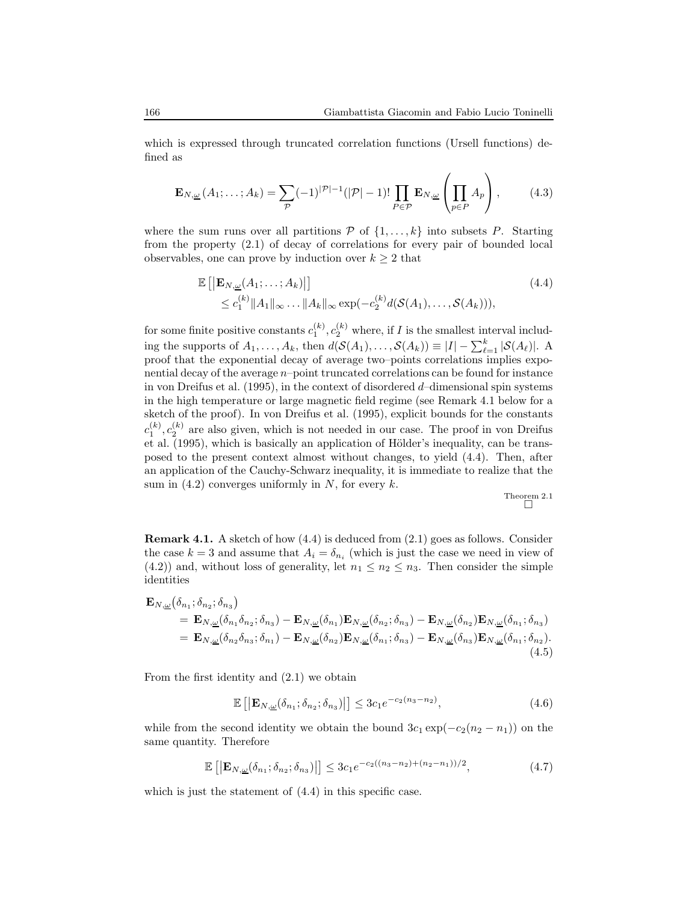which is expressed through truncated correlation functions (Ursell functions) defined as

$$\mathbf{E}_{N,\underline{\omega}}(A_1;\dots;A_k) = \sum_{\mathcal{P}} (-1)^{|\mathcal{P}|-1}(|\mathcal{P}|-1)! \prod_{P\in\mathcal{P}} \mathbf{E}_{N,\underline{\omega}}\left(\prod_{p\in P} A_p\right), \tag{4.3}$$

where the sum runs over all partitions $\mathcal{P}$ of $\{1,\dots,k\}$ into subsets $P$. Starting from the property (2.1) of decay of correlations for every pair of bounded local observables, one can prove by induction over $k \geq 2$ that

$$\begin{aligned} &\mathbb{E}\left[\left|\mathbf{E}_{N,\underline{\omega}}(A_1;\dots;A_k)\right|\right] \\ &\quad \leq c_1^{(k)} \|A_1\|_\infty \dots \|A_k\|_\infty \exp(-c_2^{(k)} d(\mathcal{S}(A_1),\dots,\mathcal{S}(A_k))), \end{aligned} \tag{4.4}$$

for some finite positive constants $c_1^{(k)}, c_2^{(k)}$ where, if $I$ is the smallest interval including the supports of $A_1,\dots,A_k$, then $d(\mathcal{S}(A_1),\dots,\mathcal{S}(A_k)) \equiv |I| - \sum_{\ell=1}^k |\mathcal{S}(A_\ell)|$. A proof that the exponential decay of average two–points correlations implies exponential decay of the average $n$–point truncated correlations can be found for instance in von Dreifus et al. (1995), in the context of disordered $d$–dimensional spin systems in the high temperature or large magnetic field regime (see Remark 4.1 below for a sketch of the proof). In von Dreifus et al. (1995), explicit bounds for the constants $c_1^{(k)}, c_2^{(k)}$ are also given, which is not needed in our case. The proof in von Dreifus et al. (1995), which is basically an application of Hölder's inequality, can be transposed to the present context almost without changes, to yield (4.4). Then, after an application of the Cauchy-Schwarz inequality, it is immediate to realize that the sum in (4.2) converges uniformly in $N$, for every $k$.

Theorem 2.1 □

**Remark 4.1.** A sketch of how (4.4) is deduced from (2.1) goes as follows. Consider the case $k = 3$ and assume that $A_i = \delta_{n_i}$ (which is just the case we need in view of (4.2)) and, without loss of generality, let $n_1 \leq n_2 \leq n_3$. Then consider the simple identities

$$\begin{aligned} \mathbf{E}_{N,\underline{\omega}}&(\delta_{n_1};\delta_{n_2};\delta_{n_3}) \\ &= \mathbf{E}_{N,\underline{\omega}}(\delta_{n_1}\delta_{n_2};\delta_{n_3}) - \mathbf{E}_{N,\underline{\omega}}(\delta_{n_1})\mathbf{E}_{N,\underline{\omega}}(\delta_{n_2};\delta_{n_3}) - \mathbf{E}_{N,\underline{\omega}}(\delta_{n_2})\mathbf{E}_{N,\underline{\omega}}(\delta_{n_1};\delta_{n_3}) \\ &= \mathbf{E}_{N,\underline{\omega}}(\delta_{n_2}\delta_{n_3};\delta_{n_1}) - \mathbf{E}_{N,\underline{\omega}}(\delta_{n_2})\mathbf{E}_{N,\underline{\omega}}(\delta_{n_1};\delta_{n_3}) - \mathbf{E}_{N,\underline{\omega}}(\delta_{n_3})\mathbf{E}_{N,\underline{\omega}}(\delta_{n_1};\delta_{n_2}). \end{aligned} \tag{4.5}$$

From the first identity and (2.1) we obtain

$$\mathbb{E}\left[\left|\mathbf{E}_{N,\underline{\omega}}(\delta_{n_1};\delta_{n_2};\delta_{n_3})\right|\right] \leq 3c_1 e^{-c_2(n_3-n_2)}, \tag{4.6}$$

while from the second identity we obtain the bound $3c_1 \exp(-c_2(n_2 - n_1))$ on the same quantity. Therefore

$$\mathbb{E}\left[\left|\mathbf{E}_{N,\underline{\omega}}(\delta_{n_1};\delta_{n_2};\delta_{n_3})\right|\right] \leq 3c_1 e^{-c_2((n_3-n_2)+(n_2-n_1))/2}, \tag{4.7}$$

which is just the statement of (4.4) in this specific case.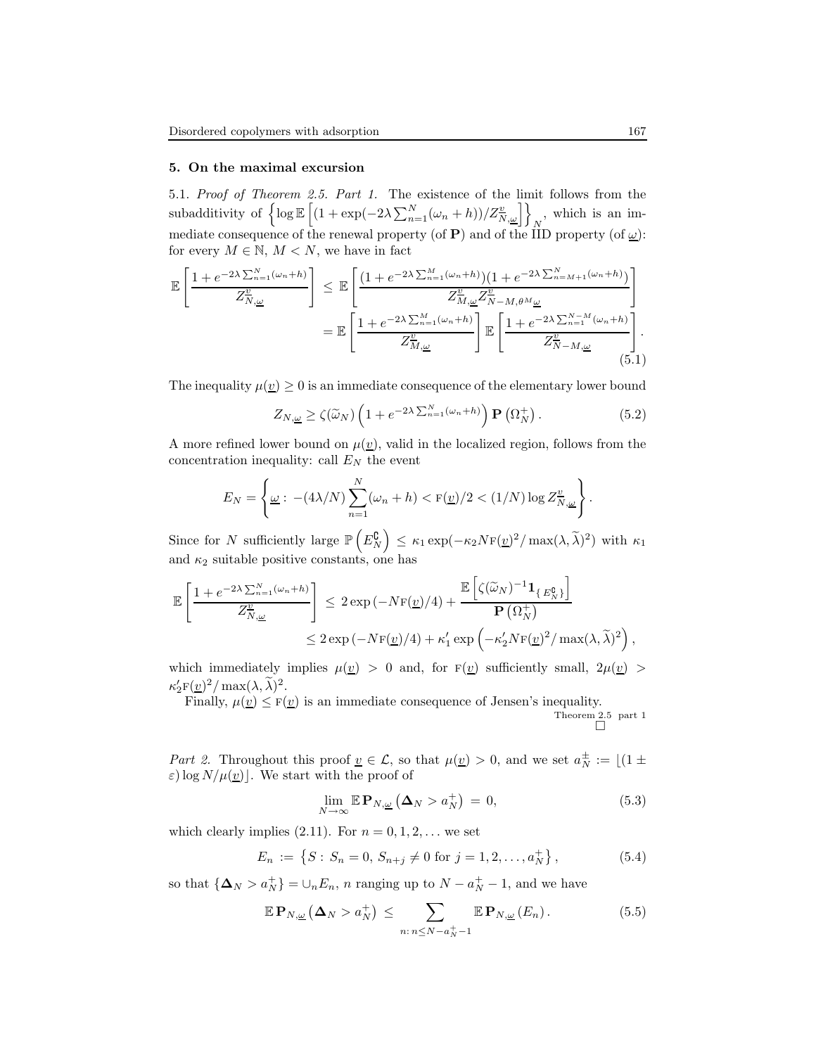## 5. On the maximal excursion

5.1. *Proof of Theorem 2.5. Part 1.* The existence of the limit follows from the subadditivity of $\left\{\log \mathbb{E}\left[(1+\exp(-2\lambda\sum_{n=1}^N(\omega_n+h))/Z^{\underline{v}}_{N,\underline{\omega}}\right]\right\}_N$, which is an immediate consequence of the renewal property (of $\mathbf{P}$) and of the IID property (of $\underline{\omega}$): for every $M\in\mathbb{N}$, $M<N$, we have in fact

$$
\begin{aligned}
\mathbb{E}\left[\frac{1+e^{-2\lambda\sum_{n=1}^N(\omega_n+h)}}{Z^{\underline{v}}_{N,\underline{\omega}}}\right] &\le \mathbb{E}\left[\frac{(1+e^{-2\lambda\sum_{n=1}^M(\omega_n+h)})(1+e^{-2\lambda\sum_{n=M+1}^N(\omega_n+h)})}{Z^{\underline{v}}_{M,\underline{\omega}}Z^{\underline{v}}_{N-M,\theta^M\underline{\omega}}}\right] \\
&= \mathbb{E}\left[\frac{1+e^{-2\lambda\sum_{n=1}^M(\omega_n+h)}}{Z^{\underline{v}}_{M,\underline{\omega}}}\right]\mathbb{E}\left[\frac{1+e^{-2\lambda\sum_{n=1}^{N-M}(\omega_n+h)}}{Z^{\underline{v}}_{N-M,\underline{\omega}}}\right].
\end{aligned}
\tag{5.1}
$$

The inequality $\mu(\underline{v})\ge 0$ is an immediate consequence of the elementary lower bound

$$
Z_{N,\underline{\omega}} \ge \zeta(\widetilde{\omega}_N)\left(1+e^{-2\lambda\sum_{n=1}^N(\omega_n+h)}\right)\mathbf{P}\left(\Omega_N^+\right). \tag{5.2}
$$

A more refined lower bound on $\mu(\underline{v})$, valid in the localized region, follows from the concentration inequality: call $E_N$ the event

$$
E_N=\left\{\underline{\omega}:\ -(4\lambda/N)\sum_{n=1}^N(\omega_n+h)<\mathrm{F}(\underline{v})/2<(1/N)\log Z^{\underline{v}}_{N,\underline{\omega}}\right\}.
$$

Since for $N$ sufficiently large $\mathbb{P}\left(E_N^\complement\right)\le\kappa_1\exp(-\kappa_2 N\mathrm{F}(\underline{v})^2/\max(\lambda,\widetilde{\lambda})^2)$ with $\kappa_1$ and $\kappa_2$ suitable positive constants, one has

$$
\begin{aligned}
\mathbb{E}\left[\frac{1+e^{-2\lambda\sum_{n=1}^N(\omega_n+h)}}{Z^{\underline{v}}_{N,\underline{\omega}}}\right] &\le 2\exp\left(-N\mathrm{F}(\underline{v})/4\right)+\frac{\mathbb{E}\left[\zeta(\widetilde{\omega}_N)^{-1}\mathbf{1}_{\{E_N^\complement\}}\right]}{\mathbf{P}\left(\Omega_N^+\right)} \\
&\le 2\exp\left(-N\mathrm{F}(\underline{v})/4\right)+\kappa_1'\exp\left(-\kappa_2' N\mathrm{F}(\underline{v})^2/\max(\lambda,\widetilde{\lambda})^2\right),
\end{aligned}
$$

which immediately implies $\mu(\underline{v})>0$ and, for $\mathrm{F}(\underline{v})$ sufficiently small, $2\mu(\underline{v})>\kappa_2'\mathrm{F}(\underline{v})^2/\max(\lambda,\widetilde{\lambda})^2$.

Finally, $\mu(\underline{v})\le\mathrm{F}(\underline{v})$ is an immediate consequence of Jensen's inequality.

Theorem 2.5 part 1 □

*Part 2.* Throughout this proof $\underline{v}\in\mathcal{L}$, so that $\mu(\underline{v})>0$, and we set $a_N^\pm:=\lfloor(1\pm\varepsilon)\log N/\mu(\underline{v})\rfloor$. We start with the proof of

$$
\lim_{N\to\infty}\mathbb{E}\,\mathbf{P}_{N,\underline{\omega}}\left(\mathbf{\Delta}_N>a_N^+\right)=0, \tag{5.3}
$$

which clearly implies (2.11). For $n=0,1,2,\ldots$ we set

$$
E_n:=\left\{S:\ S_n=0,\ S_{n+j}\neq 0 \text{ for } j=1,2,\ldots,a_N^+\right\}, \tag{5.4}
$$

so that $\{\mathbf{\Delta}_N>a_N^+\}=\cup_n E_n$, $n$ ranging up to $N-a_N^+-1$, and we have

$$
\mathbb{E}\,\mathbf{P}_{N,\underline{\omega}}\left(\mathbf{\Delta}_N>a_N^+\right)\le\sum_{n:\,n\le N-a_N^+-1}\mathbb{E}\,\mathbf{P}_{N,\underline{\omega}}\left(E_n\right). \tag{5.5}
$$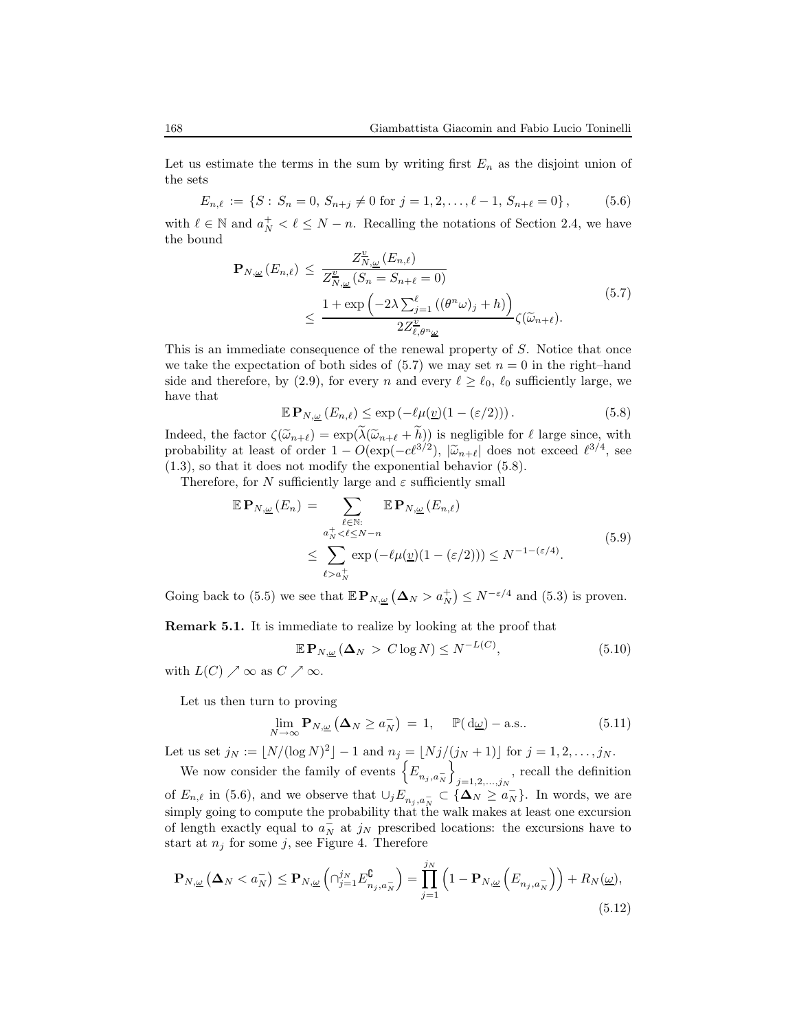Let us estimate the terms in the sum by writing first $E_n$ as the disjoint union of the sets

$$E_{n,\ell} := \{S : S_n = 0, S_{n+j} \neq 0 \text{ for } j = 1, 2, \ldots, \ell - 1, S_{n+\ell} = 0\}, \tag{5.6}$$

with $\ell \in \mathbb{N}$ and $a_N^+ < \ell \leq N - n$. Recalling the notations of Section 2.4, we have the bound

$$\begin{aligned}
\mathbf{P}_{N,\underline{\omega}}(E_{n,\ell}) &\leq \frac{Z_{N,\underline{\omega}}^{\underline{v}}(E_{n,\ell})}{Z_{N,\underline{\omega}}^{\underline{v}}(S_n = S_{n+\ell} = 0)} \\
&\leq \frac{1 + \exp\left(-2\lambda \sum_{j=1}^{\ell}((\theta^n \omega)_j + h)\right)}{2 Z_{\ell,\theta^n \underline{\omega}}^{\underline{v}}} \zeta(\widetilde{\omega}_{n+\ell}).
\end{aligned} \tag{5.7}$$

This is an immediate consequence of the renewal property of $S$. Notice that once we take the expectation of both sides of (5.7) we may set $n = 0$ in the right–hand side and therefore, by (2.9), for every $n$ and every $\ell \geq \ell_0$, $\ell_0$ sufficiently large, we have that

$$\mathbb{E}\,\mathbf{P}_{N,\underline{\omega}}(E_{n,\ell}) \leq \exp\left(-\ell \mu(\underline{v})(1 - (\varepsilon/2))\right). \tag{5.8}$$

Indeed, the factor $\zeta(\widetilde{\omega}_{n+\ell}) = \exp(\widetilde{\lambda}(\widetilde{\omega}_{n+\ell} + \widetilde{h}))$ is negligible for $\ell$ large since, with probability at least of order $1 - O(\exp(-c\ell^{3/2})$, $|\widetilde{\omega}_{n+\ell}|$ does not exceed $\ell^{3/4}$, see (1.3), so that it does not modify the exponential behavior (5.8).

Therefore, for $N$ sufficiently large and $\varepsilon$ sufficiently small

$$\begin{aligned}
\mathbb{E}\,\mathbf{P}_{N,\underline{\omega}}(E_n) &= \sum_{\substack{\ell \in \mathbb{N}: \\ a_N^+ < \ell \leq N-n}} \mathbb{E}\,\mathbf{P}_{N,\underline{\omega}}(E_{n,\ell}) \\
&\leq \sum_{\ell > a_N^+} \exp\left(-\ell \mu(\underline{v})(1 - (\varepsilon/2))\right) \leq N^{-1-(\varepsilon/4)}.
\end{aligned} \tag{5.9}$$

Going back to (5.5) we see that $\mathbb{E}\,\mathbf{P}_{N,\underline{\omega}}\left(\mathbf{\Delta}_N > a_N^+\right) \leq N^{-\varepsilon/4}$ and (5.3) is proven.

**Remark 5.1.** It is immediate to realize by looking at the proof that

$$\mathbb{E}\,\mathbf{P}_{N,\underline{\omega}}\left(\mathbf{\Delta}_N > C \log N\right) \leq N^{-L(C)}, \tag{5.10}$$

with $L(C) \nearrow \infty$ as $C \nearrow \infty$.

Let us then turn to proving

$$\lim_{N \to \infty} \mathbf{P}_{N,\underline{\omega}}\left(\mathbf{\Delta}_N \geq a_N^-\right) = 1, \quad \mathbb{P}(\mathrm{d}\underline{\omega}) - \text{a.s.}. \tag{5.11}$$

Let us set $j_N := \lfloor N/(\log N)^2 \rfloor - 1$ and $n_j = \lfloor Nj/(j_N + 1) \rfloor$ for $j = 1, 2, \ldots, j_N$.

We now consider the family of events $\left\{E_{n_j, a_N^-}\right\}_{j=1,2,\ldots,j_N}$, recall the definition of $E_{n,\ell}$ in (5.6), and we observe that $\cup_j E_{n_j, a_N^-} \subset \{\mathbf{\Delta}_N \geq a_N^-\}$. In words, we are simply going to compute the probability that the walk makes at least one excursion of length exactly equal to $a_N^-$ at $j_N$ prescribed locations: the excursions have to start at $n_j$ for some $j$, see Figure 4. Therefore

$$\mathbf{P}_{N,\underline{\omega}}\left(\mathbf{\Delta}_N < a_N^-\right) \leq \mathbf{P}_{N,\underline{\omega}}\left(\cap_{j=1}^{j_N} E_{n_j, a_N^-}^{\complement}\right) = \prod_{j=1}^{j_N}\left(1 - \mathbf{P}_{N,\underline{\omega}}\left(E_{n_j, a_N^-}\right)\right) + R_N(\underline{\omega}), \tag{5.12}$$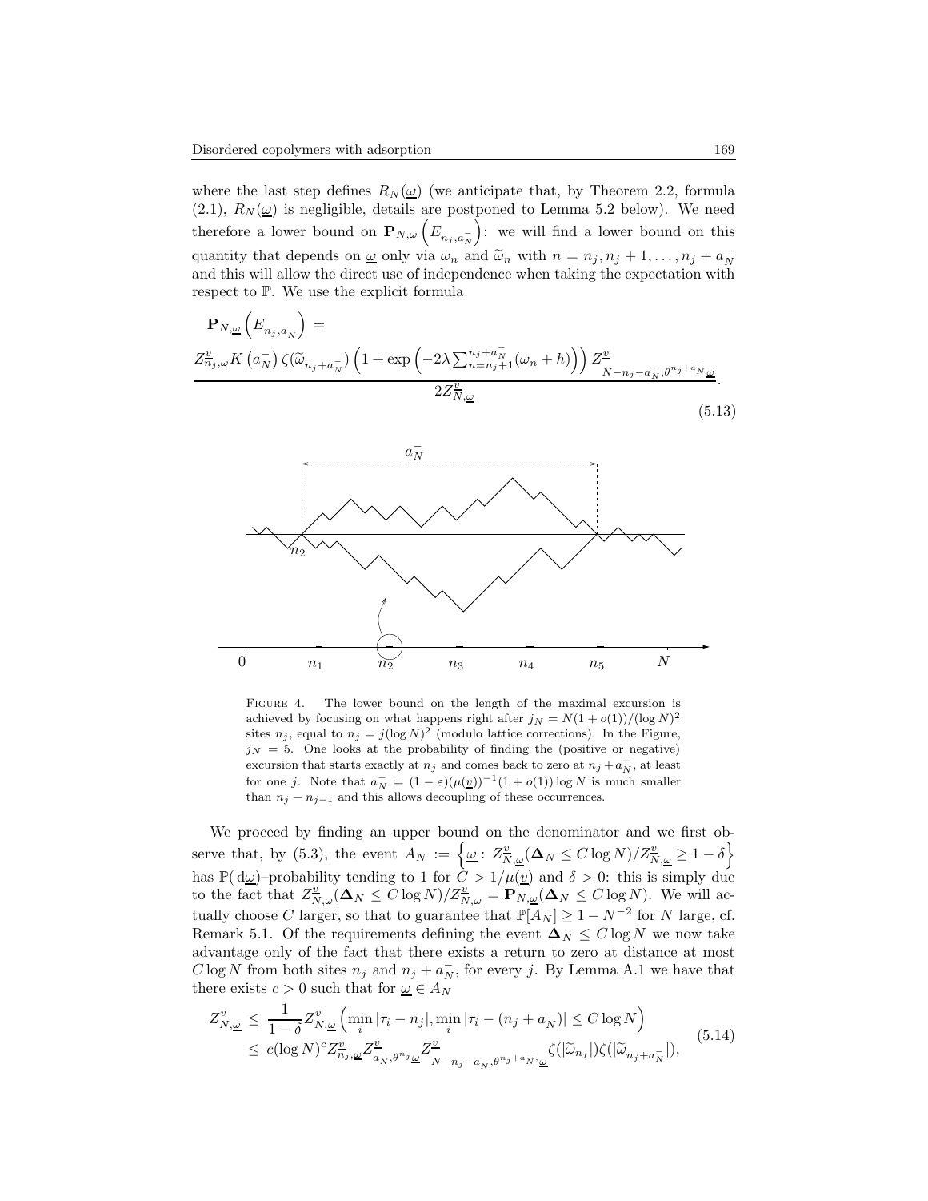where the last step defines $R_N(\underline{\omega})$ (we anticipate that, by Theorem 2.2, formula (2.1), $R_N(\underline{\omega})$ is negligible, details are postponed to Lemma 5.2 below). We need therefore a lower bound on $\mathbf{P}_{N,\omega}\left(E_{n_j,a_N^-}\right)$: we will find a lower bound on this quantity that depends on $\underline{\omega}$ only via $\omega_n$ and $\widetilde{\omega}_n$ with $n = n_j, n_j+1, \ldots, n_j + a_N^-$ and this will allow the direct use of independence when taking the expectation with respect to $\mathbb{P}$. We use the explicit formula

$$
\mathbf{P}_{N,\underline{\omega}}\left(E_{n_j,a_N^-}\right) = \frac{Z^{\underline{v}}_{n_j,\underline{\omega}} K\left(a_N^-\right) \zeta(\widetilde{\omega}_{n_j+a_N^-}) \left(1 + \exp\left(-2\lambda \sum_{n=n_j+1}^{n_j+a_N^-} (\omega_n + h)\right)\right) Z^{\underline{v}}_{N-n_j-a_N^-, \theta^{n_j+a_N^-}\underline{\omega}}}{2 Z^{\underline{v}}_{N,\underline{\omega}}}. \tag{5.13}
$$

Figure 4. The lower bound on the length of the maximal excursion is achieved by focusing on what happens right after $j_N = N(1+o(1))/(\log N)^2$ sites $n_j$, equal to $n_j = j(\log N)^2$ (modulo lattice corrections). In the Figure, $j_N = 5$. One looks at the probability of finding the (positive or negative) excursion that starts exactly at $n_j$ and comes back to zero at $n_j + a_N^-$, at least for one $j$. Note that $a_N^- = (1-\varepsilon)(\mu(\underline{v}))^{-1}(1+o(1)) \log N$ is much smaller than $n_j - n_{j-1}$ and this allows decoupling of these occurrences.

We proceed by finding an upper bound on the denominator and we first observe that, by (5.3), the event $A_N := \left\{\underline{\omega} : Z^{\underline{v}}_{N,\underline{\omega}}(\mathbf{\Delta}_N \le C \log N)/Z^{\underline{v}}_{N,\underline{\omega}} \ge 1 - \delta\right\}$ has $\mathbb{P}(\mathrm{d}\underline{\omega})$–probability tending to 1 for $C > 1/\mu(\underline{v})$ and $\delta > 0$: this is simply due to the fact that $Z^{\underline{v}}_{N,\underline{\omega}}(\mathbf{\Delta}_N \le C \log N)/Z^{\underline{v}}_{N,\underline{\omega}} = \mathbf{P}_{N,\underline{\omega}}(\mathbf{\Delta}_N \le C \log N)$. We will actually choose $C$ larger, so that to guarantee that $\mathbb{P}[A_N] \ge 1 - N^{-2}$ for $N$ large, cf. Remark 5.1. Of the requirements defining the event $\mathbf{\Delta}_N \le C \log N$ we now take advantage only of the fact that there exists a return to zero at distance at most $C \log N$ from both sites $n_j$ and $n_j + a_N^-$, for every $j$. By Lemma A.1 we have that there exists $c > 0$ such that for $\underline{\omega} \in A_N$

$$
\begin{aligned}
Z^{\underline{v}}_{N,\underline{\omega}} &\le \frac{1}{1-\delta} Z^{\underline{v}}_{N,\underline{\omega}}\left(\min_i |\tau_i - n_j|, \min_i |\tau_i - (n_j + a_N^-)| \le C \log N\right) \\
&\le c(\log N)^c Z^{\underline{v}}_{n_j,\underline{\omega}} Z^{\underline{v}}_{a_N^-,\theta^{n_j}\underline{\omega}} Z^{\underline{v}}_{N-n_j-a_N^-,\theta^{n_j+a_N^-}\cdot\underline{\omega}} \zeta(|\widetilde{\omega}_{n_j}|)\zeta(|\widetilde{\omega}_{n_j+a_N^-}|),
\end{aligned} \tag{5.14}
$$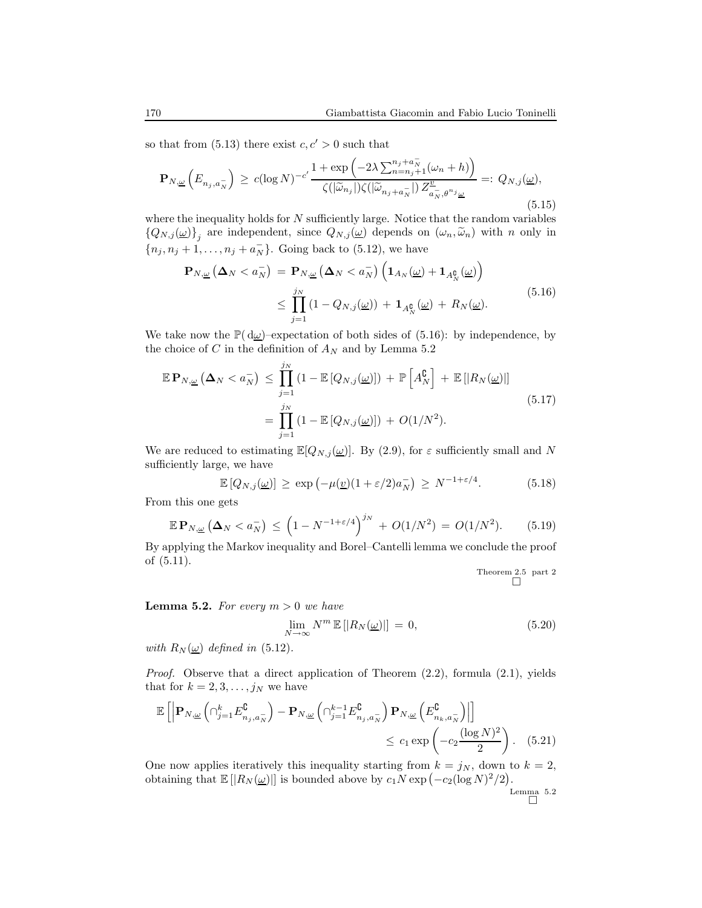so that from (5.13) there exist $c, c' > 0$ such that

$$\mathbf{P}_{N,\underline{\omega}}\left(E_{n_j,a_N^-}\right) \,\geq\, c(\log N)^{-c'} \frac{1+\exp\left(-2\lambda\sum_{n=n_j+1}^{n_j+a_N^-}(\omega_n+h)\right)}{\zeta(|\widetilde{\omega}_{n_j}|)\zeta(|\widetilde{\omega}_{n_j+a_N^-}|)\, Z^{\underline{v}}_{a_N^-,\theta^{n_j}\underline{\omega}}} =: Q_{N,j}(\underline{\omega}), \tag{5.15}$$

where the inequality holds for $N$ sufficiently large. Notice that the random variables $\{Q_{N,j}(\underline{\omega})\}_j$ are independent, since $Q_{N,j}(\underline{\omega})$ depends on $(\omega_n, \widetilde{\omega}_n)$ with $n$ only in $\{n_j, n_j+1, \ldots, n_j+a_N^-\}$. Going back to (5.12), we have

$$\begin{aligned}\mathbf{P}_{N,\underline{\omega}}\left(\mathbf{\Delta}_N < a_N^-\right) \,&=\, \mathbf{P}_{N,\underline{\omega}}\left(\mathbf{\Delta}_N < a_N^-\right)\left(\mathbf{1}_{A_N}(\underline{\omega}) + \mathbf{1}_{A_N^\complement}(\underline{\omega})\right) \\ &\leq\, \prod_{j=1}^{j_N}\left(1 - Q_{N,j}(\underline{\omega})\right) \,+\, \mathbf{1}_{A_N^\complement}(\underline{\omega}) \,+\, R_N(\underline{\omega}).\end{aligned} \tag{5.16}$$

We take now the $\mathbb{P}(\mathrm{d}\underline{\omega})$–expectation of both sides of (5.16): by independence, by the choice of $C$ in the definition of $A_N$ and by Lemma 5.2

$$\begin{aligned}\mathbb{E}\,\mathbf{P}_{N,\underline{\omega}}\left(\mathbf{\Delta}_N < a_N^-\right) \,&\leq\, \prod_{j=1}^{j_N}\left(1 - \mathbb{E}\left[Q_{N,j}(\underline{\omega})\right]\right) \,+\, \mathbb{P}\left[A_N^\complement\right] \,+\, \mathbb{E}\left[|R_N(\underline{\omega})|\right] \\ &=\, \prod_{j=1}^{j_N}\left(1 - \mathbb{E}\left[Q_{N,j}(\underline{\omega})\right]\right) \,+\, O(1/N^2).\end{aligned} \tag{5.17}$$

We are reduced to estimating $\mathbb{E}[Q_{N,j}(\underline{\omega})]$. By (2.9), for $\varepsilon$ sufficiently small and $N$ sufficiently large, we have

$$\mathbb{E}\left[Q_{N,j}(\underline{\omega})\right] \,\geq\, \exp\left(-\mu(\underline{v})(1+\varepsilon/2)a_N^-\right) \,\geq\, N^{-1+\varepsilon/4}. \tag{5.18}$$

From this one gets

$$\mathbb{E}\,\mathbf{P}_{N,\underline{\omega}}\left(\mathbf{\Delta}_N < a_N^-\right) \,\leq\, \left(1 - N^{-1+\varepsilon/4}\right)^{j_N} \,+\, O(1/N^2) \,=\, O(1/N^2). \tag{5.19}$$

By applying the Markov inequality and Borel–Cantelli lemma we conclude the proof of (5.11).

Theorem 2.5 part 2 □

**Lemma 5.2.** *For every $m > 0$ we have*

$$\lim_{N\to\infty} N^m\,\mathbb{E}\left[|R_N(\underline{\omega})|\right] \,=\, 0, \tag{5.20}$$

*with $R_N(\underline{\omega})$ defined in* (5.12).

*Proof.* Observe that a direct application of Theorem (2.2), formula (2.1), yields that for $k = 2, 3, \ldots, j_N$ we have

$$\begin{aligned}\mathbb{E}\left[\left|\mathbf{P}_{N,\underline{\omega}}\left(\cap_{j=1}^{k} E^\complement_{n_j,a_N^-}\right) - \mathbf{P}_{N,\underline{\omega}}\left(\cap_{j=1}^{k-1} E^\complement_{n_j,a_N^-}\right)\mathbf{P}_{N,\underline{\omega}}\left(E^\complement_{n_k,a_N^-}\right)\right|\right] \\ \leq\, c_1\exp\left(-c_2\frac{(\log N)^2}{2}\right).\end{aligned} \tag{5.21}$$

One now applies iteratively this inequality starting from $k = j_N$, down to $k = 2$, obtaining that $\mathbb{E}\left[|R_N(\underline{\omega})|\right]$ is bounded above by $c_1 N\exp\left(-c_2(\log N)^2/2\right)$.

Lemma 5.2 □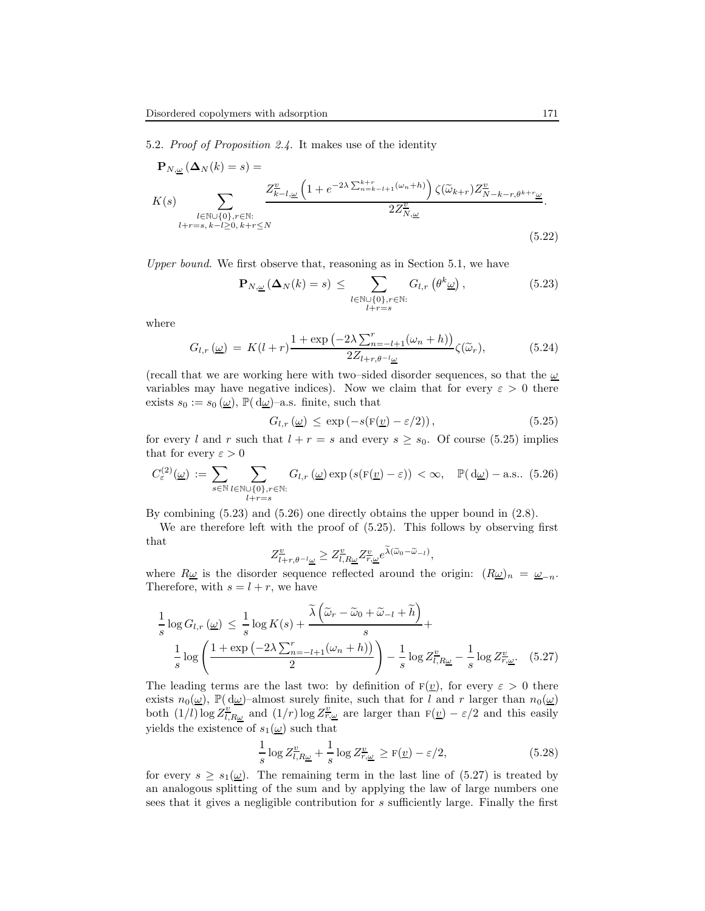5.2. *Proof of Proposition 2.4.* It makes use of the identity

$$
\mathbf{P}_{N,\underline{\omega}}\left(\mathbf{\Delta}_N(k)=s\right)=
$$

$$
K(s) \sum_{\substack{l\in\mathbb{N}\cup\{0\}, r\in\mathbb{N}:\\ l+r=s,\, k-l\geq 0,\, k+r\leq N}} \frac{Z^{\underline{v}}_{k-l,\underline{\omega}}\left(1+e^{-2\lambda\sum_{n=k-l+1}^{k+r}(\omega_n+h)}\right)\zeta(\widetilde{\omega}_{k+r})Z^{\underline{v}}_{N-k-r,\theta^{k+r}\underline{\omega}}}{2Z^{\underline{v}}_{N,\underline{\omega}}}. \tag{5.22}
$$

*Upper bound.* We first observe that, reasoning as in Section 5.1, we have

$$
\mathbf{P}_{N,\underline{\omega}}\left(\mathbf{\Delta}_N(k)=s\right) \leq \sum_{\substack{l\in\mathbb{N}\cup\{0\}, r\in\mathbb{N}:\\ l+r=s}} G_{l,r}\left(\theta^k\underline{\omega}\right), \tag{5.23}
$$

where

$$
G_{l,r}\left(\underline{\omega}\right) = K(l+r)\frac{1+\exp\left(-2\lambda\sum_{n=-l+1}^{r}(\omega_n+h)\right)}{2Z_{l+r,\theta^{-l}\underline{\omega}}}\zeta(\widetilde{\omega}_r), \tag{5.24}
$$

(recall that we are working here with two–sided disorder sequences, so that the $\underline{\omega}$ variables may have negative indices). Now we claim that for every $\varepsilon>0$ there exists $s_0 := s_0\left(\underline{\omega}\right)$, $\mathbb{P}(\,\mathrm{d}\underline{\omega})$–a.s. finite, such that

$$
G_{l,r}\left(\underline{\omega}\right) \leq \exp\left(-s(\mathrm{F}(\underline{v})-\varepsilon/2)\right), \tag{5.25}
$$

for every $l$ and $r$ such that $l+r=s$ and every $s\geq s_0$. Of course (5.25) implies that for every $\varepsilon>0$

$$
C^{(2)}_{\varepsilon}(\underline{\omega}) := \sum_{s\in\mathbb{N}}\sum_{\substack{l\in\mathbb{N}\cup\{0\}, r\in\mathbb{N}:\\ l+r=s}} G_{l,r}\left(\underline{\omega}\right)\exp\left(s(\mathrm{F}(\underline{v})-\varepsilon)\right) < \infty, \quad \mathbb{P}(\,\mathrm{d}\underline{\omega})-\text{a.s.}. \tag{5.26}
$$

By combining (5.23) and (5.26) one directly obtains the upper bound in (2.8).

We are therefore left with the proof of (5.25). This follows by observing first that

$$
Z^{\underline{v}}_{l+r,\theta^{-l}\underline{\omega}} \geq Z^{\underline{v}}_{l,R\underline{\omega}} Z^{\underline{v}}_{r,\underline{\omega}} e^{\widetilde{\lambda}(\widetilde{\omega}_0-\widetilde{\omega}_{-l})},
$$

where $R\underline{\omega}$ is the disorder sequence reflected around the origin: $(R\underline{\omega})_n = \underline{\omega}_{-n}$. Therefore, with $s=l+r$, we have

$$
\begin{aligned}
\frac{1}{s}\log G_{l,r}\left(\underline{\omega}\right) \leq{}& \frac{1}{s}\log K(s) + \frac{\widetilde{\lambda}\left(\widetilde{\omega}_r-\widetilde{\omega}_0+\widetilde{\omega}_{-l}+\widetilde{h}\right)}{s} + \\
&\frac{1}{s}\log\left(\frac{1+\exp\left(-2\lambda\sum_{n=-l+1}^{r}(\omega_n+h)\right)}{2}\right) - \frac{1}{s}\log Z^{\underline{v}}_{l,R\underline{\omega}} - \frac{1}{s}\log Z^{\underline{v}}_{r,\underline{\omega}}.
\end{aligned} \tag{5.27}
$$

The leading terms are the last two: by definition of $\mathrm{F}(\underline{v})$, for every $\varepsilon>0$ there exists $n_0(\underline{\omega})$, $\mathbb{P}(\,\mathrm{d}\underline{\omega})$–almost surely finite, such that for $l$ and $r$ larger than $n_0(\underline{\omega})$ both $(1/l)\log Z^{\underline{v}}_{l,R\underline{\omega}}$ and $(1/r)\log Z^{\underline{v}}_{r,\underline{\omega}}$ are larger than $\mathrm{F}(\underline{v})-\varepsilon/2$ and this easily yields the existence of $s_1(\underline{\omega})$ such that

$$
\frac{1}{s}\log Z^{\underline{v}}_{l,R\underline{\omega}} + \frac{1}{s}\log Z^{\underline{v}}_{r,\underline{\omega}} \geq \mathrm{F}(\underline{v})-\varepsilon/2, \tag{5.28}
$$

for every $s\geq s_1(\underline{\omega})$. The remaining term in the last line of (5.27) is treated by an analogous splitting of the sum and by applying the law of large numbers one sees that it gives a negligible contribution for $s$ sufficiently large. Finally the first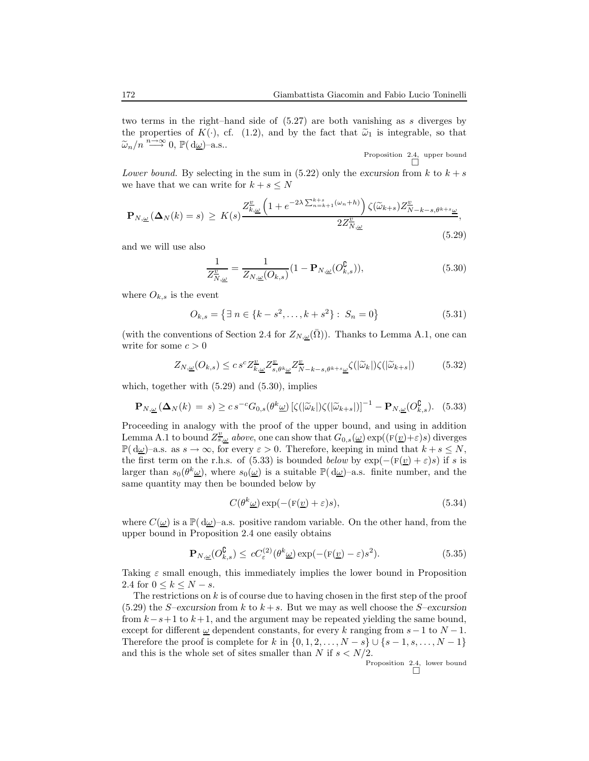two terms in the right–hand side of (5.27) are both vanishing as $s$ diverges by the properties of $K(\cdot)$, cf. (1.2), and by the fact that $\widetilde{\omega}_1$ is integrable, so that $\widetilde{\omega}_n/n \overset{n\to\infty}{\longrightarrow} 0$, $\mathbb{P}(\,\mathrm{d}\underline{\omega})$–a.s..

Proposition 2.4, upper bound □

*Lower bound.* By selecting in the sum in (5.22) only the excursion from $k$ to $k+s$ we have that we can write for $k+s \le N$

$$
\mathbf{P}_{N,\underline{\omega}}\left(\boldsymbol{\Delta}_N(k)=s\right) \ge K(s)\frac{Z^{\underline{v}}_{k,\underline{\omega}}\left(1+e^{-2\lambda\sum_{n=k+1}^{k+s}(\omega_n+h)}\right)\zeta(\widetilde{\omega}_{k+s})Z^{\underline{v}}_{N-k-s,\theta^{k+s}\underline{\omega}}}{2Z^{\underline{v}}_{N,\underline{\omega}}}, \tag{5.29}
$$

and we will use also

$$
\frac{1}{Z^{\underline{v}}_{N,\underline{\omega}}} = \frac{1}{Z_{N,\underline{\omega}}(O_{k,s})}(1-\mathbf{P}_{N,\underline{\omega}}(O^{\complement}_{k,s})), \tag{5.30}
$$

where $O_{k,s}$ is the event

$$
O_{k,s} = \left\{\exists\, n \in \{k-s^2,\dots,k+s^2\}:\ S_n = 0\right\} \tag{5.31}
$$

(with the conventions of Section 2.4 for $Z_{N,\underline{\omega}}(\bar{\Omega})$). Thanks to Lemma A.1, one can write for some $c>0$

$$
Z_{N,\underline{\omega}}(O_{k,s}) \le c\, s^c Z^{\underline{v}}_{k,\underline{\omega}} Z^{\underline{v}}_{s,\theta^k\underline{\omega}} Z^{\underline{v}}_{N-k-s,\theta^{k+s}\underline{\omega}}\zeta(|\widetilde{\omega}_k|)\zeta(|\widetilde{\omega}_{k+s}|) \tag{5.32}
$$

which, together with (5.29) and (5.30), implies

$$
\mathbf{P}_{N,\underline{\omega}}\left(\boldsymbol{\Delta}_N(k) = s\right) \ge c\, s^{-c} G_{0,s}(\theta^k\underline{\omega})\left[\zeta(|\widetilde{\omega}_k|)\zeta(|\widetilde{\omega}_{k+s}|)\right]^{-1} - \mathbf{P}_{N,\underline{\omega}}(O^{\complement}_{k,s}). \tag{5.33}
$$

Proceeding in analogy with the proof of the upper bound, and using in addition Lemma A.1 to bound $Z^{\underline{v}}_{s,\underline{\omega}}$ *above*, one can show that $G_{0,s}(\underline{\omega})\exp((\mathrm{F}(\underline{v})+\varepsilon)s)$ diverges $\mathbb{P}(\,\mathrm{d}\underline{\omega})$–a.s. as $s\to\infty$, for every $\varepsilon>0$. Therefore, keeping in mind that $k+s\le N$, the first term on the r.h.s. of (5.33) is bounded *below* by $\exp(-(\mathrm{F}(\underline{v})+\varepsilon)s)$ if $s$ is larger than $s_0(\theta^k\underline{\omega})$, where $s_0(\underline{\omega})$ is a suitable $\mathbb{P}(\,\mathrm{d}\underline{\omega})$–a.s. finite number, and the same quantity may then be bounded below by

$$
C(\theta^k\underline{\omega})\exp(-(\mathrm{F}(\underline{v})+\varepsilon)s), \tag{5.34}
$$

where $C(\underline{\omega})$ is a $\mathbb{P}(\,\mathrm{d}\underline{\omega})$–a.s. positive random variable. On the other hand, from the upper bound in Proposition 2.4 one easily obtains

$$
\mathbf{P}_{N,\underline{\omega}}(O^{\complement}_{k,s}) \le cC^{(2)}_{\varepsilon}(\theta^k\underline{\omega})\exp(-(\mathrm{F}(\underline{v})-\varepsilon)s^2). \tag{5.35}
$$

Taking $\varepsilon$ small enough, this immediately implies the lower bound in Proposition 2.4 for $0\le k\le N-s$.

The restrictions on $k$ is of course due to having chosen in the first step of the proof (5.29) the $S$–excursion from $k$ to $k+s$. But we may as well choose the $S$–excursion from $k-s+1$ to $k+1$, and the argument may be repeated yielding the same bound, except for different $\underline{\omega}$ dependent constants, for every $k$ ranging from $s-1$ to $N-1$. Therefore the proof is complete for $k$ in $\{0,1,2,\dots,N-s\}\cup\{s-1,s,\dots,N-1\}$ and this is the whole set of sites smaller than $N$ if $s<N/2$.

Proposition 2.4, lower bound □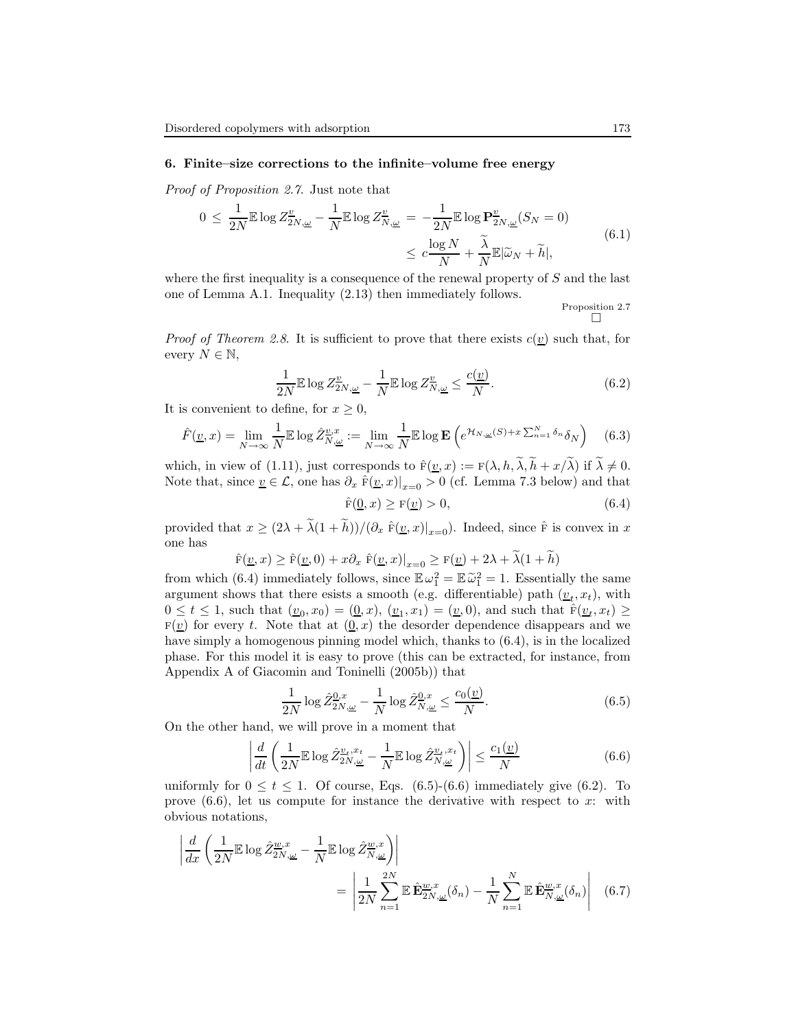## 6. Finite–size corrections to the infinite–volume free energy

*Proof of Proposition 2.7.* Just note that

$$
\begin{aligned}
0 \le \frac{1}{2N}\mathbb{E}\log Z^{\underline{v}}_{2N,\underline{\omega}} - \frac{1}{N}\mathbb{E}\log Z^{\underline{v}}_{N,\underline{\omega}} &= -\frac{1}{2N}\mathbb{E}\log \mathbf{P}^{\underline{v}}_{2N,\underline{\omega}}(S_N=0) \\
&\le c\frac{\log N}{N} + \frac{\widetilde{\lambda}}{N}\mathbb{E}|\widetilde{\omega}_N + \widetilde{h}|,
\end{aligned}
\tag{6.1}
$$

where the first inequality is a consequence of the renewal property of $S$ and the last one of Lemma A.1. Inequality (2.13) then immediately follows.

Proposition 2.7 □

*Proof of Theorem 2.8.* It is sufficient to prove that there exists $c(\underline{v})$ such that, for every $N \in \mathbb{N}$,

$$
\frac{1}{2N}\mathbb{E}\log Z^{\underline{v}}_{2N,\underline{\omega}} - \frac{1}{N}\mathbb{E}\log Z^{\underline{v}}_{N,\underline{\omega}} \le \frac{c(\underline{v})}{N}. \tag{6.2}
$$

It is convenient to define, for $x \ge 0$,

$$
\hat{F}(\underline{v},x) = \lim_{N\to\infty}\frac{1}{N}\mathbb{E}\log \hat{Z}^{\underline{v},x}_{N,\underline{\omega}} := \lim_{N\to\infty}\frac{1}{N}\mathbb{E}\log \mathbf{E}\left(e^{\mathcal{H}_{N,\underline{\omega}}(S)+x\sum_{n=1}^N \delta_n}\delta_N\right) \tag{6.3}
$$

which, in view of (1.11), just corresponds to $\hat{\mathrm{F}}(\underline{v},x) := \mathrm{F}(\lambda,h,\widetilde{\lambda},\widetilde{h}+x/\widetilde{\lambda})$ if $\widetilde{\lambda}\neq 0$. Note that, since $\underline{v}\in\mathcal{L}$, one has $\partial_x\,\hat{\mathrm{F}}(\underline{v},x)|_{x=0} > 0$ (cf. Lemma 7.3 below) and that

$$
\hat{\mathrm{F}}(\underline{0},x) \ge \mathrm{F}(\underline{v}) > 0, \tag{6.4}
$$

provided that $x \ge (2\lambda + \widetilde{\lambda}(1+\widetilde{h}))/(\partial_x\,\hat{\mathrm{F}}(\underline{v},x)|_{x=0})$. Indeed, since $\hat{\mathrm{F}}$ is convex in $x$ one has

$$
\hat{\mathrm{F}}(\underline{v},x) \ge \hat{\mathrm{F}}(\underline{v},0) + x\partial_x\,\hat{\mathrm{F}}(\underline{v},x)|_{x=0} \ge \mathrm{F}(\underline{v}) + 2\lambda + \widetilde{\lambda}(1+\widetilde{h})
$$

from which (6.4) immediately follows, since $\mathbb{E}\,\omega_1^2 = \mathbb{E}\,\widetilde{\omega}_1^2 = 1$. Essentially the same argument shows that there esists a smooth (e.g. differentiable) path $(\underline{v}_t, x_t)$, with $0\le t\le 1$, such that $(\underline{v}_0,x_0) = (\underline{0},x)$, $(\underline{v}_1,x_1) = (\underline{v},0)$, and such that $\hat{\mathrm{F}}(\underline{v}_t,x_t) \ge \mathrm{F}(\underline{v})$ for every $t$. Note that at $(\underline{0},x)$ the desorder dependence disappears and we have simply a homogenous pinning model which, thanks to (6.4), is in the localized phase. For this model it is easy to prove (this can be extracted, for instance, from Appendix A of Giacomin and Toninelli (2005b)) that

$$
\frac{1}{2N}\log \hat{Z}^{\underline{0},x}_{2N,\underline{\omega}} - \frac{1}{N}\log \hat{Z}^{\underline{0},x}_{N,\underline{\omega}} \le \frac{c_0(\underline{v})}{N}. \tag{6.5}
$$

On the other hand, we will prove in a moment that

$$
\left|\frac{d}{dt}\left(\frac{1}{2N}\mathbb{E}\log \hat{Z}^{\underline{v}_t,x_t}_{2N,\underline{\omega}} - \frac{1}{N}\mathbb{E}\log \hat{Z}^{\underline{v}_t,x_t}_{N,\underline{\omega}}\right)\right| \le \frac{c_1(\underline{v})}{N} \tag{6.6}
$$

uniformly for $0\le t\le 1$. Of course, Eqs. (6.5)-(6.6) immediately give (6.2). To prove (6.6), let us compute for instance the derivative with respect to $x$: with obvious notations,

$$
\begin{aligned}
&\left|\frac{d}{dx}\left(\frac{1}{2N}\mathbb{E}\log \hat{Z}^{\underline{w},x}_{2N,\underline{\omega}} - \frac{1}{N}\mathbb{E}\log \hat{Z}^{\underline{w},x}_{N,\underline{\omega}}\right)\right| \\
&\qquad\qquad = \left|\frac{1}{2N}\sum_{n=1}^{2N}\mathbb{E}\,\hat{\mathbf{E}}^{\underline{w},x}_{2N,\underline{\omega}}(\delta_n) - \frac{1}{N}\sum_{n=1}^{N}\mathbb{E}\,\hat{\mathbf{E}}^{\underline{w},x}_{N,\underline{\omega}}(\delta_n)\right|
\end{aligned}
\tag{6.7}
$$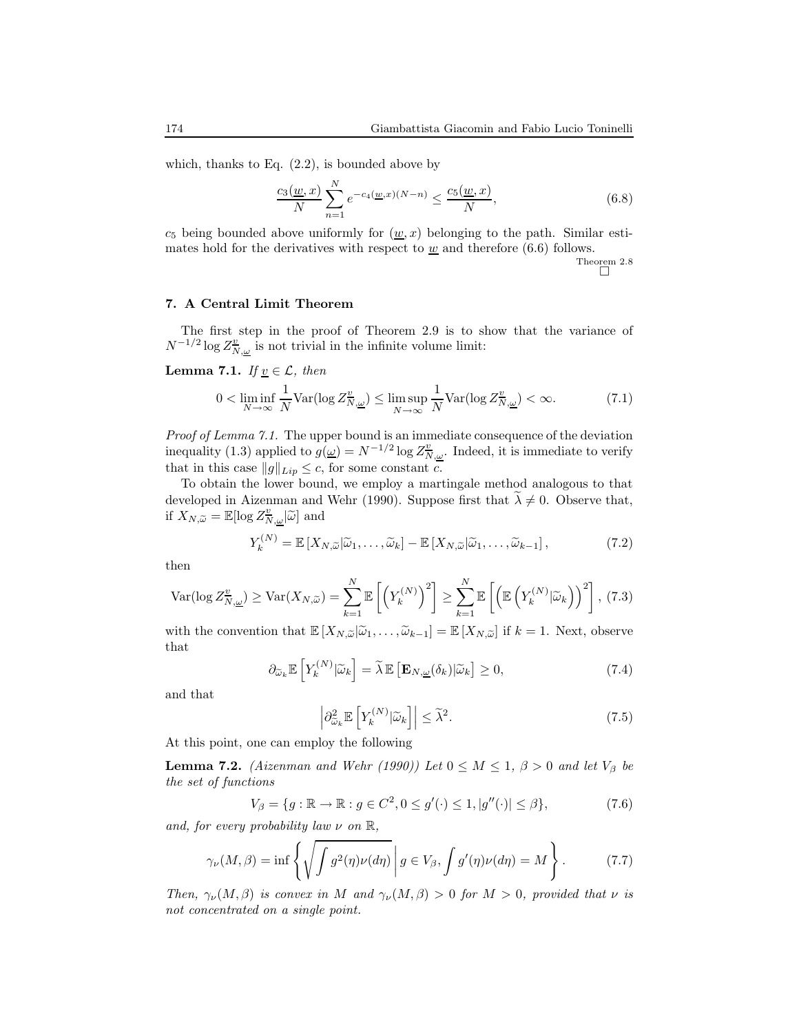which, thanks to Eq. (2.2), is bounded above by

$$\frac{c_3(\underline{w}, x)}{N} \sum_{n=1}^{N} e^{-c_4(\underline{w}, x)(N-n)} \le \frac{c_5(\underline{w}, x)}{N}, \tag{6.8}$$

$c_5$ being bounded above uniformly for $(\underline{w}, x)$ belonging to the path. Similar estimates hold for the derivatives with respect to $\underline{w}$ and therefore (6.6) follows.

Theorem 2.8 □

## 7. A Central Limit Theorem

The first step in the proof of Theorem 2.9 is to show that the variance of $N^{-1/2} \log Z^{\underline{v}}_{N,\underline{\omega}}$ is not trivial in the infinite volume limit:

**Lemma 7.1.** *If $\underline{v} \in \mathcal{L}$, then*

$$0 < \liminf_{N\to\infty} \frac{1}{N} \mathrm{Var}(\log Z^{\underline{v}}_{N,\underline{\omega}}) \le \limsup_{N\to\infty} \frac{1}{N} \mathrm{Var}(\log Z^{\underline{v}}_{N,\underline{\omega}}) < \infty. \tag{7.1}$$

*Proof of Lemma 7.1.* The upper bound is an immediate consequence of the deviation inequality (1.3) applied to $g(\underline{\omega}) = N^{-1/2} \log Z^{\underline{v}}_{N,\underline{\omega}}$. Indeed, it is immediate to verify that in this case $\|g\|_{Lip} \le c$, for some constant $c$.

To obtain the lower bound, we employ a martingale method analogous to that developed in Aizenman and Wehr (1990). Suppose first that $\widetilde{\lambda} \neq 0$. Observe that, if $X_{N,\widetilde{\omega}} = \mathbb{E}[\log Z^{\underline{v}}_{N,\underline{\omega}} | \widetilde{\omega}]$ and

$$Y_k^{(N)} = \mathbb{E}\left[X_{N,\widetilde{\omega}} | \widetilde{\omega}_1, \ldots, \widetilde{\omega}_k\right] - \mathbb{E}\left[X_{N,\widetilde{\omega}} | \widetilde{\omega}_1, \ldots, \widetilde{\omega}_{k-1}\right], \tag{7.2}$$

then

$$\mathrm{Var}(\log Z^{\underline{v}}_{N,\underline{\omega}}) \ge \mathrm{Var}(X_{N,\widetilde{\omega}}) = \sum_{k=1}^{N} \mathbb{E}\left[\left(Y_k^{(N)}\right)^2\right] \ge \sum_{k=1}^{N} \mathbb{E}\left[\left(\mathbb{E}\left(Y_k^{(N)} | \widetilde{\omega}_k\right)\right)^2\right], \tag{7.3}$$

with the convention that $\mathbb{E}\left[X_{N,\widetilde{\omega}} | \widetilde{\omega}_1, \ldots, \widetilde{\omega}_{k-1}\right] = \mathbb{E}\left[X_{N,\widetilde{\omega}}\right]$ if $k = 1$. Next, observe that

$$\partial_{\widetilde{\omega}_k} \mathbb{E}\left[Y_k^{(N)} | \widetilde{\omega}_k\right] = \widetilde{\lambda}\, \mathbb{E}\left[\mathbf{E}_{N,\underline{\omega}}(\delta_k) | \widetilde{\omega}_k\right] \ge 0, \tag{7.4}$$

and that

$$\left| \partial^2_{\widetilde{\omega}_k} \mathbb{E}\left[Y_k^{(N)} | \widetilde{\omega}_k\right] \right| \le \widetilde{\lambda}^2. \tag{7.5}$$

At this point, one can employ the following

**Lemma 7.2.** *(Aizenman and Wehr (1990)) Let $0 \le M \le 1$, $\beta > 0$ and let $V_\beta$ be the set of functions*

$$V_\beta = \{g : \mathbb{R} \to \mathbb{R} : g \in C^2, 0 \le g'(\cdot) \le 1, |g''(\cdot)| \le \beta\}, \tag{7.6}$$

*and, for every probability law $\nu$ on $\mathbb{R}$,*

$$\gamma_\nu(M, \beta) = \inf\left\{ \sqrt{\int g^2(\eta) \nu(d\eta)} \,\middle|\, g \in V_\beta, \int g'(\eta) \nu(d\eta) = M \right\}. \tag{7.7}$$

*Then, $\gamma_\nu(M, \beta)$ is convex in $M$ and $\gamma_\nu(M, \beta) > 0$ for $M > 0$, provided that $\nu$ is not concentrated on a single point.*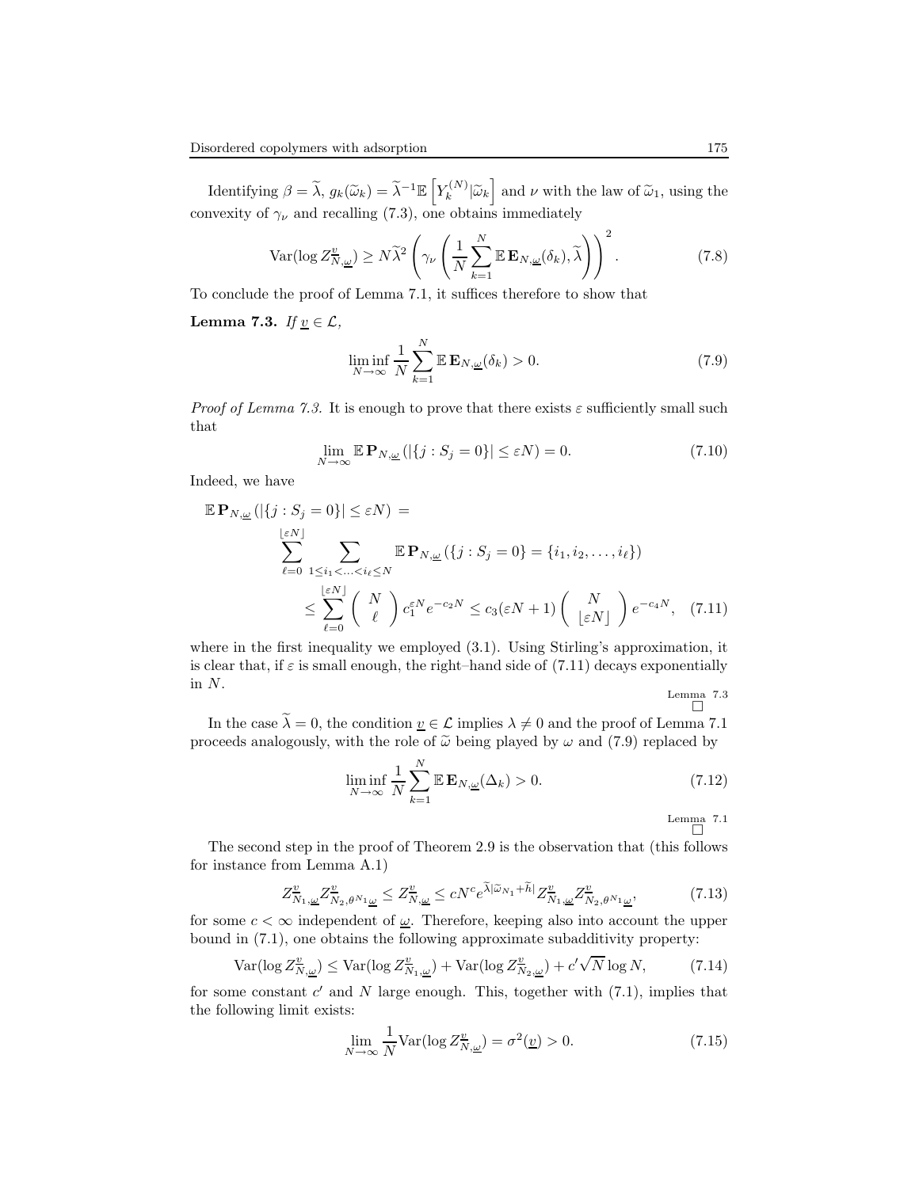Identifying $\beta = \widetilde{\lambda}$, $g_k(\widetilde{\omega}_k) = \widetilde{\lambda}^{-1}\mathbb{E}\left[Y_k^{(N)}|\widetilde{\omega}_k\right]$ and $\nu$ with the law of $\widetilde{\omega}_1$, using the convexity of $\gamma_\nu$ and recalling (7.3), one obtains immediately

$$\mathrm{Var}(\log Z_{N,\underline{\omega}}^{\underline{v}}) \geq N\widetilde{\lambda}^2 \left(\gamma_\nu\left(\frac{1}{N}\sum_{k=1}^{N}\mathbb{E}\,\mathbf{E}_{N,\underline{\omega}}(\delta_k), \widetilde{\lambda}\right)\right)^2. \tag{7.8}$$

To conclude the proof of Lemma 7.1, it suffices therefore to show that

**Lemma 7.3.** *If $\underline{v} \in \mathcal{L}$,*

$$\liminf_{N\to\infty} \frac{1}{N}\sum_{k=1}^{N}\mathbb{E}\,\mathbf{E}_{N,\underline{\omega}}(\delta_k) > 0. \tag{7.9}$$

*Proof of Lemma 7.3.* It is enough to prove that there exists $\varepsilon$ sufficiently small such that

$$\lim_{N\to\infty}\mathbb{E}\,\mathbf{P}_{N,\underline{\omega}}\left(|\{j : S_j = 0\}| \leq \varepsilon N\right) = 0. \tag{7.10}$$

Indeed, we have

$$\begin{aligned}
\mathbb{E}\,\mathbf{P}_{N,\underline{\omega}}&\left(|\{j : S_j = 0\}| \leq \varepsilon N\right) = \\
&\sum_{\ell=0}^{\lfloor \varepsilon N\rfloor}\sum_{1\leq i_1<\ldots<i_\ell\leq N}\mathbb{E}\,\mathbf{P}_{N,\underline{\omega}}\left(\{j : S_j = 0\} = \{i_1, i_2, \ldots, i_\ell\}\right) \\
&\leq \sum_{\ell=0}^{\lfloor \varepsilon N\rfloor}\binom{N}{\ell}c_1^{\varepsilon N}e^{-c_2 N} \leq c_3(\varepsilon N + 1)\binom{N}{\lfloor \varepsilon N\rfloor}e^{-c_4 N},
\end{aligned} \tag{7.11}$$

where in the first inequality we employed (3.1). Using Stirling's approximation, it is clear that, if $\varepsilon$ is small enough, the right–hand side of (7.11) decays exponentially in $N$.

$\square$ Lemma 7.3

In the case $\widetilde{\lambda} = 0$, the condition $\underline{v} \in \mathcal{L}$ implies $\lambda \neq 0$ and the proof of Lemma 7.1 proceeds analogously, with the role of $\widetilde{\omega}$ being played by $\omega$ and (7.9) replaced by

$$\liminf_{N\to\infty} \frac{1}{N}\sum_{k=1}^{N}\mathbb{E}\,\mathbf{E}_{N,\underline{\omega}}(\Delta_k) > 0. \tag{7.12}$$

$\square$ Lemma 7.1

The second step in the proof of Theorem 2.9 is the observation that (this follows for instance from Lemma A.1)

$$Z_{N_1,\underline{\omega}}^{\underline{v}} Z_{N_2,\theta^{N_1}\underline{\omega}}^{\underline{v}} \leq Z_{N,\underline{\omega}}^{\underline{v}} \leq cN^c e^{\widetilde{\lambda}|\widetilde{\omega}_{N_1}+\widetilde{h}|} Z_{N_1,\underline{\omega}}^{\underline{v}} Z_{N_2,\theta^{N_1}\underline{\omega}}^{\underline{v}}, \tag{7.13}$$

for some $c < \infty$ independent of $\underline{\omega}$. Therefore, keeping also into account the upper bound in (7.1), one obtains the following approximate subadditivity property:

$$\mathrm{Var}(\log Z_{N,\underline{\omega}}^{\underline{v}}) \leq \mathrm{Var}(\log Z_{N_1,\underline{\omega}}^{\underline{v}}) + \mathrm{Var}(\log Z_{N_2,\underline{\omega}}^{\underline{v}}) + c'\sqrt{N}\log N, \tag{7.14}$$

for some constant $c'$ and $N$ large enough. This, together with (7.1), implies that the following limit exists:

$$\lim_{N\to\infty}\frac{1}{N}\mathrm{Var}(\log Z_{N,\underline{\omega}}^{\underline{v}}) = \sigma^2(\underline{v}) > 0. \tag{7.15}$$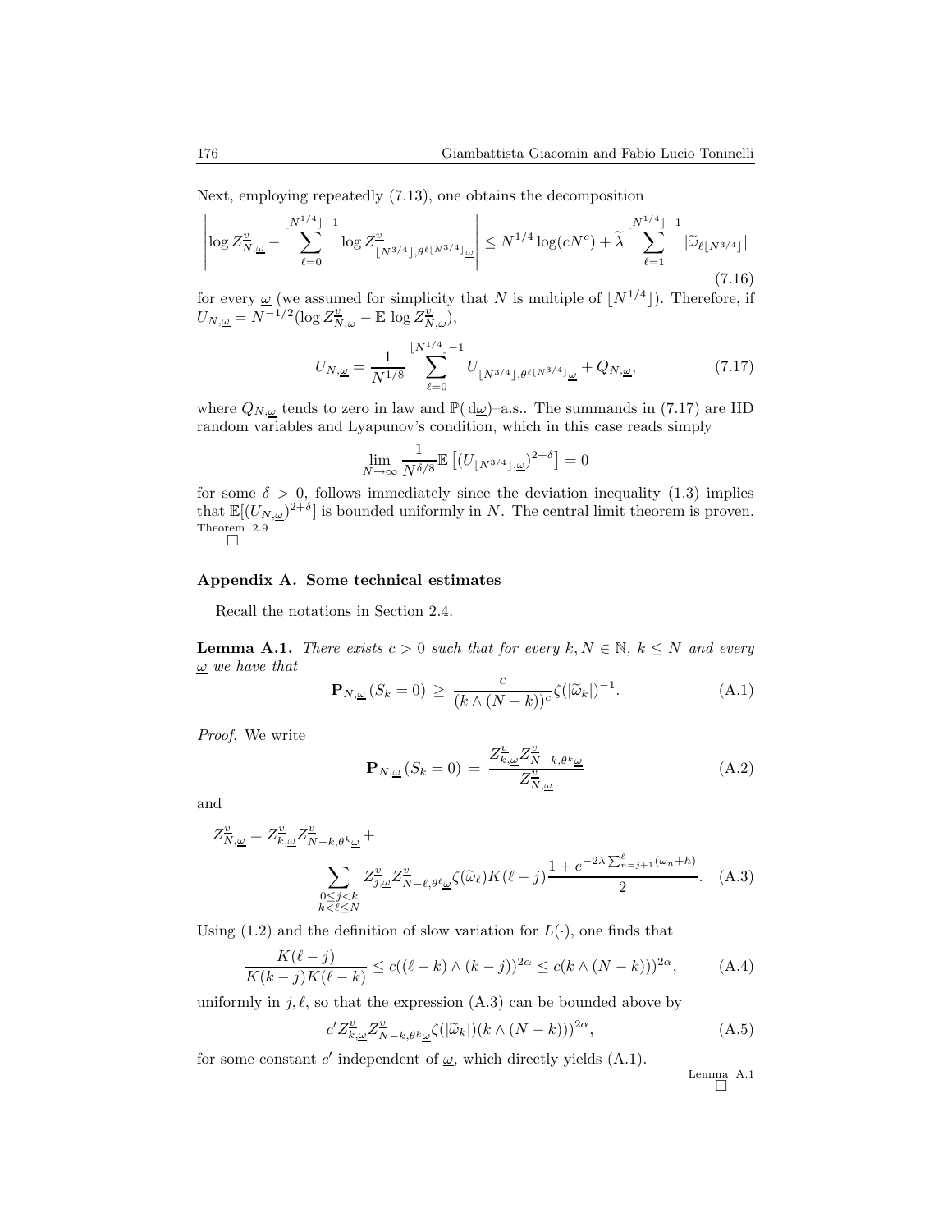Next, employing repeatedly (7.13), one obtains the decomposition

$$\left| \log Z^{\underline{v}}_{N,\underline{\omega}} - \sum_{\ell=0}^{\lfloor N^{1/4} \rfloor -1} \log Z^{\underline{v}}_{\lfloor N^{3/4} \rfloor, \theta^{\ell \lfloor N^{3/4} \rfloor} \underline{\omega}} \right| \le N^{1/4} \log(cN^c) + \widetilde{\lambda} \sum_{\ell=1}^{\lfloor N^{1/4} \rfloor -1} |\widetilde{\omega}_{\ell \lfloor N^{3/4} \rfloor}| \tag{7.16}$$

for every $\underline{\omega}$ (we assumed for simplicity that $N$ is multiple of $\lfloor N^{1/4} \rfloor$). Therefore, if $U_{N,\underline{\omega}} = N^{-1/2}(\log Z^{\underline{v}}_{N,\underline{\omega}} - \mathbb{E} \log Z^{\underline{v}}_{N,\underline{\omega}})$,

$$U_{N,\underline{\omega}} = \frac{1}{N^{1/8}} \sum_{\ell=0}^{\lfloor N^{1/4} \rfloor -1} U_{\lfloor N^{3/4} \rfloor, \theta^{\ell \lfloor N^{3/4} \rfloor} \underline{\omega}} + Q_{N,\underline{\omega}}, \tag{7.17}$$

where $Q_{N,\underline{\omega}}$ tends to zero in law and $\mathbb{P}(\mathrm{d}\underline{\omega})$–a.s.. The summands in (7.17) are IID random variables and Lyapunov's condition, which in this case reads simply

$$\lim_{N \to \infty} \frac{1}{N^{\delta/8}} \mathbb{E}\left[ (U_{\lfloor N^{3/4} \rfloor, \underline{\omega}})^{2+\delta} \right] = 0$$

for some $\delta > 0$, follows immediately since the deviation inequality (1.3) implies that $\mathbb{E}[(U_{N,\underline{\omega}})^{2+\delta}]$ is bounded uniformly in $N$. The central limit theorem is proven.

Theorem 2.9 □

## Appendix A. Some technical estimates

Recall the notations in Section 2.4.

**Lemma A.1.** *There exists $c > 0$ such that for every $k, N \in \mathbb{N}$, $k \le N$ and every $\underline{\omega}$ we have that*

$$\mathbf{P}_{N,\underline{\omega}}(S_k = 0) \ \ge \ \frac{c}{(k \wedge (N-k))^c} \zeta(|\widetilde{\omega}_k|)^{-1}. \tag{A.1}$$

*Proof.* We write

$$\mathbf{P}_{N,\underline{\omega}}(S_k = 0) \ = \ \frac{Z^{\underline{v}}_{k,\underline{\omega}} Z^{\underline{v}}_{N-k,\theta^k \underline{\omega}}}{Z^{\underline{v}}_{N,\underline{\omega}}} \tag{A.2}$$

and

$$Z^{\underline{v}}_{N,\underline{\omega}} = Z^{\underline{v}}_{k,\underline{\omega}} Z^{\underline{v}}_{N-k,\theta^k \underline{\omega}} + \sum_{\substack{0 \le j < k \\ k < \ell \le N}} Z^{\underline{v}}_{j,\underline{\omega}} Z^{\underline{v}}_{N-\ell,\theta^\ell \underline{\omega}} \zeta(\widetilde{\omega}_\ell) K(\ell - j) \frac{1 + e^{-2\lambda \sum_{n=j+1}^{\ell} (\omega_n + h)}}{2}. \tag{A.3}$$

Using (1.2) and the definition of slow variation for $L(\cdot)$, one finds that

$$\frac{K(\ell - j)}{K(k-j) K(\ell - k)} \le c((\ell - k) \wedge (k-j))^{2\alpha} \le c(k \wedge (N-k)))^{2\alpha}, \tag{A.4}$$

uniformly in $j, \ell$, so that the expression (A.3) can be bounded above by

$$c' Z^{\underline{v}}_{k,\underline{\omega}} Z^{\underline{v}}_{N-k,\theta^k \underline{\omega}} \zeta(|\widetilde{\omega}_k|)(k \wedge (N-k)))^{2\alpha}, \tag{A.5}$$

for some constant $c'$ independent of $\underline{\omega}$, which directly yields (A.1).

Lemma A.1 □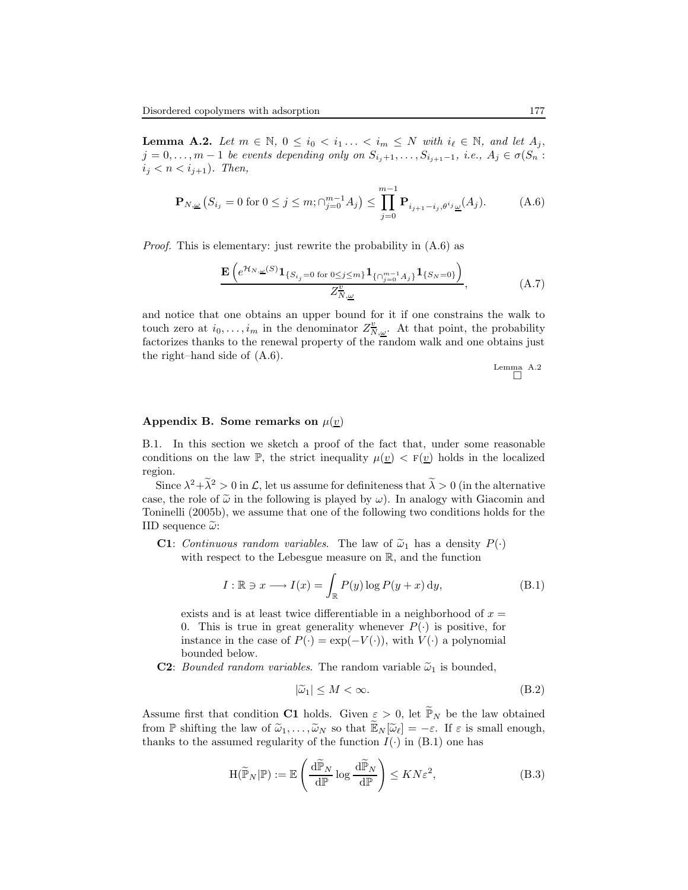**Lemma A.2.** *Let $m \in \mathbb{N}$, $0 \le i_0 < i_1 \ldots < i_m \le N$ with $i_\ell \in \mathbb{N}$, and let $A_j$, $j = 0, \ldots, m-1$ be events depending only on $S_{i_j+1}, \ldots, S_{i_{j+1}-1}$, i.e., $A_j \in \sigma(S_n : i_j < n < i_{j+1})$. Then,*

$$\mathbf{P}_{N,\underline{\omega}}\left(S_{i_j} = 0 \text{ for } 0 \le j \le m; \cap_{j=0}^{m-1} A_j\right) \le \prod_{j=0}^{m-1} \mathbf{P}_{i_{j+1}-i_j, \theta^{i_j}\underline{\omega}}(A_j). \tag{A.6}$$

*Proof.* This is elementary: just rewrite the probability in (A.6) as

$$\frac{\mathbf{E}\left(e^{\mathcal{H}_{N,\underline{\omega}}(S)} \mathbf{1}_{\{S_{i_j}=0 \text{ for } 0\le j\le m\}} \mathbf{1}_{\{\cap_{j=0}^{m-1} A_j\}} \mathbf{1}_{\{S_N=0\}}\right)}{Z^{\underline{v}}_{N,\underline{\omega}}}, \tag{A.7}$$

and notice that one obtains an upper bound for it if one constrains the walk to touch zero at $i_0, \ldots, i_m$ in the denominator $Z^{\underline{v}}_{N,\underline{\omega}}$. At that point, the probability factorizes thanks to the renewal property of the random walk and one obtains just the right–hand side of (A.6).

Lemma A.2 □

## Appendix B. Some remarks on $\mu(\underline{v})$

B.1. In this section we sketch a proof of the fact that, under some reasonable conditions on the law $\mathbb{P}$, the strict inequality $\mu(\underline{v}) < \mathrm{F}(\underline{v})$ holds in the localized region.

Since $\lambda^2 + \widetilde{\lambda}^2 > 0$ in $\mathcal{L}$, let us assume for definiteness that $\widetilde{\lambda} > 0$ (in the alternative case, the role of $\widetilde{\omega}$ in the following is played by $\omega$). In analogy with Giacomin and Toninelli (2005b), we assume that one of the following two conditions holds for the IID sequence $\widetilde{\omega}$:

**C1**: *Continuous random variables*. The law of $\widetilde{\omega}_1$ has a density $P(\cdot)$ with respect to the Lebesgue measure on $\mathbb{R}$, and the function

$$I : \mathbb{R} \ni x \longrightarrow I(x) = \int_{\mathbb{R}} P(y) \log P(y+x)\,\mathrm{d}y, \tag{B.1}$$

exists and is at least twice differentiable in a neighborhood of $x = 0$. This is true in great generality whenever $P(\cdot)$ is positive, for instance in the case of $P(\cdot) = \exp(-V(\cdot))$, with $V(\cdot)$ a polynomial bounded below.

**C2**: *Bounded random variables*. The random variable $\widetilde{\omega}_1$ is bounded,

$$|\widetilde{\omega}_1| \le M < \infty. \tag{B.2}$$

Assume first that condition **C1** holds. Given $\varepsilon > 0$, let $\widetilde{\mathbb{P}}_N$ be the law obtained from $\mathbb{P}$ shifting the law of $\widetilde{\omega}_1, \ldots, \widetilde{\omega}_N$ so that $\widetilde{\mathbb{E}}_N[\widetilde{\omega}_\ell] = -\varepsilon$. If $\varepsilon$ is small enough, thanks to the assumed regularity of the function $I(\cdot)$ in (B.1) one has

$$\mathrm{H}(\widetilde{\mathbb{P}}_N|\mathbb{P}) := \mathbb{E}\left(\frac{\mathrm{d}\widetilde{\mathbb{P}}_N}{\mathrm{d}\mathbb{P}} \log \frac{\mathrm{d}\widetilde{\mathbb{P}}_N}{\mathrm{d}\mathbb{P}}\right) \le KN\varepsilon^2, \tag{B.3}$$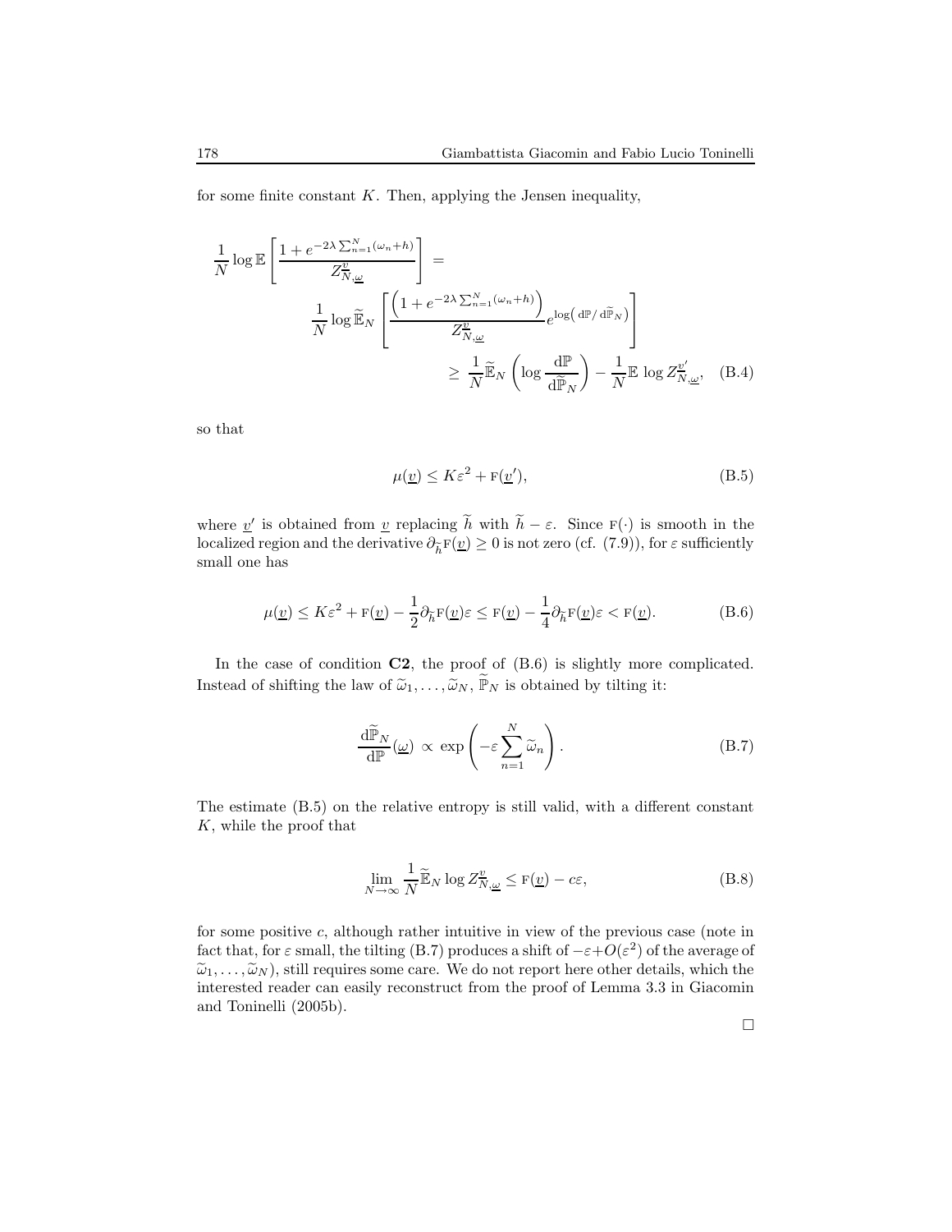for some finite constant $K$. Then, applying the Jensen inequality,

$$
\begin{aligned}
\frac{1}{N}\log \mathbb{E}\left[\frac{1+e^{-2\lambda\sum_{n=1}^{N}(\omega_n+h)}}{Z^{\underline{v}}_{N,\underline{\omega}}}\right] &= \\
&\frac{1}{N}\log \widetilde{\mathbb{E}}_N\left[\frac{\left(1+e^{-2\lambda\sum_{n=1}^{N}(\omega_n+h)}\right)}{Z^{\underline{v}}_{N,\underline{\omega}}}e^{\log\left(\,\mathrm{d}\mathbb{P}/\,\mathrm{d}\widetilde{\mathbb{P}}_N\right)}\right] \\
&\qquad \geq \frac{1}{N}\widetilde{\mathbb{E}}_N\left(\log\frac{\mathrm{d}\mathbb{P}}{\mathrm{d}\widetilde{\mathbb{P}}_N}\right)-\frac{1}{N}\mathbb{E}\,\log Z^{\underline{v}'}_{N,\underline{\omega}},
\end{aligned}
\tag{B.4}
$$

so that

$$
\mu(\underline{v}) \leq K\varepsilon^2 + \mathrm{F}(\underline{v}'), \tag{B.5}
$$

where $\underline{v}'$ is obtained from $\underline{v}$ replacing $\widetilde{h}$ with $\widetilde{h}-\varepsilon$. Since $\mathrm{F}(\cdot)$ is smooth in the localized region and the derivative $\partial_{\widetilde{h}}\mathrm{F}(\underline{v}) \geq 0$ is not zero (cf. (7.9)), for $\varepsilon$ sufficiently small one has

$$
\mu(\underline{v}) \leq K\varepsilon^2 + \mathrm{F}(\underline{v}) - \frac{1}{2}\partial_{\widetilde{h}}\mathrm{F}(\underline{v})\varepsilon \leq \mathrm{F}(\underline{v}) - \frac{1}{4}\partial_{\widetilde{h}}\mathrm{F}(\underline{v})\varepsilon < \mathrm{F}(\underline{v}). \tag{B.6}
$$

In the case of condition **C2**, the proof of (B.6) is slightly more complicated. Instead of shifting the law of $\widetilde{\omega}_1,\ldots,\widetilde{\omega}_N$, $\widetilde{\mathbb{P}}_N$ is obtained by tilting it:

$$
\frac{\mathrm{d}\widetilde{\mathbb{P}}_N}{\mathrm{d}\mathbb{P}}(\underline{\omega}) \,\propto\, \exp\left(-\varepsilon\sum_{n=1}^{N}\widetilde{\omega}_n\right). \tag{B.7}
$$

The estimate (B.5) on the relative entropy is still valid, with a different constant $K$, while the proof that

$$
\lim_{N\to\infty}\frac{1}{N}\widetilde{\mathbb{E}}_N \log Z^{\underline{v}}_{N,\underline{\omega}} \leq \mathrm{F}(\underline{v}) - c\varepsilon, \tag{B.8}
$$

for some positive $c$, although rather intuitive in view of the previous case (note in fact that, for $\varepsilon$ small, the tilting (B.7) produces a shift of $-\varepsilon+O(\varepsilon^2)$ of the average of $\widetilde{\omega}_1,\ldots,\widetilde{\omega}_N$), still requires some care. We do not report here other details, which the interested reader can easily reconstruct from the proof of Lemma 3.3 in Giacomin and Toninelli (2005b).

□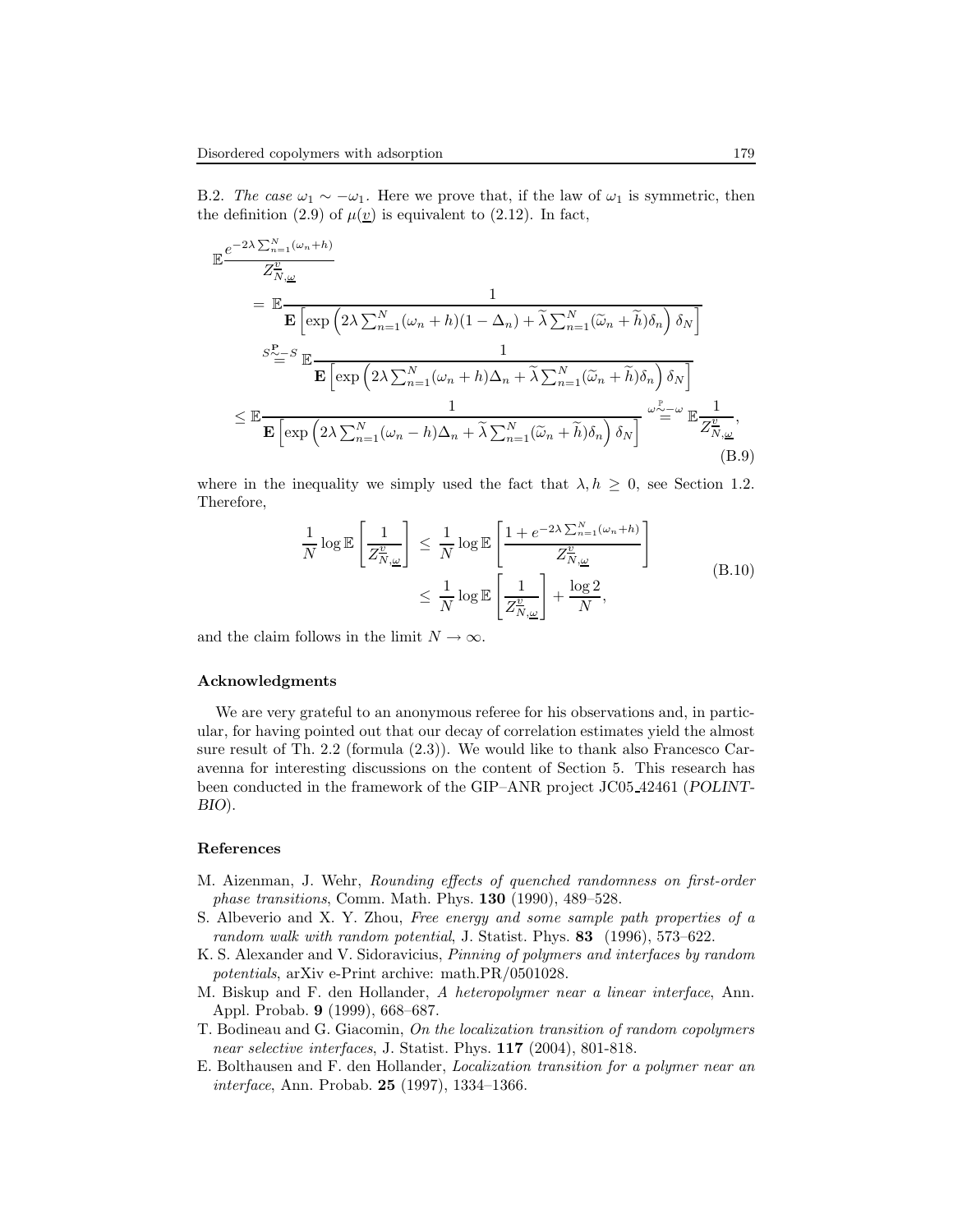B.2. *The case* $\omega_1 \sim -\omega_1$. Here we prove that, if the law of $\omega_1$ is symmetric, then the definition (2.9) of $\mu(\underline{v})$ is equivalent to (2.12). In fact,

$$
\begin{aligned}
\mathbb{E}&\frac{e^{-2\lambda\sum_{n=1}^N(\omega_n+h)}}{Z_{N,\underline{\omega}}^{\underline{v}}} \\
&= \mathbb{E}\frac{1}{\mathbf{E}\left[\exp\left(2\lambda\sum_{n=1}^N(\omega_n+h)(1-\Delta_n)+\widetilde{\lambda}\sum_{n=1}^N(\widetilde{\omega}_n+\widetilde{h})\delta_n\right)\delta_N\right]} \\
&\overset{S\overset{\mathbf{P}}{\sim}-S}{=} \mathbb{E}\frac{1}{\mathbf{E}\left[\exp\left(2\lambda\sum_{n=1}^N(\omega_n+h)\Delta_n+\widetilde{\lambda}\sum_{n=1}^N(\widetilde{\omega}_n+\widetilde{h})\delta_n\right)\delta_N\right]} \\
&\le \mathbb{E}\frac{1}{\mathbf{E}\left[\exp\left(2\lambda\sum_{n=1}^N(\omega_n-h)\Delta_n+\widetilde{\lambda}\sum_{n=1}^N(\widetilde{\omega}_n+\widetilde{h})\delta_n\right)\delta_N\right]} \overset{\omega\overset{\mathbb{P}}{\sim}-\omega}{=} \mathbb{E}\frac{1}{Z_{N,\underline{\omega}}^{\underline{v}}},
\end{aligned}
\tag{B.9}
$$

where in the inequality we simply used the fact that $\lambda, h \geq 0$, see Section 1.2. Therefore,

$$
\begin{aligned}
\frac{1}{N}\log\mathbb{E}\left[\frac{1}{Z_{N,\underline{\omega}}^{\underline{v}}}\right] &\le \frac{1}{N}\log\mathbb{E}\left[\frac{1+e^{-2\lambda\sum_{n=1}^N(\omega_n+h)}}{Z_{N,\underline{\omega}}^{\underline{v}}}\right] \\
&\le \frac{1}{N}\log\mathbb{E}\left[\frac{1}{Z_{N,\underline{\omega}}^{\underline{v}}}\right]+\frac{\log 2}{N},
\end{aligned}
\tag{B.10}
$$

and the claim follows in the limit $N \to \infty$.

## Acknowledgments

We are very grateful to an anonymous referee for his observations and, in particular, for having pointed out that our decay of correlation estimates yield the almost sure result of Th. 2.2 (formula (2.3)). We would like to thank also Francesco Caravenna for interesting discussions on the content of Section 5. This research has been conducted in the framework of the GIP–ANR project JC05_42461 (*POLINT-BIO*).

## References

M. Aizenman, J. Wehr, *Rounding effects of quenched randomness on first-order phase transitions*, Comm. Math. Phys. **130** (1990), 489–528.

S. Albeverio and X. Y. Zhou, *Free energy and some sample path properties of a random walk with random potential*, J. Statist. Phys. **83** (1996), 573–622.

K. S. Alexander and V. Sidoravicius, *Pinning of polymers and interfaces by random potentials*, arXiv e-Print archive: math.PR/0501028.

M. Biskup and F. den Hollander, *A heteropolymer near a linear interface*, Ann. Appl. Probab. **9** (1999), 668–687.

T. Bodineau and G. Giacomin, *On the localization transition of random copolymers near selective interfaces*, J. Statist. Phys. **117** (2004), 801-818.

E. Bolthausen and F. den Hollander, *Localization transition for a polymer near an interface*, Ann. Probab. **25** (1997), 1334–1366.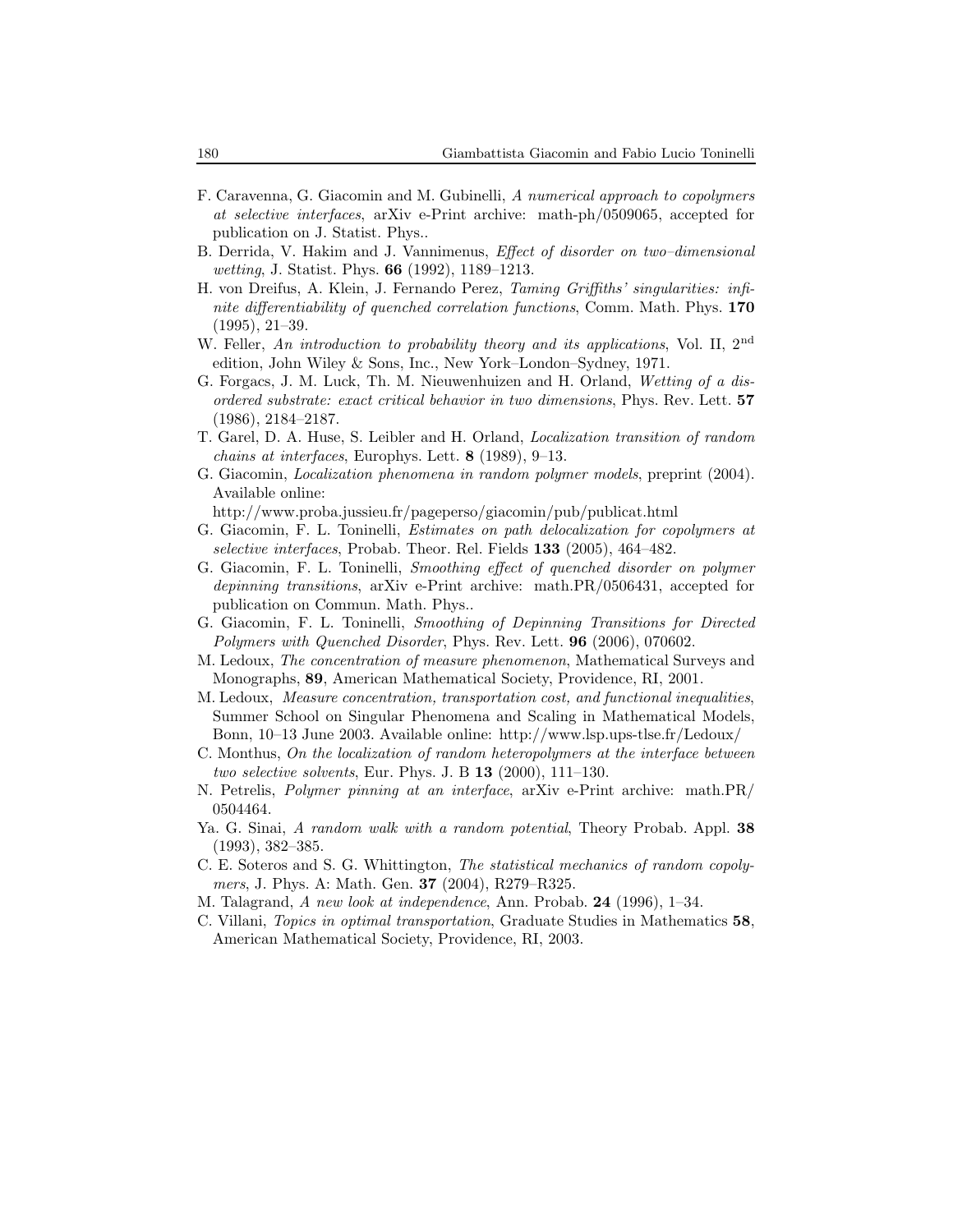- F. Caravenna, G. Giacomin and M. Gubinelli, *A numerical approach to copolymers at selective interfaces*, arXiv e-Print archive: math-ph/0509065, accepted for publication on J. Statist. Phys..
- B. Derrida, V. Hakim and J. Vannimenus, *Effect of disorder on two–dimensional wetting*, J. Statist. Phys. **66** (1992), 1189–1213.
- H. von Dreifus, A. Klein, J. Fernando Perez, *Taming Griffiths' singularities: infinite differentiability of quenched correlation functions*, Comm. Math. Phys. **170** (1995), 21–39.
- W. Feller, *An introduction to probability theory and its applications*, Vol. II, 2$^{\text{nd}}$ edition, John Wiley & Sons, Inc., New York–London–Sydney, 1971.
- G. Forgacs, J. M. Luck, Th. M. Nieuwenhuizen and H. Orland, *Wetting of a disordered substrate: exact critical behavior in two dimensions*, Phys. Rev. Lett. **57** (1986), 2184–2187.
- T. Garel, D. A. Huse, S. Leibler and H. Orland, *Localization transition of random chains at interfaces*, Europhys. Lett. **8** (1989), 9–13.
- G. Giacomin, *Localization phenomena in random polymer models*, preprint (2004). Available online: http://www.proba.jussieu.fr/pageperso/giacomin/pub/publicat.html
- G. Giacomin, F. L. Toninelli, *Estimates on path delocalization for copolymers at selective interfaces*, Probab. Theor. Rel. Fields **133** (2005), 464–482.
- G. Giacomin, F. L. Toninelli, *Smoothing effect of quenched disorder on polymer depinning transitions*, arXiv e-Print archive: math.PR/0506431, accepted for publication on Commun. Math. Phys..
- G. Giacomin, F. L. Toninelli, *Smoothing of Depinning Transitions for Directed Polymers with Quenched Disorder*, Phys. Rev. Lett. **96** (2006), 070602.
- M. Ledoux, *The concentration of measure phenomenon*, Mathematical Surveys and Monographs, **89**, American Mathematical Society, Providence, RI, 2001.
- M. Ledoux, *Measure concentration, transportation cost, and functional inequalities*, Summer School on Singular Phenomena and Scaling in Mathematical Models, Bonn, 10–13 June 2003. Available online: http://www.lsp.ups-tlse.fr/Ledoux/
- C. Monthus, *On the localization of random heteropolymers at the interface between two selective solvents*, Eur. Phys. J. B **13** (2000), 111–130.
- N. Petrelis, *Polymer pinning at an interface*, arXiv e-Print archive: math.PR/0504464.
- Ya. G. Sinai, *A random walk with a random potential*, Theory Probab. Appl. **38** (1993), 382–385.
- C. E. Soteros and S. G. Whittington, *The statistical mechanics of random copolymers*, J. Phys. A: Math. Gen. **37** (2004), R279–R325.
- M. Talagrand, *A new look at independence*, Ann. Probab. **24** (1996), 1–34.
- C. Villani, *Topics in optimal transportation*, Graduate Studies in Mathematics **58**, American Mathematical Society, Providence, RI, 2003.